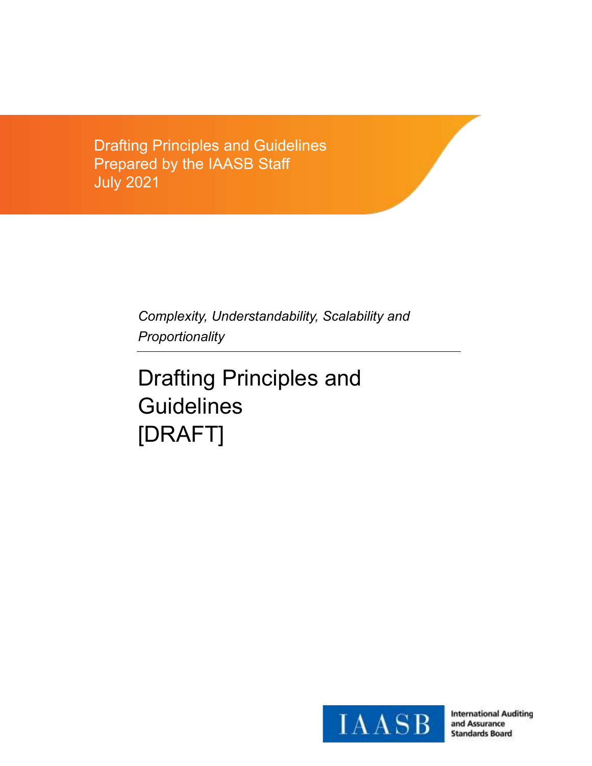Drafting Principles and Guidelines
Prepared by the IAASB Staff
July 2021

*Complexity, Understandability, Scalability and Proportionality*

# Drafting Principles and Guidelines [DRAFT]

International Auditing and Assurance Standards Board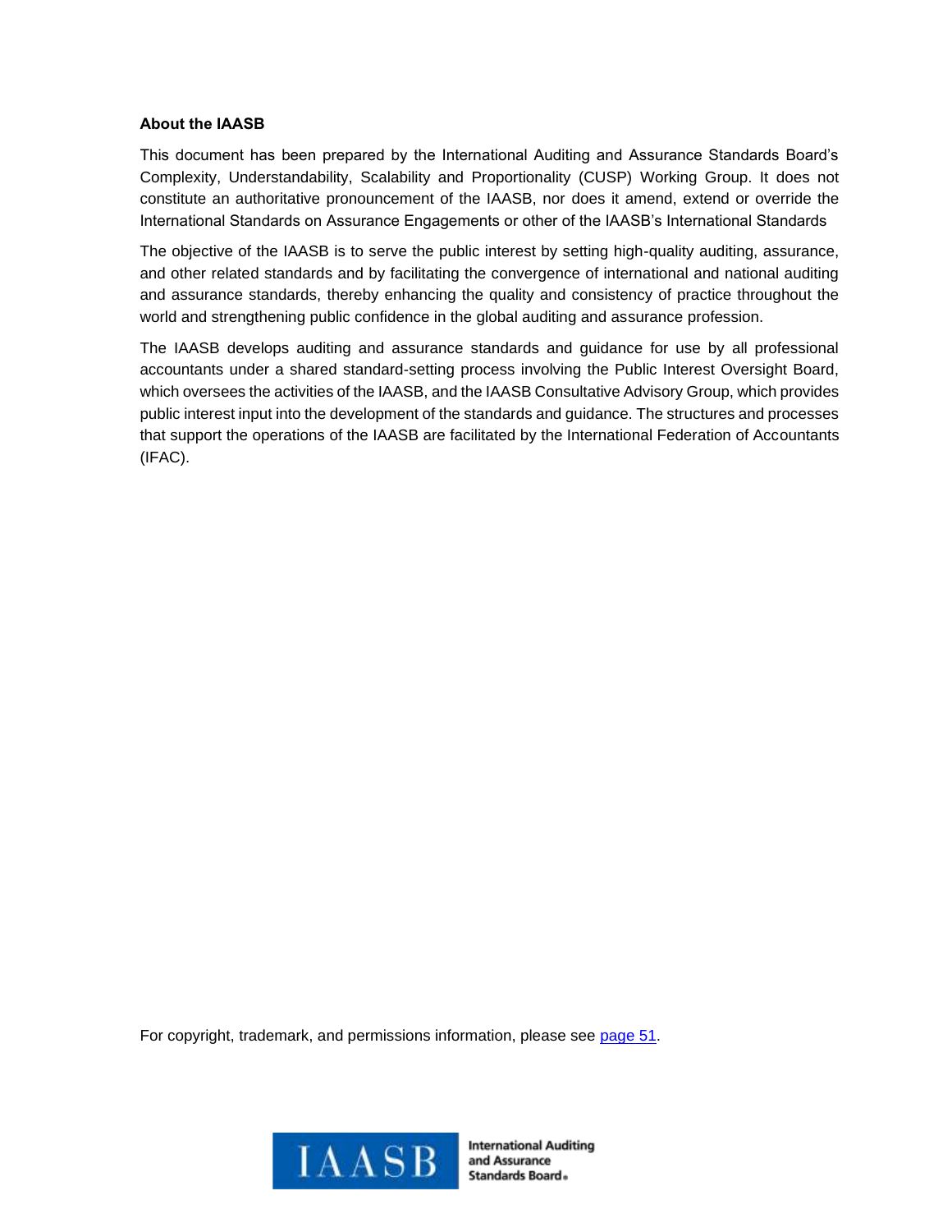**About the IAASB**

This document has been prepared by the International Auditing and Assurance Standards Board's Complexity, Understandability, Scalability and Proportionality (CUSP) Working Group. It does not constitute an authoritative pronouncement of the IAASB, nor does it amend, extend or override the International Standards on Assurance Engagements or other of the IAASB's International Standards

The objective of the IAASB is to serve the public interest by setting high-quality auditing, assurance, and other related standards and by facilitating the convergence of international and national auditing and assurance standards, thereby enhancing the quality and consistency of practice throughout the world and strengthening public confidence in the global auditing and assurance profession.

The IAASB develops auditing and assurance standards and guidance for use by all professional accountants under a shared standard-setting process involving the Public Interest Oversight Board, which oversees the activities of the IAASB, and the IAASB Consultative Advisory Group, which provides public interest input into the development of the standards and guidance. The structures and processes that support the operations of the IAASB are facilitated by the International Federation of Accountants (IFAC).

For copyright, trademark, and permissions information, please see page 51.

IAASB International Auditing and Assurance Standards Board®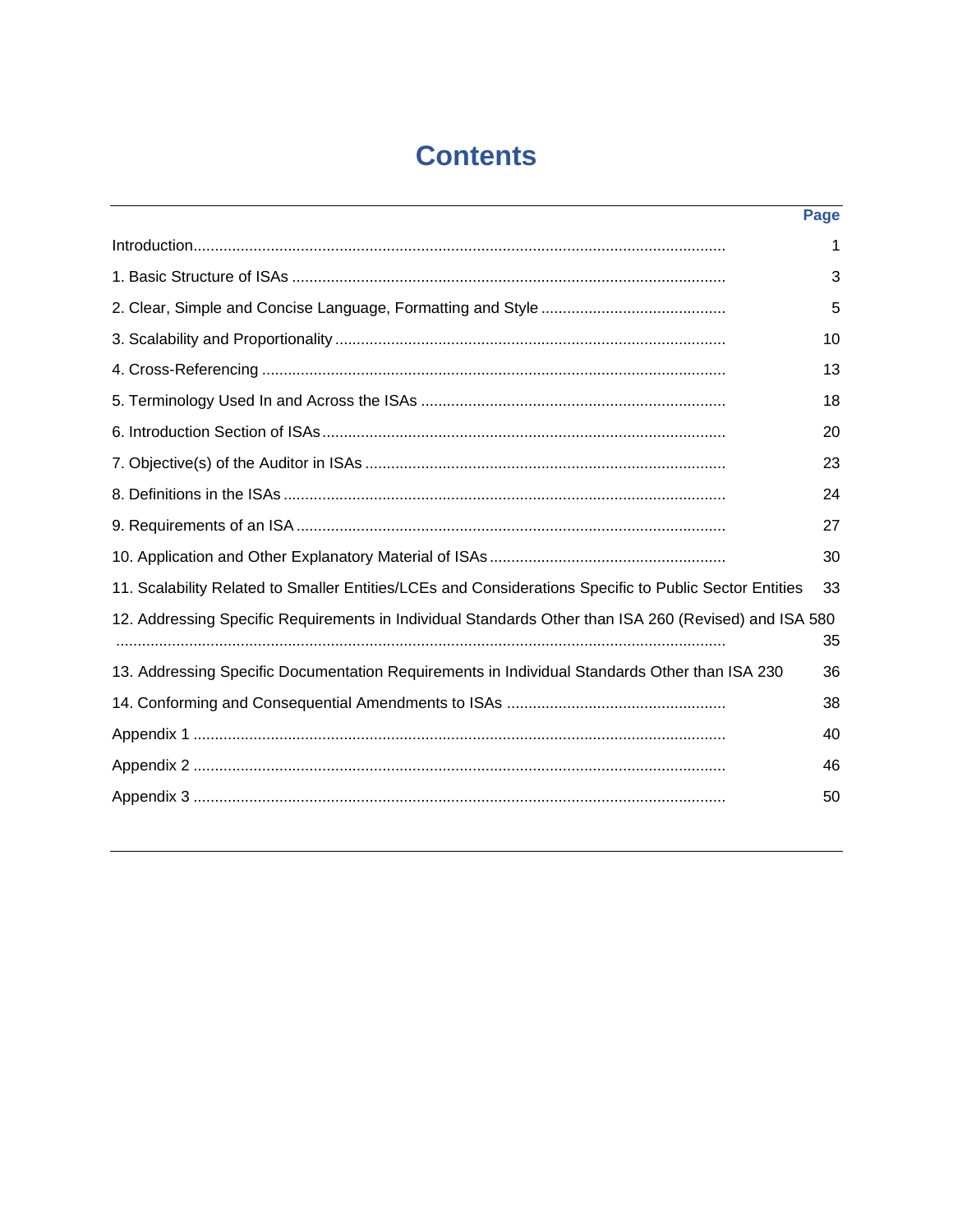# Contents

| | Page |
|---|---|
| Introduction | 1 |
| 1. Basic Structure of ISAs | 3 |
| 2. Clear, Simple and Concise Language, Formatting and Style | 5 |
| 3. Scalability and Proportionality | 10 |
| 4. Cross-Referencing | 13 |
| 5. Terminology Used In and Across the ISAs | 18 |
| 6. Introduction Section of ISAs | 20 |
| 7. Objective(s) of the Auditor in ISAs | 23 |
| 8. Definitions in the ISAs | 24 |
| 9. Requirements of an ISA | 27 |
| 10. Application and Other Explanatory Material of ISAs | 30 |
| 11. Scalability Related to Smaller Entities/LCEs and Considerations Specific to Public Sector Entities | 33 |
| 12. Addressing Specific Requirements in Individual Standards Other than ISA 260 (Revised) and ISA 580 | 35 |
| 13. Addressing Specific Documentation Requirements in Individual Standards Other than ISA 230 | 36 |
| 14. Conforming and Consequential Amendments to ISAs | 38 |
| Appendix 1 | 40 |
| Appendix 2 | 46 |
| Appendix 3 | 50 |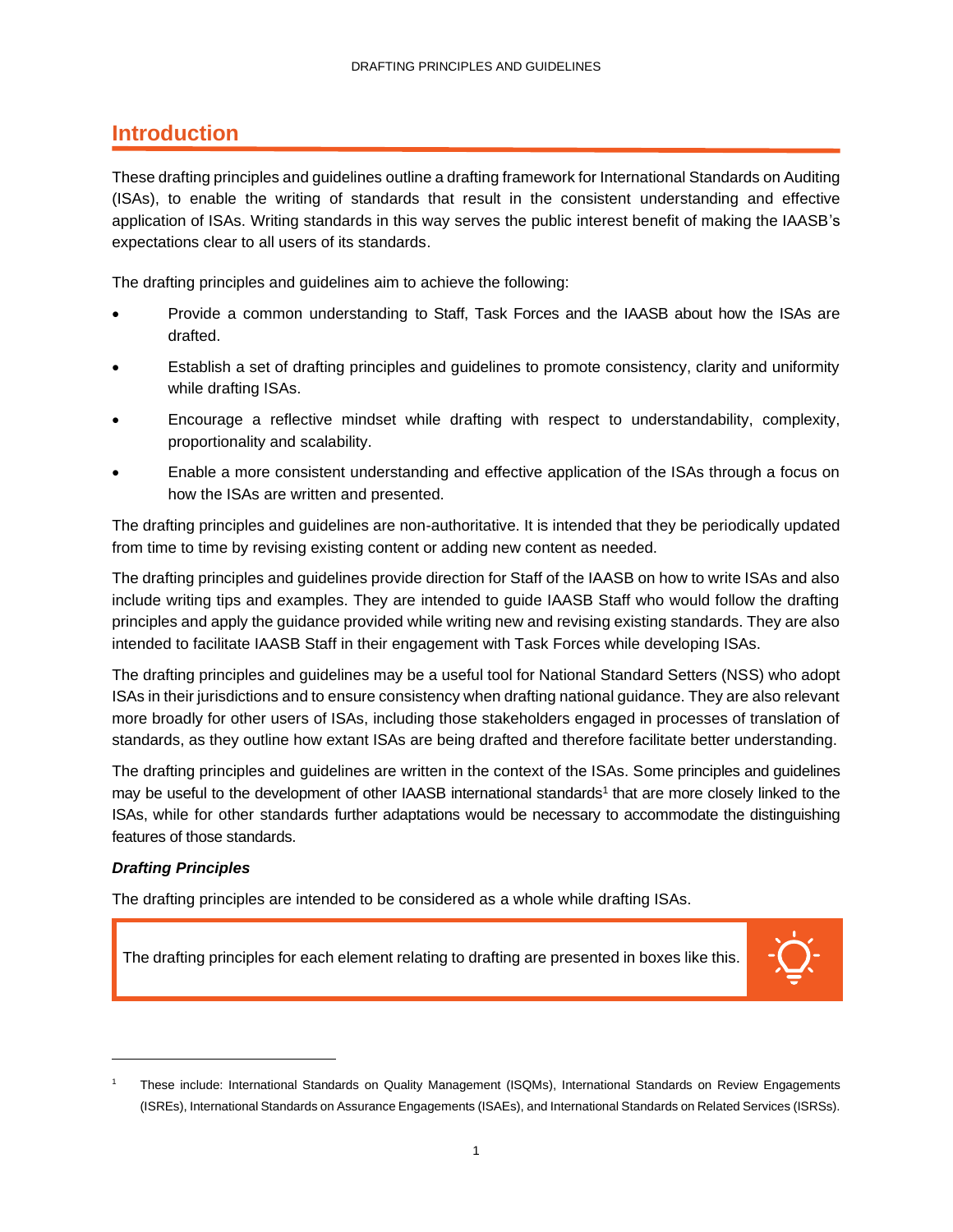# Introduction

These drafting principles and guidelines outline a drafting framework for International Standards on Auditing (ISAs), to enable the writing of standards that result in the consistent understanding and effective application of ISAs. Writing standards in this way serves the public interest benefit of making the IAASB's expectations clear to all users of its standards.

The drafting principles and guidelines aim to achieve the following:

- Provide a common understanding to Staff, Task Forces and the IAASB about how the ISAs are drafted.
- Establish a set of drafting principles and guidelines to promote consistency, clarity and uniformity while drafting ISAs.
- Encourage a reflective mindset while drafting with respect to understandability, complexity, proportionality and scalability.
- Enable a more consistent understanding and effective application of the ISAs through a focus on how the ISAs are written and presented.

The drafting principles and guidelines are non-authoritative. It is intended that they be periodically updated from time to time by revising existing content or adding new content as needed.

The drafting principles and guidelines provide direction for Staff of the IAASB on how to write ISAs and also include writing tips and examples. They are intended to guide IAASB Staff who would follow the drafting principles and apply the guidance provided while writing new and revising existing standards. They are also intended to facilitate IAASB Staff in their engagement with Task Forces while developing ISAs.

The drafting principles and guidelines may be a useful tool for National Standard Setters (NSS) who adopt ISAs in their jurisdictions and to ensure consistency when drafting national guidance. They are also relevant more broadly for other users of ISAs, including those stakeholders engaged in processes of translation of standards, as they outline how extant ISAs are being drafted and therefore facilitate better understanding.

The drafting principles and guidelines are written in the context of the ISAs. Some principles and guidelines may be useful to the development of other IAASB international standards[1] that are more closely linked to the ISAs, while for other standards further adaptations would be necessary to accommodate the distinguishing features of those standards.

***Drafting Principles***

The drafting principles are intended to be considered as a whole while drafting ISAs.

> The drafting principles for each element relating to drafting are presented in boxes like this.

---

[1] These include: International Standards on Quality Management (ISQMs), International Standards on Review Engagements (ISREs), International Standards on Assurance Engagements (ISAEs), and International Standards on Related Services (ISRSs).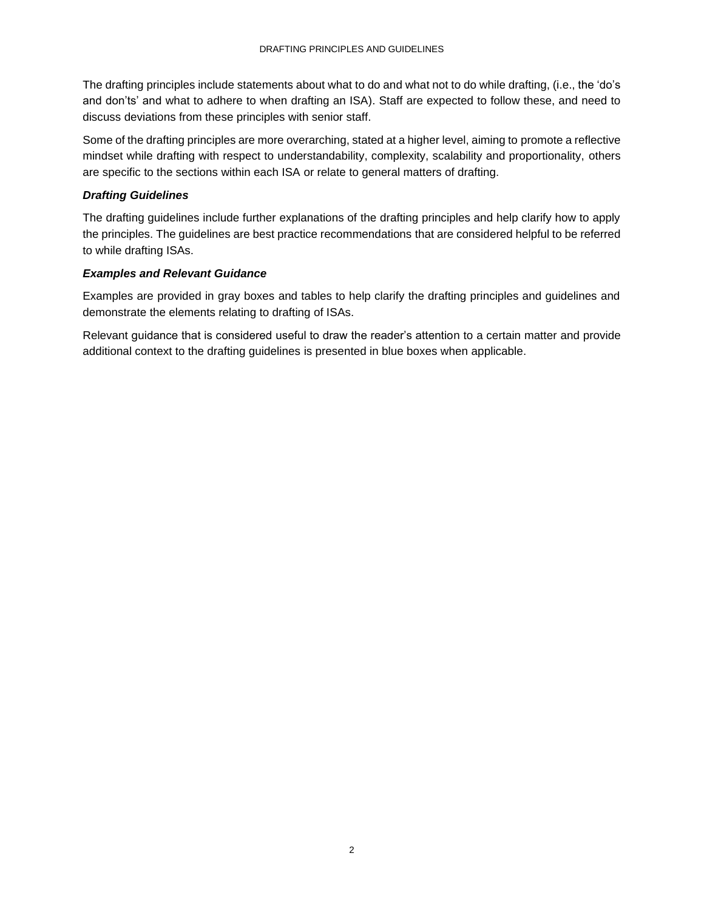The drafting principles include statements about what to do and what not to do while drafting, (i.e., the 'do's and don'ts' and what to adhere to when drafting an ISA). Staff are expected to follow these, and need to discuss deviations from these principles with senior staff.

Some of the drafting principles are more overarching, stated at a higher level, aiming to promote a reflective mindset while drafting with respect to understandability, complexity, scalability and proportionality, others are specific to the sections within each ISA or relate to general matters of drafting.

### ***Drafting Guidelines***

The drafting guidelines include further explanations of the drafting principles and help clarify how to apply the principles. The guidelines are best practice recommendations that are considered helpful to be referred to while drafting ISAs.

### ***Examples and Relevant Guidance***

Examples are provided in gray boxes and tables to help clarify the drafting principles and guidelines and demonstrate the elements relating to drafting of ISAs.

Relevant guidance that is considered useful to draw the reader's attention to a certain matter and provide additional context to the drafting guidelines is presented in blue boxes when applicable.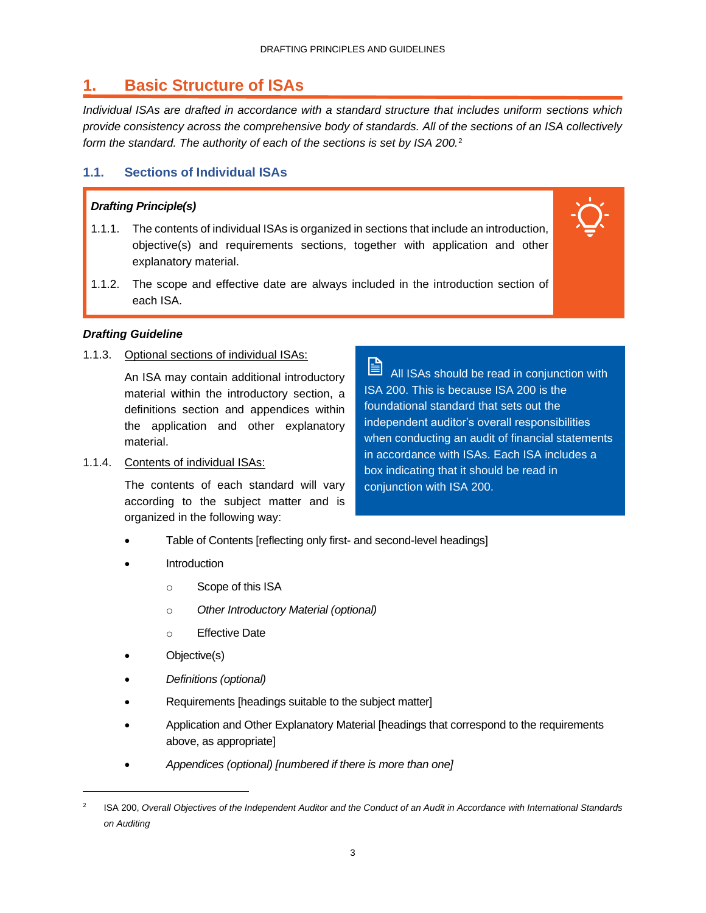# 1. Basic Structure of ISAs

*Individual ISAs are drafted in accordance with a standard structure that includes uniform sections which provide consistency across the comprehensive body of standards. All of the sections of an ISA collectively form the standard. The authority of each of the sections is set by ISA 200.*[2]

## 1.1. Sections of Individual ISAs

***Drafting Principle(s)***

1.1.1. The contents of individual ISAs is organized in sections that include an introduction, objective(s) and requirements sections, together with application and other explanatory material.

1.1.2. The scope and effective date are always included in the introduction section of each ISA.

***Drafting Guideline***

1.1.3. Optional sections of individual ISAs:

An ISA may contain additional introductory material within the introductory section, a definitions section and appendices within the application and other explanatory material.

1.1.4. Contents of individual ISAs:

The contents of each standard will vary according to the subject matter and is organized in the following way:

- Table of Contents [reflecting only first- and second-level headings]
- Introduction
  - Scope of this ISA
  - *Other Introductory Material (optional)*
  - Effective Date
- Objective(s)
- *Definitions (optional)*
- Requirements [headings suitable to the subject matter]
- Application and Other Explanatory Material [headings that correspond to the requirements above, as appropriate]
- *Appendices (optional) [numbered if there is more than one]*

> All ISAs should be read in conjunction with ISA 200. This is because ISA 200 is the foundational standard that sets out the independent auditor's overall responsibilities when conducting an audit of financial statements in accordance with ISAs. Each ISA includes a box indicating that it should be read in conjunction with ISA 200.

---

[2] ISA 200, *Overall Objectives of the Independent Auditor and the Conduct of an Audit in Accordance with International Standards on Auditing*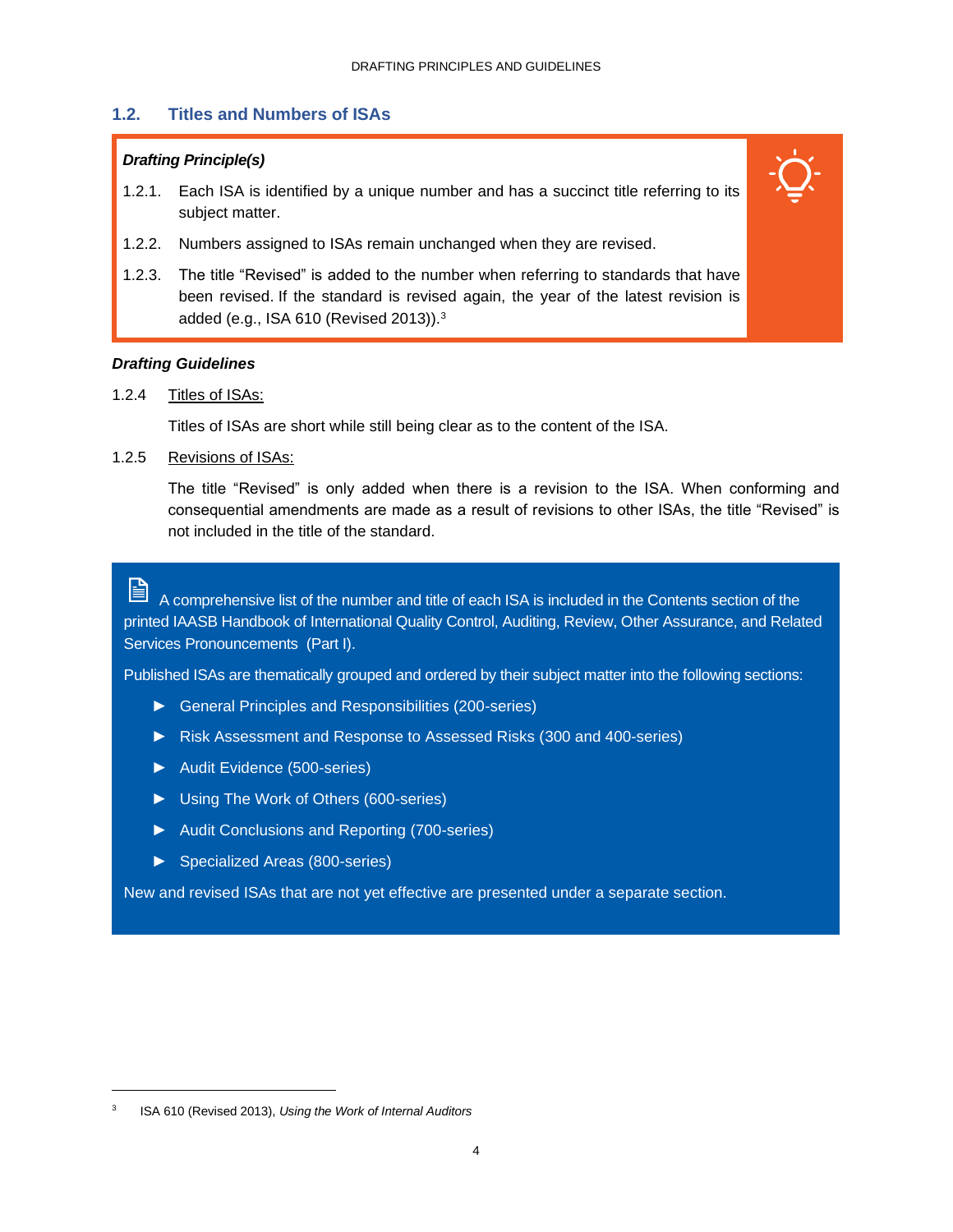## 1.2. Titles and Numbers of ISAs

***Drafting Principle(s)***

1.2.1. Each ISA is identified by a unique number and has a succinct title referring to its subject matter.

1.2.2. Numbers assigned to ISAs remain unchanged when they are revised.

1.2.3. The title "Revised" is added to the number when referring to standards that have been revised. If the standard is revised again, the year of the latest revision is added (e.g., ISA 610 (Revised 2013)).[3]

***Drafting Guidelines***

1.2.4 Titles of ISAs:

Titles of ISAs are short while still being clear as to the content of the ISA.

1.2.5 Revisions of ISAs:

The title "Revised" is only added when there is a revision to the ISA. When conforming and consequential amendments are made as a result of revisions to other ISAs, the title "Revised" is not included in the title of the standard.

A comprehensive list of the number and title of each ISA is included in the Contents section of the printed IAASB Handbook of International Quality Control, Auditing, Review, Other Assurance, and Related Services Pronouncements (Part I).

Published ISAs are thematically grouped and ordered by their subject matter into the following sections:

- General Principles and Responsibilities (200-series)
- Risk Assessment and Response to Assessed Risks (300 and 400-series)
- Audit Evidence (500-series)
- Using The Work of Others (600-series)
- Audit Conclusions and Reporting (700-series)
- Specialized Areas (800-series)

New and revised ISAs that are not yet effective are presented under a separate section.

---

[3] ISA 610 (Revised 2013), *Using the Work of Internal Auditors*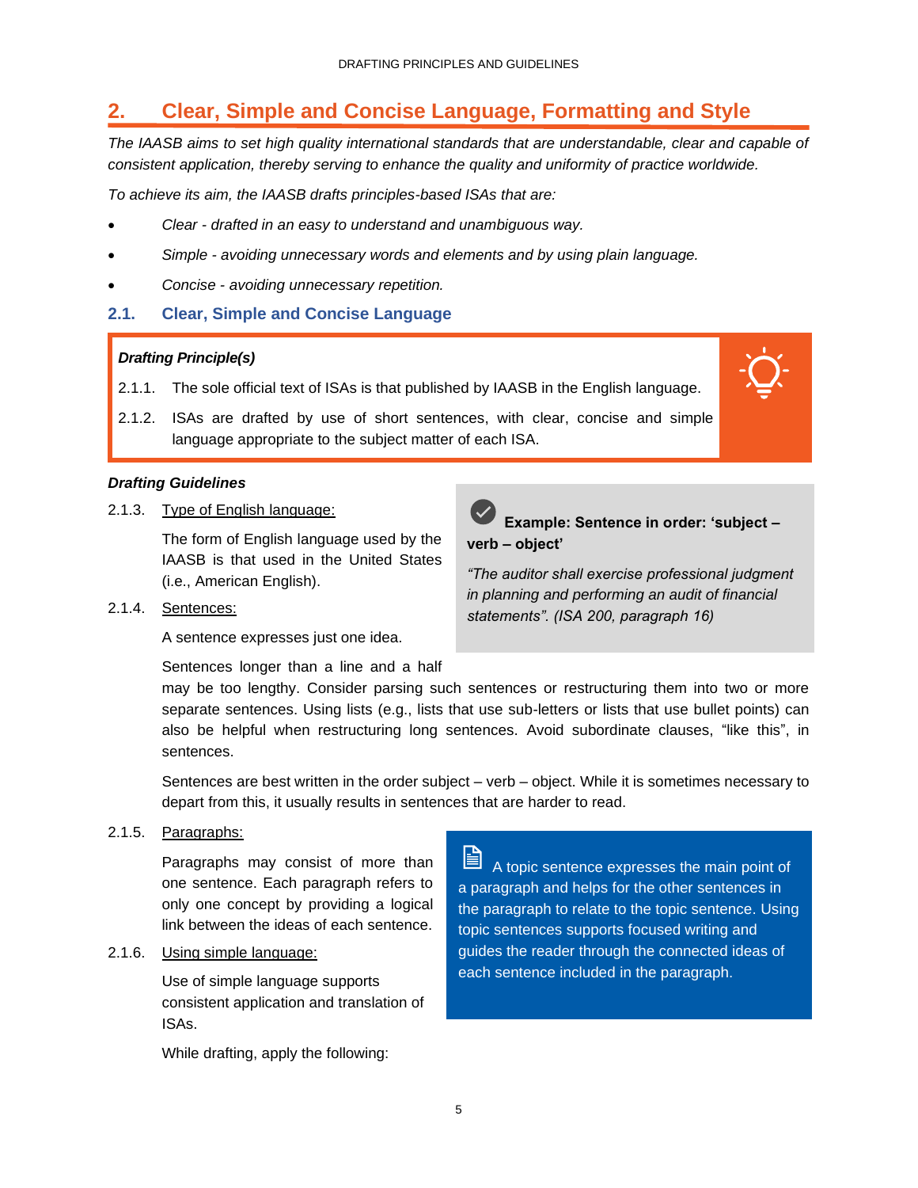## 2. Clear, Simple and Concise Language, Formatting and Style

*The IAASB aims to set high quality international standards that are understandable, clear and capable of consistent application, thereby serving to enhance the quality and uniformity of practice worldwide.*

*To achieve its aim, the IAASB drafts principles-based ISAs that are:*

- *Clear - drafted in an easy to understand and unambiguous way.*
- *Simple - avoiding unnecessary words and elements and by using plain language.*
- *Concise - avoiding unnecessary repetition.*

### 2.1. Clear, Simple and Concise Language

***Drafting Principle(s)***

2.1.1. The sole official text of ISAs is that published by IAASB in the English language.

2.1.2. ISAs are drafted by use of short sentences, with clear, concise and simple language appropriate to the subject matter of each ISA.

***Drafting Guidelines***

2.1.3. Type of English language:

The form of English language used by the IAASB is that used in the United States (i.e., American English).

2.1.4. Sentences:

A sentence expresses just one idea.

Sentences longer than a line and a half may be too lengthy. Consider parsing such sentences or restructuring them into two or more separate sentences. Using lists (e.g., lists that use sub-letters or lists that use bullet points) can also be helpful when restructuring long sentences. Avoid subordinate clauses, "like this", in sentences.

Sentences are best written in the order subject – verb – object. While it is sometimes necessary to depart from this, it usually results in sentences that are harder to read.

**Example: Sentence in order: 'subject – verb – object'**

*"The auditor shall exercise professional judgment in planning and performing an audit of financial statements". (ISA 200, paragraph 16)*

2.1.5. Paragraphs:

Paragraphs may consist of more than one sentence. Each paragraph refers to only one concept by providing a logical link between the ideas of each sentence.

A topic sentence expresses the main point of a paragraph and helps for the other sentences in the paragraph to relate to the topic sentence. Using topic sentences supports focused writing and guides the reader through the connected ideas of each sentence included in the paragraph.

2.1.6. Using simple language:

Use of simple language supports consistent application and translation of ISAs.

While drafting, apply the following: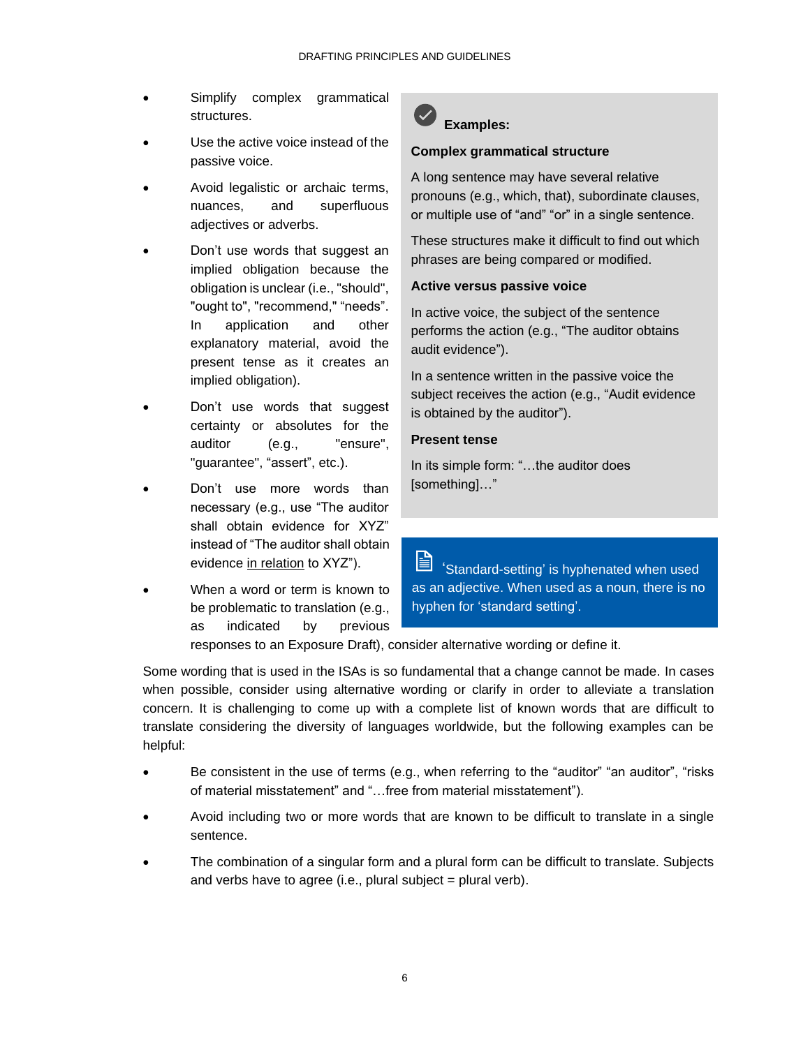- Simplify complex grammatical structures.
- Use the active voice instead of the passive voice.
- Avoid legalistic or archaic terms, nuances, and superfluous adjectives or adverbs.
- Don't use words that suggest an implied obligation because the obligation is unclear (i.e., "should", "ought to", "recommend," "needs". In application and other explanatory material, avoid the present tense as it creates an implied obligation).
- Don't use words that suggest certainty or absolutes for the auditor (e.g., "ensure", "guarantee", "assert", etc.).
- Don't use more words than necessary (e.g., use "The auditor shall obtain evidence for XYZ" instead of "The auditor shall obtain evidence <u>in relation</u> to XYZ").
- When a word or term is known to be problematic to translation (e.g., as indicated by previous responses to an Exposure Draft), consider alternative wording or define it.

> **Examples:**
>
> **Complex grammatical structure**
>
> A long sentence may have several relative pronouns (e.g., which, that), subordinate clauses, or multiple use of "and" "or" in a single sentence.
>
> These structures make it difficult to find out which phrases are being compared or modified.
>
> **Active versus passive voice**
>
> In active voice, the subject of the sentence performs the action (e.g., "The auditor obtains audit evidence").
>
> In a sentence written in the passive voice the subject receives the action (e.g., "Audit evidence is obtained by the auditor").
>
> **Present tense**
>
> In its simple form: "…the auditor does [something]…"

> 'Standard-setting' is hyphenated when used as an adjective. When used as a noun, there is no hyphen for 'standard setting'.

Some wording that is used in the ISAs is so fundamental that a change cannot be made. In cases when possible, consider using alternative wording or clarify in order to alleviate a translation concern. It is challenging to come up with a complete list of known words that are difficult to translate considering the diversity of languages worldwide, but the following examples can be helpful:

- Be consistent in the use of terms (e.g., when referring to the "auditor" "an auditor", "risks of material misstatement" and "…free from material misstatement").
- Avoid including two or more words that are known to be difficult to translate in a single sentence.
- The combination of a singular form and a plural form can be difficult to translate. Subjects and verbs have to agree (i.e., plural subject = plural verb).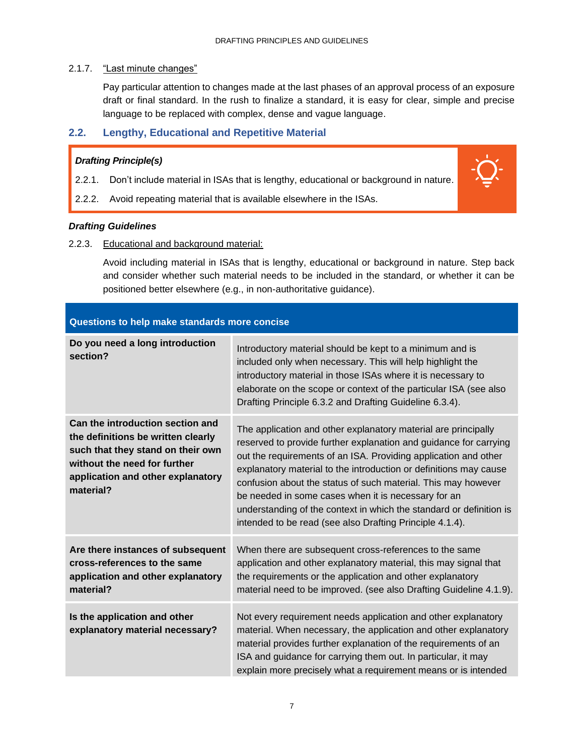2.1.7. "Last minute changes"

Pay particular attention to changes made at the last phases of an approval process of an exposure draft or final standard. In the rush to finalize a standard, it is easy for clear, simple and precise language to be replaced with complex, dense and vague language.

## 2.2. Lengthy, Educational and Repetitive Material

***Drafting Principle(s)***

2.2.1. Don't include material in ISAs that is lengthy, educational or background in nature.

2.2.2. Avoid repeating material that is available elsewhere in the ISAs.

***Drafting Guidelines***

2.2.3. Educational and background material:

Avoid including material in ISAs that is lengthy, educational or background in nature. Step back and consider whether such material needs to be included in the standard, or whether it can be positioned better elsewhere (e.g., in non-authoritative guidance).

| Questions to help make standards more concise | |
|---|---|
| **Do you need a long introduction section?** | Introductory material should be kept to a minimum and is included only when necessary. This will help highlight the introductory material in those ISAs where it is necessary to elaborate on the scope or context of the particular ISA (see also Drafting Principle 6.3.2 and Drafting Guideline 6.3.4). |
| **Can the introduction section and the definitions be written clearly such that they stand on their own without the need for further application and other explanatory material?** | The application and other explanatory material are principally reserved to provide further explanation and guidance for carrying out the requirements of an ISA. Providing application and other explanatory material to the introduction or definitions may cause confusion about the status of such material. This may however be needed in some cases when it is necessary for an understanding of the context in which the standard or definition is intended to be read (see also Drafting Principle 4.1.4). |
| **Are there instances of subsequent cross-references to the same application and other explanatory material?** | When there are subsequent cross-references to the same application and other explanatory material, this may signal that the requirements or the application and other explanatory material need to be improved. (see also Drafting Guideline 4.1.9). |
| **Is the application and other explanatory material necessary?** | Not every requirement needs application and other explanatory material. When necessary, the application and other explanatory material provides further explanation of the requirements of an ISA and guidance for carrying them out. In particular, it may explain more precisely what a requirement means or is intended |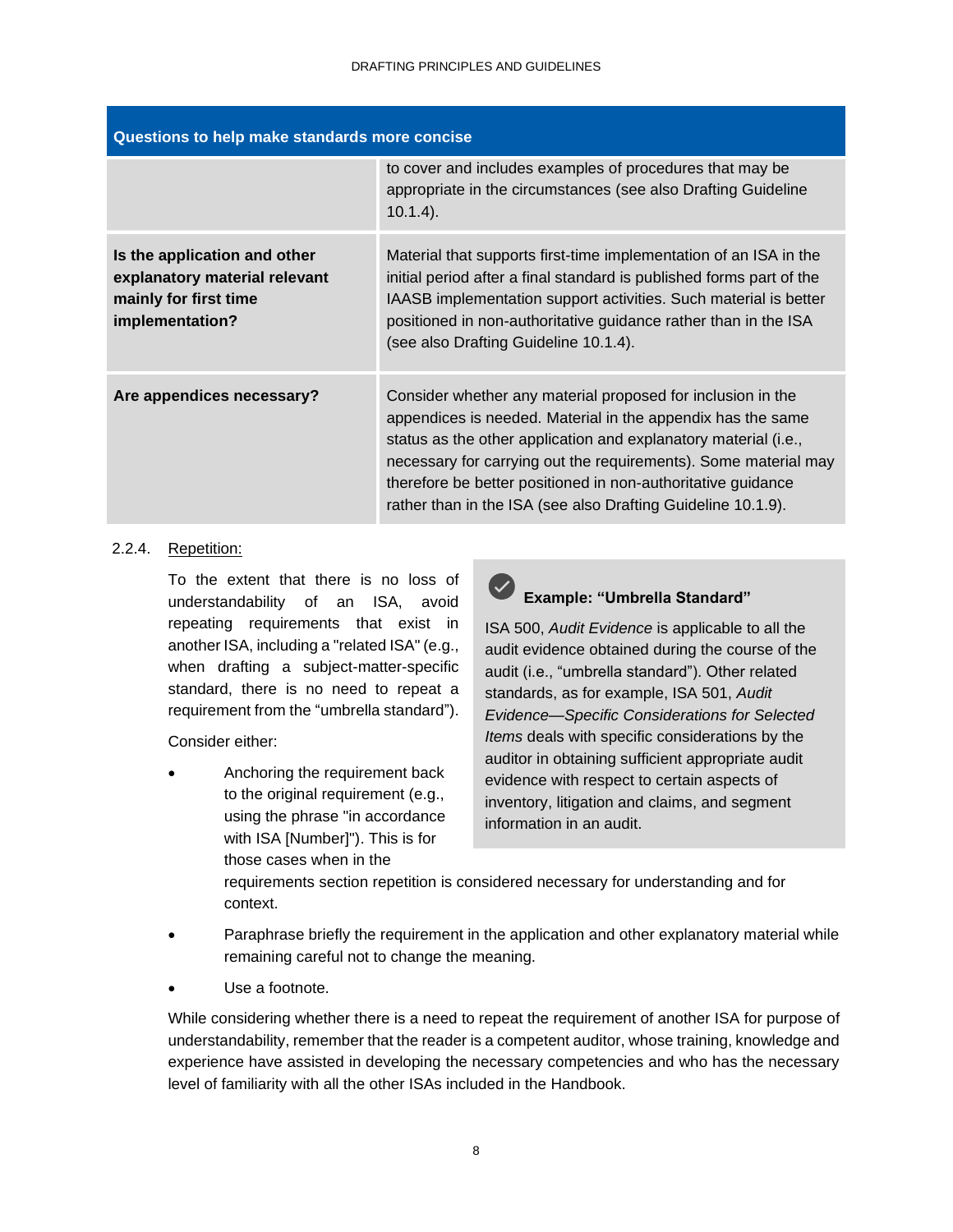| Questions to help make standards more concise | |
|---|---|
| | to cover and includes examples of procedures that may be appropriate in the circumstances (see also Drafting Guideline 10.1.4). |
| **Is the application and other explanatory material relevant mainly for first time implementation?** | Material that supports first-time implementation of an ISA in the initial period after a final standard is published forms part of the IAASB implementation support activities. Such material is better positioned in non-authoritative guidance rather than in the ISA (see also Drafting Guideline 10.1.4). |
| **Are appendices necessary?** | Consider whether any material proposed for inclusion in the appendices is needed. Material in the appendix has the same status as the other application and explanatory material (i.e., necessary for carrying out the requirements). Some material may therefore be better positioned in non-authoritative guidance rather than in the ISA (see also Drafting Guideline 10.1.9). |

2.2.4. Repetition:

To the extent that there is no loss of understandability of an ISA, avoid repeating requirements that exist in another ISA, including a "related ISA" (e.g., when drafting a subject-matter-specific standard, there is no need to repeat a requirement from the "umbrella standard").

> **Example: "Umbrella Standard"**
>
> ISA 500, *Audit Evidence* is applicable to all the audit evidence obtained during the course of the audit (i.e., "umbrella standard"). Other related standards, as for example, ISA 501, *Audit Evidence—Specific Considerations for Selected Items* deals with specific considerations by the auditor in obtaining sufficient appropriate audit evidence with respect to certain aspects of inventory, litigation and claims, and segment information in an audit.

Consider either:

- Anchoring the requirement back to the original requirement (e.g., using the phrase "in accordance with ISA [Number]"). This is for those cases when in the requirements section repetition is considered necessary for understanding and for context.
- Paraphrase briefly the requirement in the application and other explanatory material while remaining careful not to change the meaning.
- Use a footnote.

While considering whether there is a need to repeat the requirement of another ISA for purpose of understandability, remember that the reader is a competent auditor, whose training, knowledge and experience have assisted in developing the necessary competencies and who has the necessary level of familiarity with all the other ISAs included in the Handbook.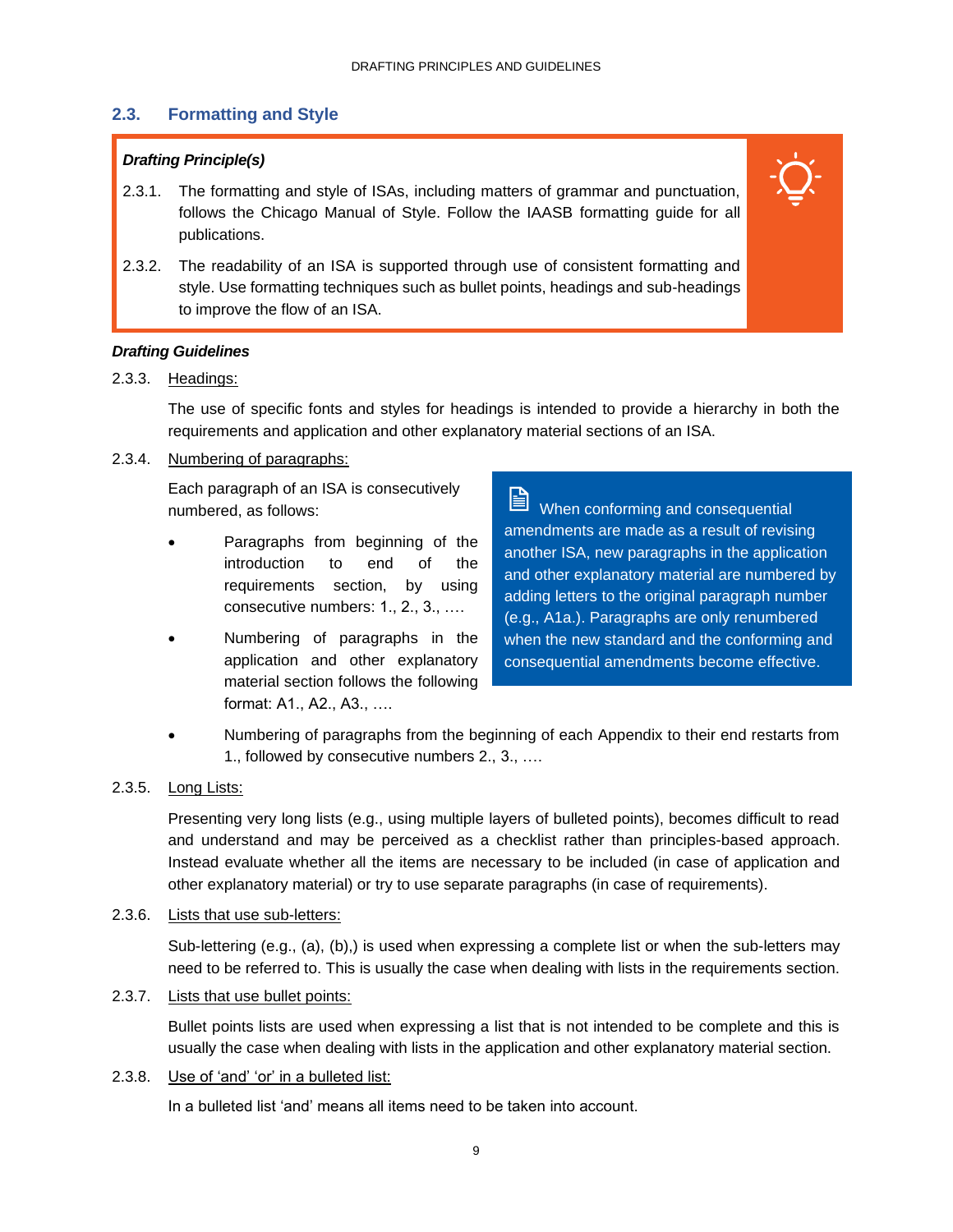## 2.3. Formatting and Style

> ***Drafting Principle(s)***
>
> 2.3.1. The formatting and style of ISAs, including matters of grammar and punctuation, follows the Chicago Manual of Style. Follow the IAASB formatting guide for all publications.
>
> 2.3.2. The readability of an ISA is supported through use of consistent formatting and style. Use formatting techniques such as bullet points, headings and sub-headings to improve the flow of an ISA.

***Drafting Guidelines***

2.3.3. Headings:

The use of specific fonts and styles for headings is intended to provide a hierarchy in both the requirements and application and other explanatory material sections of an ISA.

2.3.4. Numbering of paragraphs:

Each paragraph of an ISA is consecutively numbered, as follows:

- Paragraphs from beginning of the introduction to end of the requirements section, by using consecutive numbers: 1., 2., 3., ….
- Numbering of paragraphs in the application and other explanatory material section follows the following format: A1., A2., A3., ….
- Numbering of paragraphs from the beginning of each Appendix to their end restarts from 1., followed by consecutive numbers 2., 3., ….

> When conforming and consequential amendments are made as a result of revising another ISA, new paragraphs in the application and other explanatory material are numbered by adding letters to the original paragraph number (e.g., A1a.). Paragraphs are only renumbered when the new standard and the conforming and consequential amendments become effective.

2.3.5. Long Lists:

Presenting very long lists (e.g., using multiple layers of bulleted points), becomes difficult to read and understand and may be perceived as a checklist rather than principles-based approach. Instead evaluate whether all the items are necessary to be included (in case of application and other explanatory material) or try to use separate paragraphs (in case of requirements).

2.3.6. Lists that use sub-letters:

Sub-lettering (e.g., (a), (b),) is used when expressing a complete list or when the sub-letters may need to be referred to. This is usually the case when dealing with lists in the requirements section.

2.3.7. Lists that use bullet points:

Bullet points lists are used when expressing a list that is not intended to be complete and this is usually the case when dealing with lists in the application and other explanatory material section.

2.3.8. Use of 'and' 'or' in a bulleted list:

In a bulleted list 'and' means all items need to be taken into account.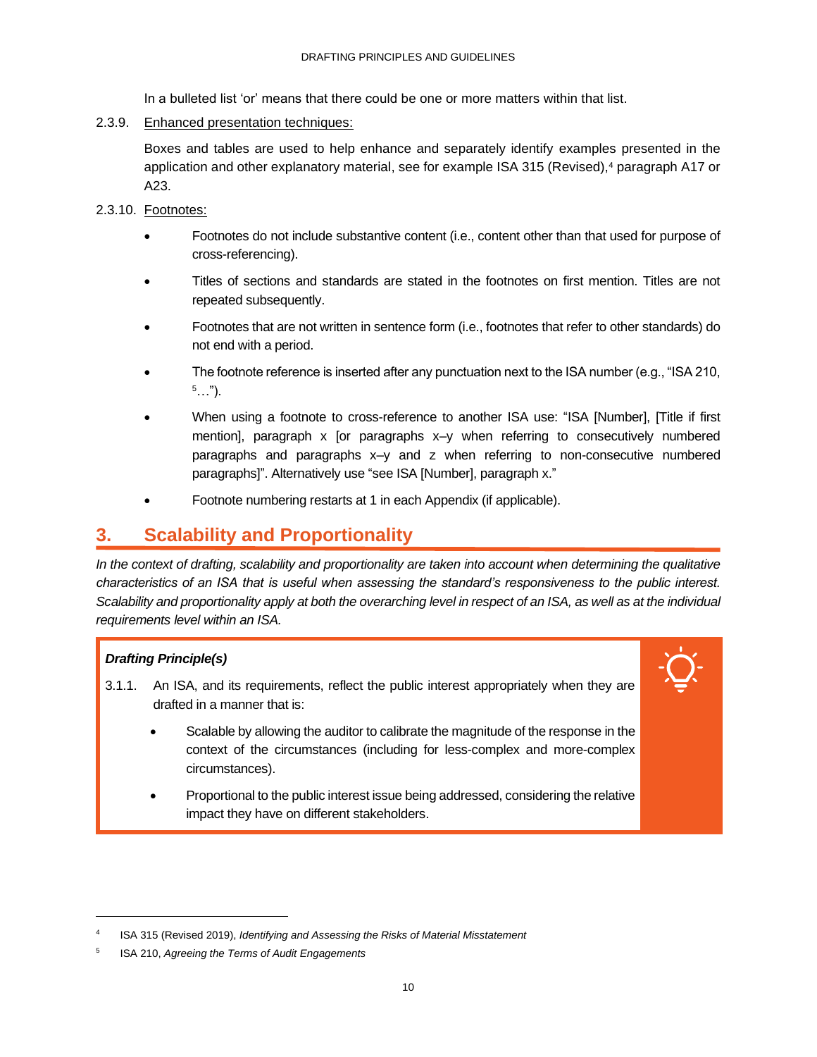In a bulleted list 'or' means that there could be one or more matters within that list.

2.3.9. Enhanced presentation techniques:

Boxes and tables are used to help enhance and separately identify examples presented in the application and other explanatory material, see for example ISA 315 (Revised),[4] paragraph A17 or A23.

2.3.10. Footnotes:

- Footnotes do not include substantive content (i.e., content other than that used for purpose of cross-referencing).
- Titles of sections and standards are stated in the footnotes on first mention. Titles are not repeated subsequently.
- Footnotes that are not written in sentence form (i.e., footnotes that refer to other standards) do not end with a period.
- The footnote reference is inserted after any punctuation next to the ISA number (e.g., "ISA 210, [5]…").
- When using a footnote to cross-reference to another ISA use: "ISA [Number], [Title if first mention], paragraph x [or paragraphs x–y when referring to consecutively numbered paragraphs and paragraphs x–y and z when referring to non-consecutive numbered paragraphs]". Alternatively use "see ISA [Number], paragraph x."
- Footnote numbering restarts at 1 in each Appendix (if applicable).

## 3. Scalability and Proportionality

*In the context of drafting, scalability and proportionality are taken into account when determining the qualitative characteristics of an ISA that is useful when assessing the standard's responsiveness to the public interest. Scalability and proportionality apply at both the overarching level in respect of an ISA, as well as at the individual requirements level within an ISA.*

> ***Drafting Principle(s)***
>
> 3.1.1. An ISA, and its requirements, reflect the public interest appropriately when they are drafted in a manner that is:
>
> - Scalable by allowing the auditor to calibrate the magnitude of the response in the context of the circumstances (including for less-complex and more-complex circumstances).
> - Proportional to the public interest issue being addressed, considering the relative impact they have on different stakeholders.

---

[4] ISA 315 (Revised 2019), *Identifying and Assessing the Risks of Material Misstatement*

[5] ISA 210, *Agreeing the Terms of Audit Engagements*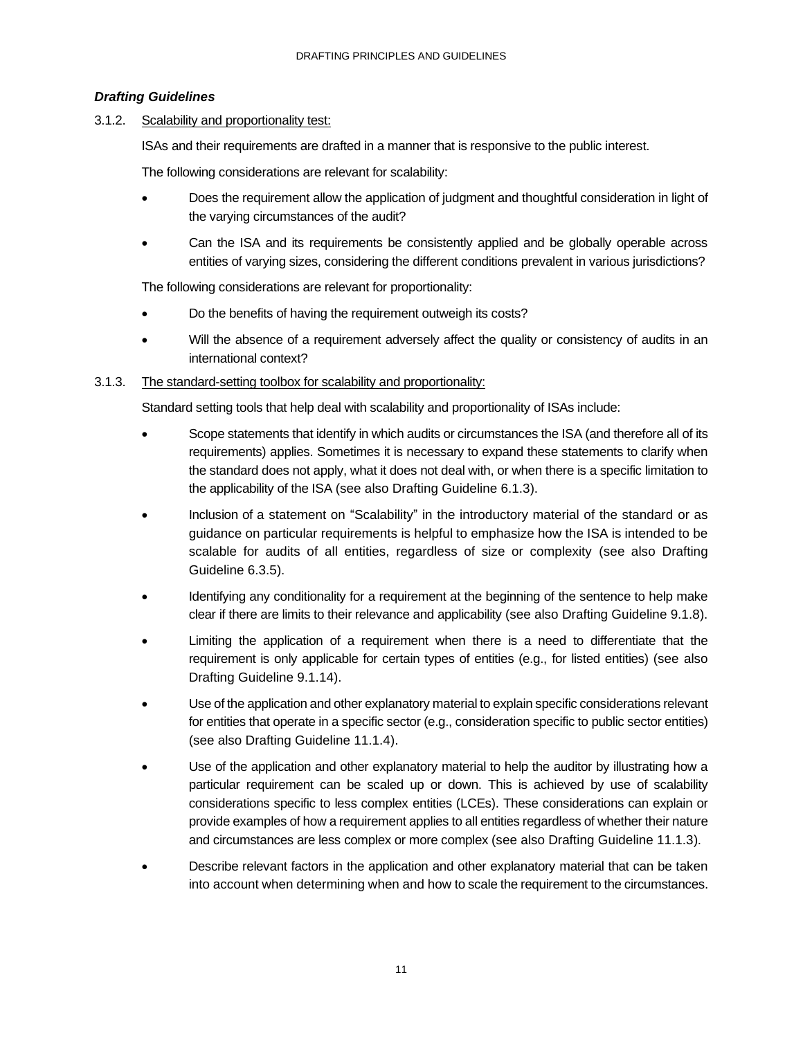### *Drafting Guidelines*

3.1.2. Scalability and proportionality test:

ISAs and their requirements are drafted in a manner that is responsive to the public interest.

The following considerations are relevant for scalability:

- Does the requirement allow the application of judgment and thoughtful consideration in light of the varying circumstances of the audit?
- Can the ISA and its requirements be consistently applied and be globally operable across entities of varying sizes, considering the different conditions prevalent in various jurisdictions?

The following considerations are relevant for proportionality:

- Do the benefits of having the requirement outweigh its costs?
- Will the absence of a requirement adversely affect the quality or consistency of audits in an international context?

3.1.3. The standard-setting toolbox for scalability and proportionality:

Standard setting tools that help deal with scalability and proportionality of ISAs include:

- Scope statements that identify in which audits or circumstances the ISA (and therefore all of its requirements) applies. Sometimes it is necessary to expand these statements to clarify when the standard does not apply, what it does not deal with, or when there is a specific limitation to the applicability of the ISA (see also Drafting Guideline 6.1.3).
- Inclusion of a statement on "Scalability" in the introductory material of the standard or as guidance on particular requirements is helpful to emphasize how the ISA is intended to be scalable for audits of all entities, regardless of size or complexity (see also Drafting Guideline 6.3.5).
- Identifying any conditionality for a requirement at the beginning of the sentence to help make clear if there are limits to their relevance and applicability (see also Drafting Guideline 9.1.8).
- Limiting the application of a requirement when there is a need to differentiate that the requirement is only applicable for certain types of entities (e.g., for listed entities) (see also Drafting Guideline 9.1.14).
- Use of the application and other explanatory material to explain specific considerations relevant for entities that operate in a specific sector (e.g., consideration specific to public sector entities) (see also Drafting Guideline 11.1.4).
- Use of the application and other explanatory material to help the auditor by illustrating how a particular requirement can be scaled up or down. This is achieved by use of scalability considerations specific to less complex entities (LCEs). These considerations can explain or provide examples of how a requirement applies to all entities regardless of whether their nature and circumstances are less complex or more complex (see also Drafting Guideline 11.1.3).
- Describe relevant factors in the application and other explanatory material that can be taken into account when determining when and how to scale the requirement to the circumstances.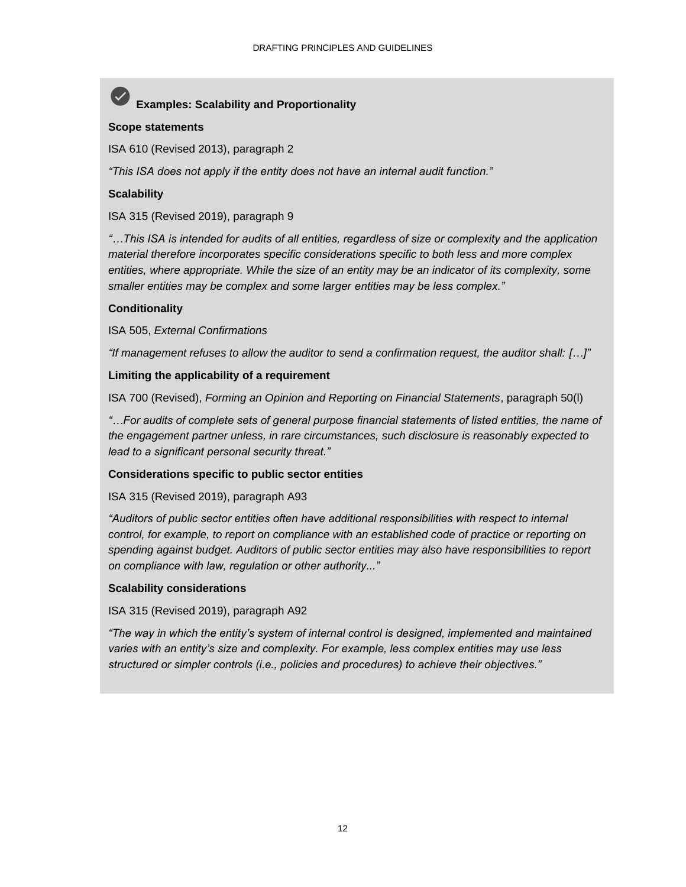### Examples: Scalability and Proportionality

**Scope statements**

ISA 610 (Revised 2013), paragraph 2

*"This ISA does not apply if the entity does not have an internal audit function."*

**Scalability**

ISA 315 (Revised 2019), paragraph 9

*"…This ISA is intended for audits of all entities, regardless of size or complexity and the application material therefore incorporates specific considerations specific to both less and more complex entities, where appropriate. While the size of an entity may be an indicator of its complexity, some smaller entities may be complex and some larger entities may be less complex."*

**Conditionality**

ISA 505, *External Confirmations*

*"If management refuses to allow the auditor to send a confirmation request, the auditor shall: […]"*

**Limiting the applicability of a requirement**

ISA 700 (Revised), *Forming an Opinion and Reporting on Financial Statements*, paragraph 50(l)

*"…For audits of complete sets of general purpose financial statements of listed entities, the name of the engagement partner unless, in rare circumstances, such disclosure is reasonably expected to lead to a significant personal security threat."*

**Considerations specific to public sector entities**

ISA 315 (Revised 2019), paragraph A93

*"Auditors of public sector entities often have additional responsibilities with respect to internal control, for example, to report on compliance with an established code of practice or reporting on spending against budget. Auditors of public sector entities may also have responsibilities to report on compliance with law, regulation or other authority..."*

**Scalability considerations**

ISA 315 (Revised 2019), paragraph A92

*"The way in which the entity's system of internal control is designed, implemented and maintained varies with an entity's size and complexity. For example, less complex entities may use less structured or simpler controls (i.e., policies and procedures) to achieve their objectives."*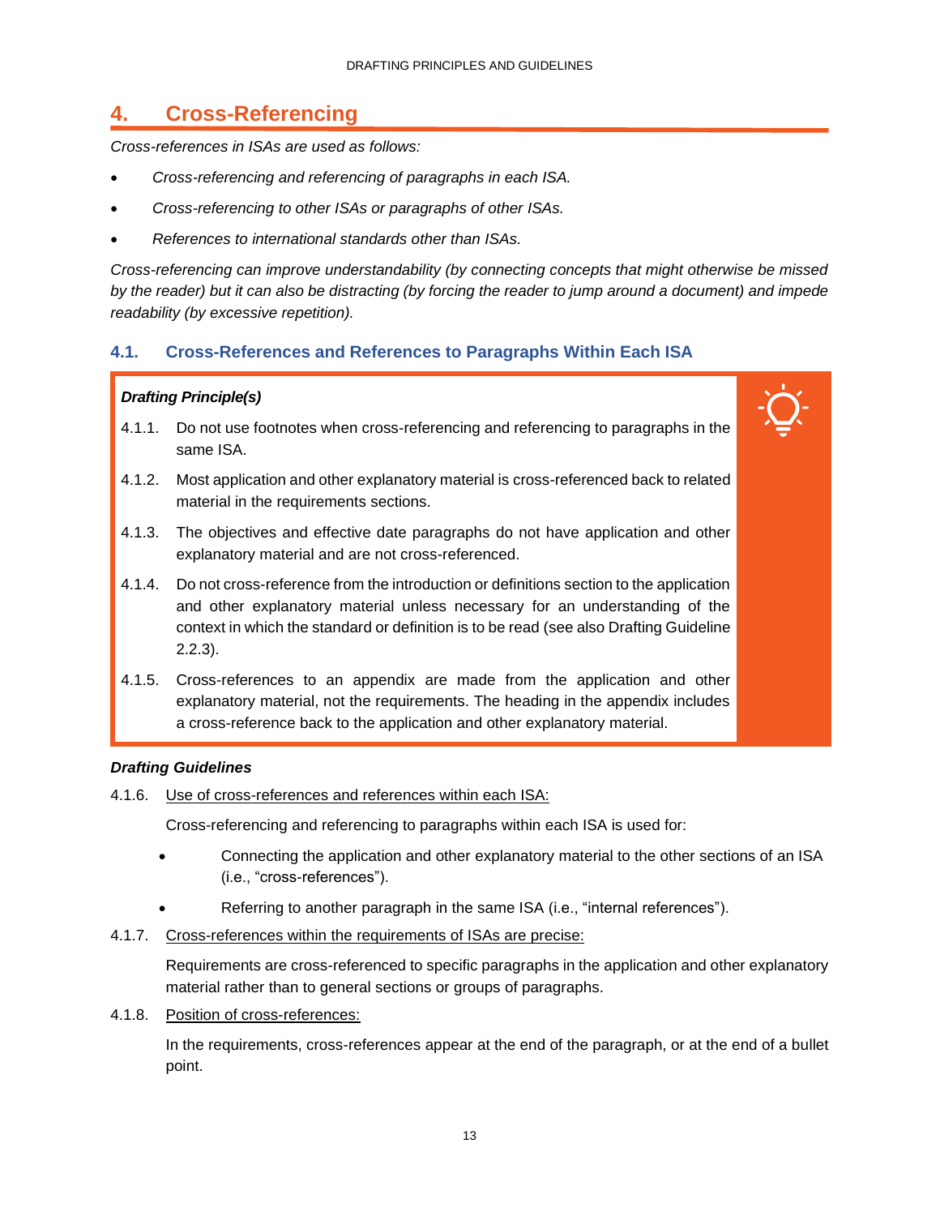## 4. Cross-Referencing

*Cross-references in ISAs are used as follows:*

- *Cross-referencing and referencing of paragraphs in each ISA.*
- *Cross-referencing to other ISAs or paragraphs of other ISAs.*
- *References to international standards other than ISAs.*

*Cross-referencing can improve understandability (by connecting concepts that might otherwise be missed by the reader) but it can also be distracting (by forcing the reader to jump around a document) and impede readability (by excessive repetition).*

### 4.1. Cross-References and References to Paragraphs Within Each ISA

***Drafting Principle(s)***

4.1.1. Do not use footnotes when cross-referencing and referencing to paragraphs in the same ISA.

4.1.2. Most application and other explanatory material is cross-referenced back to related material in the requirements sections.

4.1.3. The objectives and effective date paragraphs do not have application and other explanatory material and are not cross-referenced.

4.1.4. Do not cross-reference from the introduction or definitions section to the application and other explanatory material unless necessary for an understanding of the context in which the standard or definition is to be read (see also Drafting Guideline 2.2.3).

4.1.5. Cross-references to an appendix are made from the application and other explanatory material, not the requirements. The heading in the appendix includes a cross-reference back to the application and other explanatory material.

***Drafting Guidelines***

4.1.6. <u>Use of cross-references and references within each ISA:</u>

Cross-referencing and referencing to paragraphs within each ISA is used for:

- Connecting the application and other explanatory material to the other sections of an ISA (i.e., "cross-references").
- Referring to another paragraph in the same ISA (i.e., "internal references").

4.1.7. <u>Cross-references within the requirements of ISAs are precise:</u>

Requirements are cross-referenced to specific paragraphs in the application and other explanatory material rather than to general sections or groups of paragraphs.

4.1.8. <u>Position of cross-references:</u>

In the requirements, cross-references appear at the end of the paragraph, or at the end of a bullet point.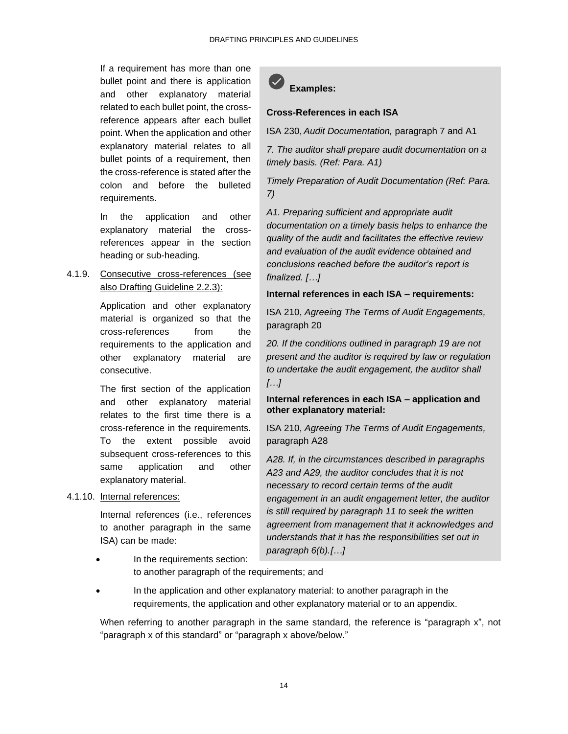If a requirement has more than one bullet point and there is application and other explanatory material related to each bullet point, the cross-reference appears after each bullet point. When the application and other explanatory material relates to all bullet points of a requirement, then the cross-reference is stated after the colon and before the bulleted requirements.

In the application and other explanatory material the cross-references appear in the section heading or sub-heading.

4.1.9. Consecutive cross-references (see also Drafting Guideline 2.2.3):

Application and other explanatory material is organized so that the cross-references from the requirements to the application and other explanatory material are consecutive.

The first section of the application and other explanatory material relates to the first time there is a cross-reference in the requirements. To the extent possible avoid subsequent cross-references to this same application and other explanatory material.

4.1.10. Internal references:

Internal references (i.e., references to another paragraph in the same ISA) can be made:

- In the requirements section: to another paragraph of the requirements; and
- In the application and other explanatory material: to another paragraph in the requirements, the application and other explanatory material or to an appendix.

When referring to another paragraph in the same standard, the reference is "paragraph x", not "paragraph x of this standard" or "paragraph x above/below."

> **Examples:**
>
> **Cross-References in each ISA**
>
> ISA 230, *Audit Documentation,* paragraph 7 and A1
>
> *7. The auditor shall prepare audit documentation on a timely basis. (Ref: Para. A1)*
>
> *Timely Preparation of Audit Documentation (Ref: Para. 7)*
>
> *A1. Preparing sufficient and appropriate audit documentation on a timely basis helps to enhance the quality of the audit and facilitates the effective review and evaluation of the audit evidence obtained and conclusions reached before the auditor's report is finalized. […]*
>
> **Internal references in each ISA – requirements:**
>
> ISA 210, *Agreeing The Terms of Audit Engagements,* paragraph 20
>
> *20. If the conditions outlined in paragraph 19 are not present and the auditor is required by law or regulation to undertake the audit engagement, the auditor shall […]*
>
> **Internal references in each ISA – application and other explanatory material:**
>
> ISA 210, *Agreeing The Terms of Audit Engagements,* paragraph A28
>
> *A28. If, in the circumstances described in paragraphs A23 and A29, the auditor concludes that it is not necessary to record certain terms of the audit engagement in an audit engagement letter, the auditor is still required by paragraph 11 to seek the written agreement from management that it acknowledges and understands that it has the responsibilities set out in paragraph 6(b).[…]*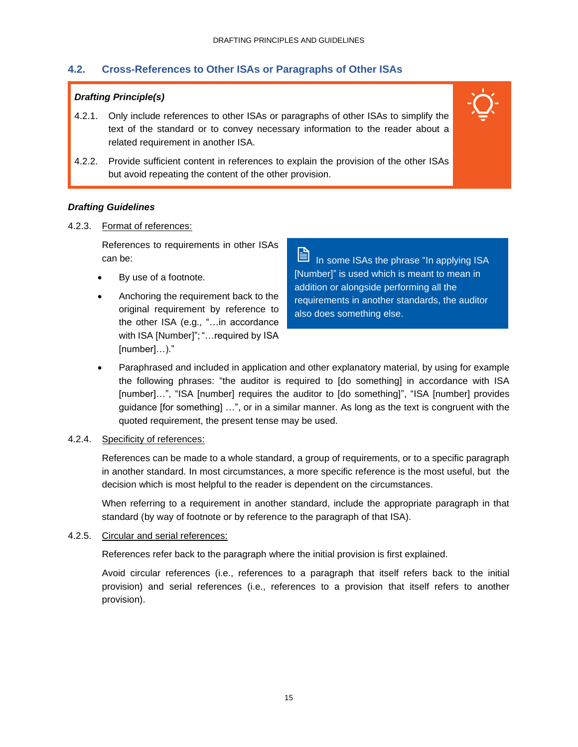## 4.2. Cross-References to Other ISAs or Paragraphs of Other ISAs

***Drafting Principle(s)***

4.2.1. Only include references to other ISAs or paragraphs of other ISAs to simplify the text of the standard or to convey necessary information to the reader about a related requirement in another ISA.

4.2.2. Provide sufficient content in references to explain the provision of the other ISAs but avoid repeating the content of the other provision.

***Drafting Guidelines***

4.2.3. Format of references:

References to requirements in other ISAs can be:

- By use of a footnote.
- Anchoring the requirement back to the original requirement by reference to the other ISA (e.g., "…in accordance with ISA [Number]"; "…required by ISA [number]…)."
- Paraphrased and included in application and other explanatory material, by using for example the following phrases: "the auditor is required to [do something] in accordance with ISA [number]…", "ISA [number] requires the auditor to [do something]", "ISA [number] provides guidance [for something] …", or in a similar manner. As long as the text is congruent with the quoted requirement, the present tense may be used.

> In some ISAs the phrase "In applying ISA [Number]" is used which is meant to mean in addition or alongside performing all the requirements in another standards, the auditor also does something else.

4.2.4. Specificity of references:

References can be made to a whole standard, a group of requirements, or to a specific paragraph in another standard. In most circumstances, a more specific reference is the most useful, but the decision which is most helpful to the reader is dependent on the circumstances.

When referring to a requirement in another standard, include the appropriate paragraph in that standard (by way of footnote or by reference to the paragraph of that ISA).

4.2.5. Circular and serial references:

References refer back to the paragraph where the initial provision is first explained.

Avoid circular references (i.e., references to a paragraph that itself refers back to the initial provision) and serial references (i.e., references to a provision that itself refers to another provision).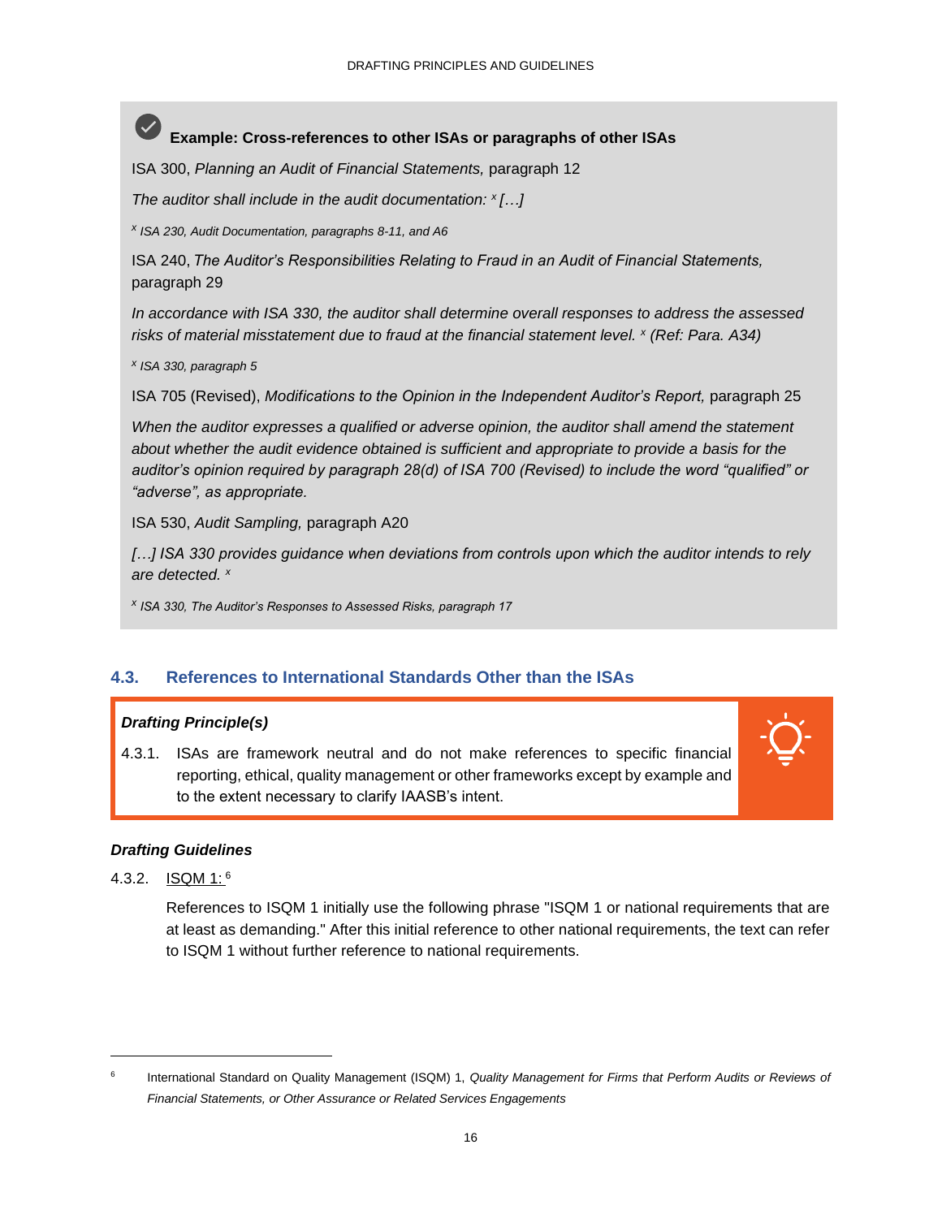**Example: Cross-references to other ISAs or paragraphs of other ISAs**

ISA 300, *Planning an Audit of Financial Statements,* paragraph 12

*The auditor shall include in the audit documentation:* [x] *[…]*

[x] *ISA 230, Audit Documentation, paragraphs 8-11, and A6*

ISA 240, *The Auditor's Responsibilities Relating to Fraud in an Audit of Financial Statements,* paragraph 29

*In accordance with ISA 330, the auditor shall determine overall responses to address the assessed risks of material misstatement due to fraud at the financial statement level.* [x] *(Ref: Para. A34)*

[x] *ISA 330, paragraph 5*

ISA 705 (Revised), *Modifications to the Opinion in the Independent Auditor's Report,* paragraph 25

*When the auditor expresses a qualified or adverse opinion, the auditor shall amend the statement about whether the audit evidence obtained is sufficient and appropriate to provide a basis for the auditor's opinion required by paragraph 28(d) of ISA 700 (Revised) to include the word "qualified" or "adverse", as appropriate.*

ISA 530, *Audit Sampling,* paragraph A20

*[…] ISA 330 provides guidance when deviations from controls upon which the auditor intends to rely are detected.* [x]

[x] *ISA 330, The Auditor's Responses to Assessed Risks, paragraph 17*

## 4.3. References to International Standards Other than the ISAs

***Drafting Principle(s)***

4.3.1. ISAs are framework neutral and do not make references to specific financial reporting, ethical, quality management or other frameworks except by example and to the extent necessary to clarify IAASB's intent.

***Drafting Guidelines***

4.3.2. ISQM 1:[6]

References to ISQM 1 initially use the following phrase "ISQM 1 or national requirements that are at least as demanding." After this initial reference to other national requirements, the text can refer to ISQM 1 without further reference to national requirements.

---

[6] International Standard on Quality Management (ISQM) 1, *Quality Management for Firms that Perform Audits or Reviews of Financial Statements, or Other Assurance or Related Services Engagements*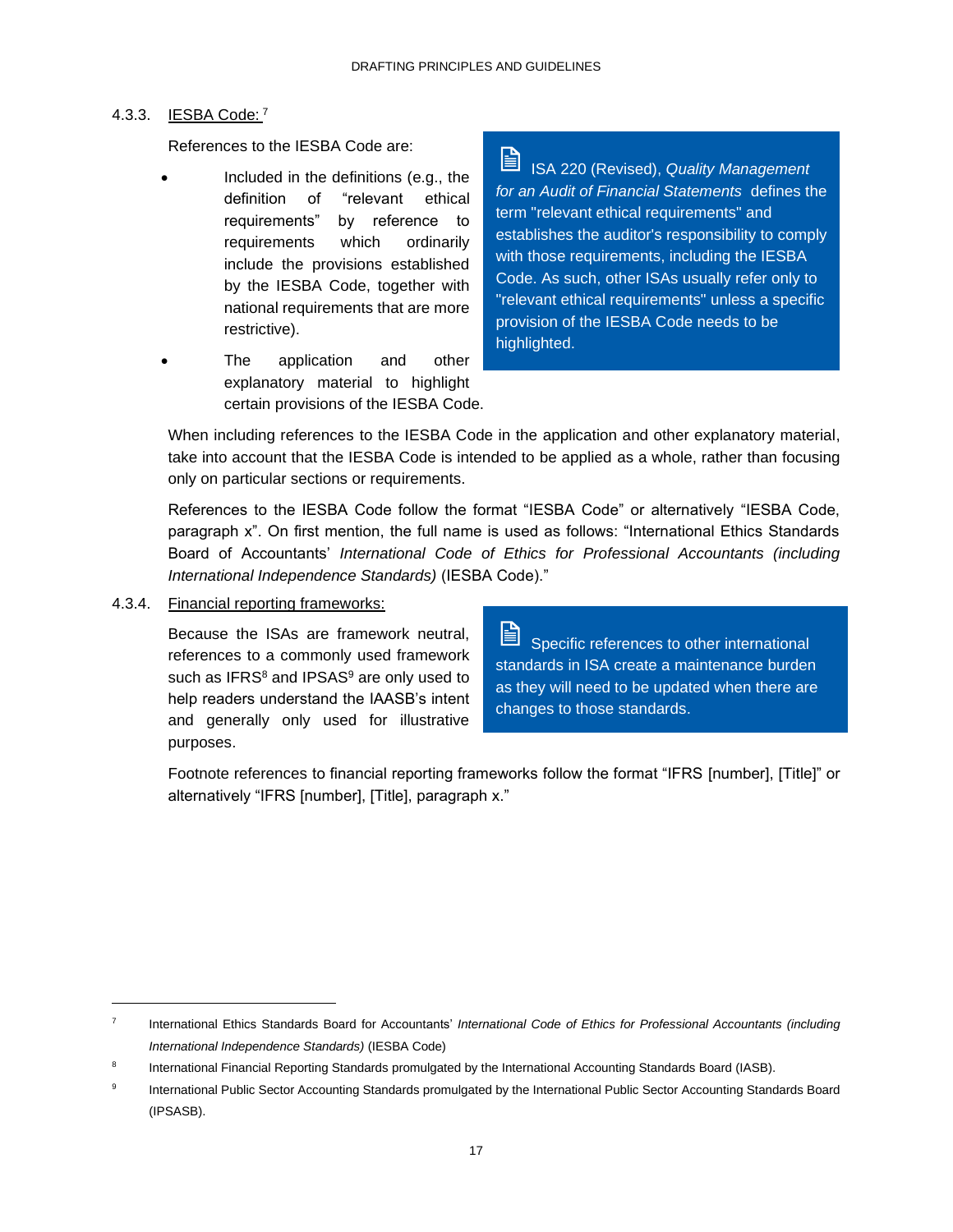### 4.3.3. IESBA Code:[7]

References to the IESBA Code are:

- Included in the definitions (e.g., the definition of "relevant ethical requirements" by reference to requirements which ordinarily include the provisions established by the IESBA Code, together with national requirements that are more restrictive).
- The application and other explanatory material to highlight certain provisions of the IESBA Code.

> ISA 220 (Revised), *Quality Management for an Audit of Financial Statements* defines the term "relevant ethical requirements" and establishes the auditor's responsibility to comply with those requirements, including the IESBA Code. As such, other ISAs usually refer only to "relevant ethical requirements" unless a specific provision of the IESBA Code needs to be highlighted.

When including references to the IESBA Code in the application and other explanatory material, take into account that the IESBA Code is intended to be applied as a whole, rather than focusing only on particular sections or requirements.

References to the IESBA Code follow the format "IESBA Code" or alternatively "IESBA Code, paragraph x". On first mention, the full name is used as follows: "International Ethics Standards Board of Accountants' *International Code of Ethics for Professional Accountants (including International Independence Standards)* (IESBA Code)."

### 4.3.4. Financial reporting frameworks:

Because the ISAs are framework neutral, references to a commonly used framework such as IFRS[8] and IPSAS[9] are only used to help readers understand the IAASB's intent and generally only used for illustrative purposes.

> Specific references to other international standards in ISA create a maintenance burden as they will need to be updated when there are changes to those standards.

Footnote references to financial reporting frameworks follow the format "IFRS [number], [Title]" or alternatively "IFRS [number], [Title], paragraph x."

---

[7] International Ethics Standards Board for Accountants' *International Code of Ethics for Professional Accountants (including International Independence Standards)* (IESBA Code)

[8] International Financial Reporting Standards promulgated by the International Accounting Standards Board (IASB).

[9] International Public Sector Accounting Standards promulgated by the International Public Sector Accounting Standards Board (IPSASB).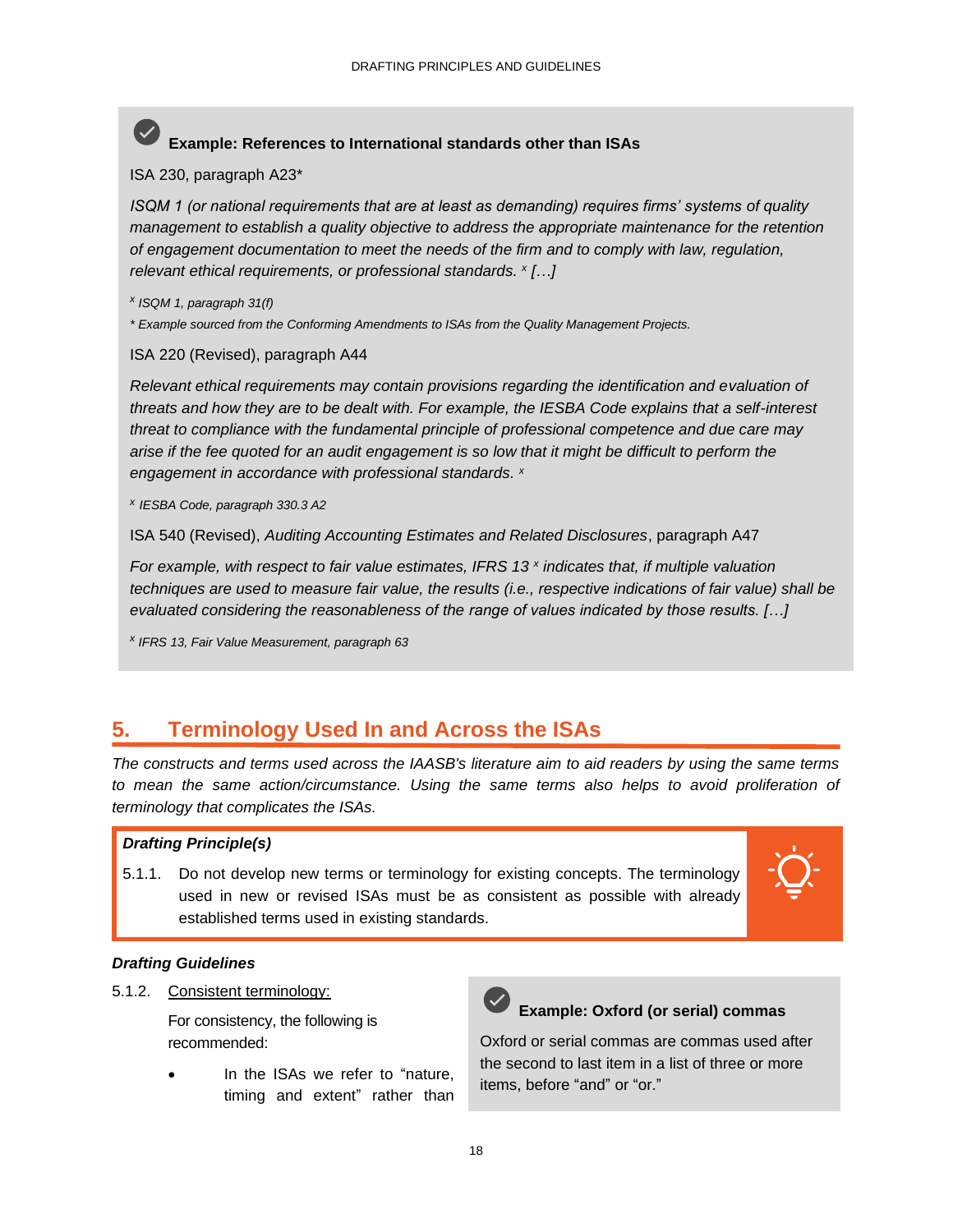**Example: References to International standards other than ISAs**

ISA 230, paragraph A23*

*ISQM 1 (or national requirements that are at least as demanding) requires firms' systems of quality management to establish a quality objective to address the appropriate maintenance for the retention of engagement documentation to meet the needs of the firm and to comply with law, regulation, relevant ethical requirements, or professional standards.* [x] *[…]*

[x] *ISQM 1, paragraph 31(f)*

\* *Example sourced from the Conforming Amendments to ISAs from the Quality Management Projects.*

ISA 220 (Revised), paragraph A44

*Relevant ethical requirements may contain provisions regarding the identification and evaluation of threats and how they are to be dealt with. For example, the IESBA Code explains that a self-interest threat to compliance with the fundamental principle of professional competence and due care may arise if the fee quoted for an audit engagement is so low that it might be difficult to perform the engagement in accordance with professional standards.* [x]

[x] *IESBA Code, paragraph 330.3 A2*

ISA 540 (Revised), *Auditing Accounting Estimates and Related Disclosures*, paragraph A47

*For example, with respect to fair value estimates, IFRS 13* [x] *indicates that, if multiple valuation techniques are used to measure fair value, the results (i.e., respective indications of fair value) shall be evaluated considering the reasonableness of the range of values indicated by those results. […]*

[x] *IFRS 13, Fair Value Measurement, paragraph 63*

## 5. Terminology Used In and Across the ISAs

*The constructs and terms used across the IAASB's literature aim to aid readers by using the same terms to mean the same action/circumstance. Using the same terms also helps to avoid proliferation of terminology that complicates the ISAs.*

***Drafting Principle(s)***

5.1.1. Do not develop new terms or terminology for existing concepts. The terminology used in new or revised ISAs must be as consistent as possible with already established terms used in existing standards.

***Drafting Guidelines***

5.1.2. Consistent terminology:

For consistency, the following is recommended:

- In the ISAs we refer to "nature, timing and extent" rather than

**Example: Oxford (or serial) commas**

Oxford or serial commas are commas used after the second to last item in a list of three or more items, before "and" or "or."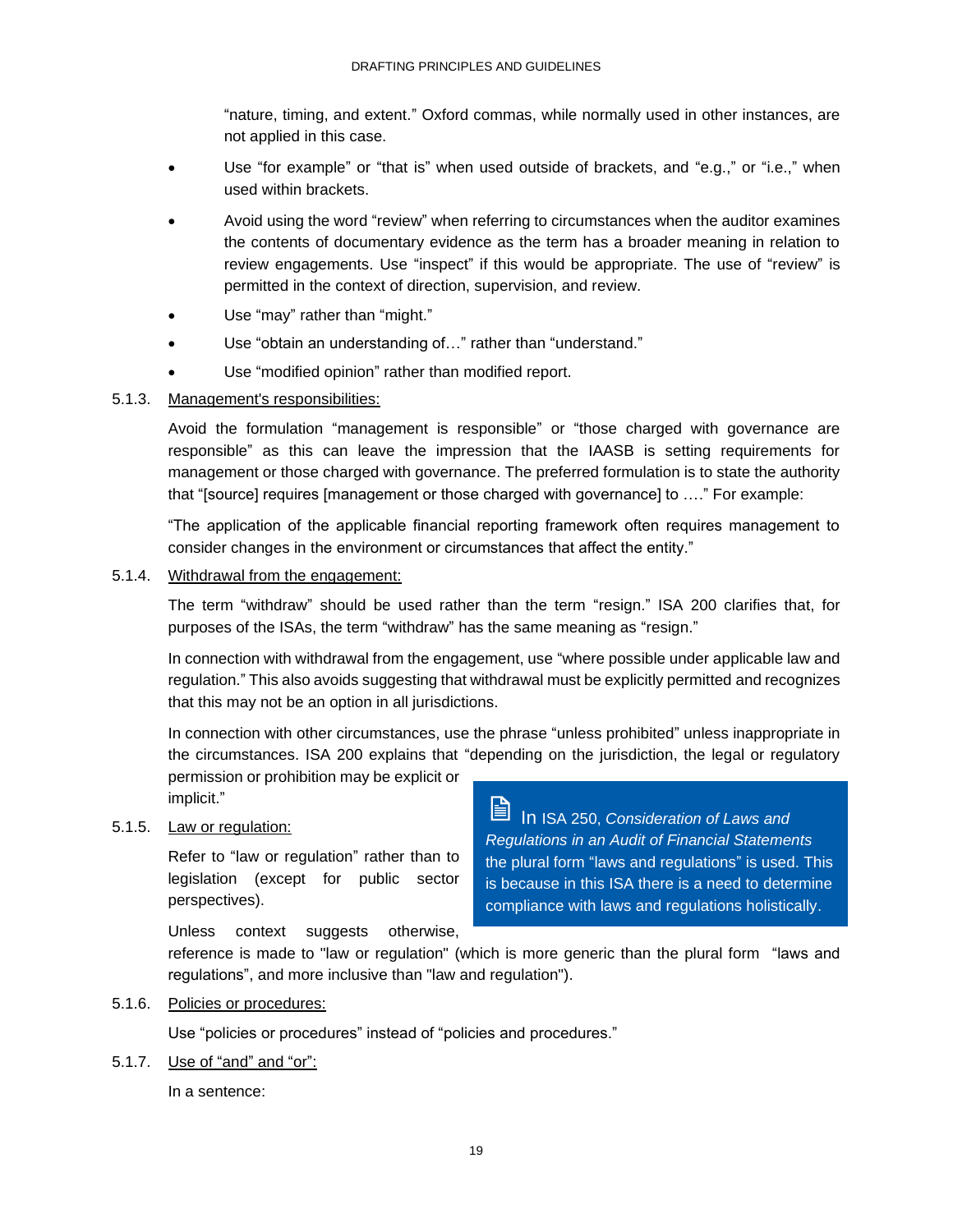"nature, timing, and extent." Oxford commas, while normally used in other instances, are not applied in this case.

- Use "for example" or "that is" when used outside of brackets, and "e.g.," or "i.e.," when used within brackets.
- Avoid using the word "review" when referring to circumstances when the auditor examines the contents of documentary evidence as the term has a broader meaning in relation to review engagements. Use "inspect" if this would be appropriate. The use of "review" is permitted in the context of direction, supervision, and review.
- Use "may" rather than "might."
- Use "obtain an understanding of…" rather than "understand."
- Use "modified opinion" rather than modified report.

5.1.3. Management's responsibilities:

Avoid the formulation "management is responsible" or "those charged with governance are responsible" as this can leave the impression that the IAASB is setting requirements for management or those charged with governance. The preferred formulation is to state the authority that "[source] requires [management or those charged with governance] to …." For example:

"The application of the applicable financial reporting framework often requires management to consider changes in the environment or circumstances that affect the entity."

5.1.4. Withdrawal from the engagement:

The term "withdraw" should be used rather than the term "resign." ISA 200 clarifies that, for purposes of the ISAs, the term "withdraw" has the same meaning as "resign."

In connection with withdrawal from the engagement, use "where possible under applicable law and regulation." This also avoids suggesting that withdrawal must be explicitly permitted and recognizes that this may not be an option in all jurisdictions.

In connection with other circumstances, use the phrase "unless prohibited" unless inappropriate in the circumstances. ISA 200 explains that "depending on the jurisdiction, the legal or regulatory permission or prohibition may be explicit or implicit."

5.1.5. Law or regulation:

Refer to "law or regulation" rather than to legislation (except for public sector perspectives).

Unless context suggests otherwise, reference is made to "law or regulation" (which is more generic than the plural form "laws and regulations", and more inclusive than "law and regulation").

> In ISA 250, *Consideration of Laws and Regulations in an Audit of Financial Statements* the plural form "laws and regulations" is used. This is because in this ISA there is a need to determine compliance with laws and regulations holistically.

5.1.6. Policies or procedures:

Use "policies or procedures" instead of "policies and procedures."

5.1.7. Use of "and" and "or":

In a sentence: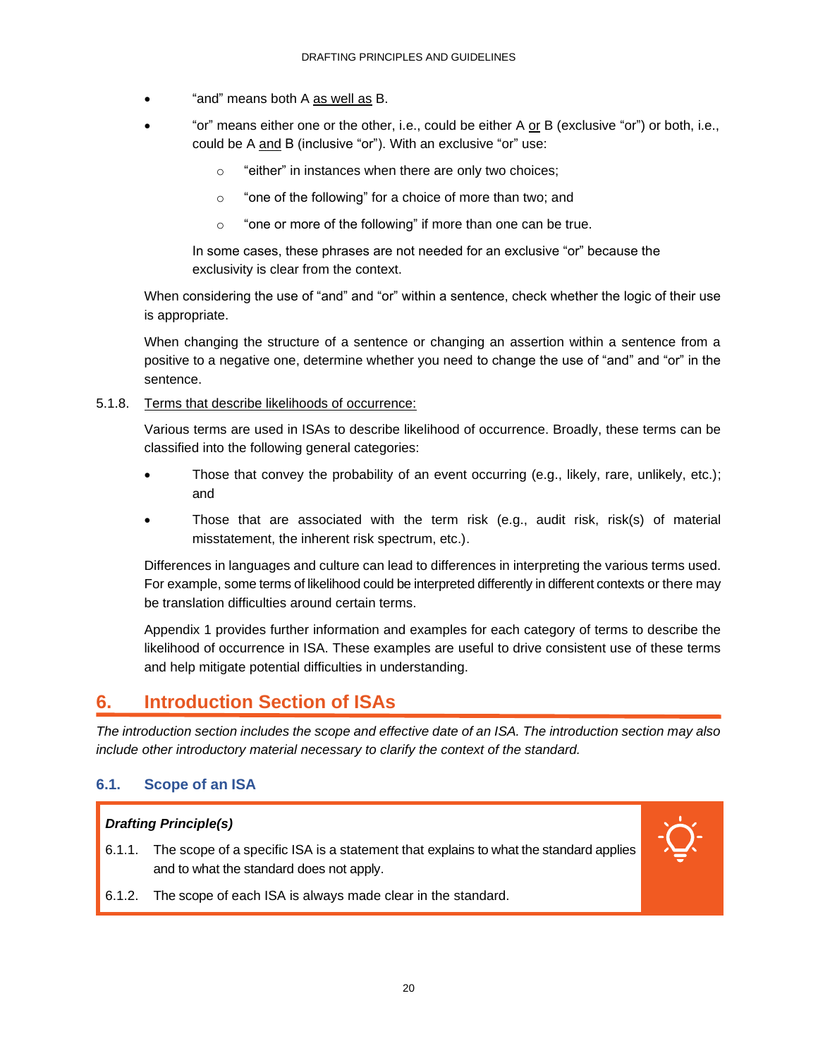- "and" means both A <u>as well as</u> B.
- "or" means either one or the other, i.e., could be either A <u>or</u> B (exclusive "or") or both, i.e., could be A <u>and</u> B (inclusive "or"). With an exclusive "or" use:
    - "either" in instances when there are only two choices;
    - "one of the following" for a choice of more than two; and
    - "one or more of the following" if more than one can be true.

  In some cases, these phrases are not needed for an exclusive "or" because the exclusivity is clear from the context.

When considering the use of "and" and "or" within a sentence, check whether the logic of their use is appropriate.

When changing the structure of a sentence or changing an assertion within a sentence from a positive to a negative one, determine whether you need to change the use of "and" and "or" in the sentence.

5.1.8. <u>Terms that describe likelihoods of occurrence:</u>

Various terms are used in ISAs to describe likelihood of occurrence. Broadly, these terms can be classified into the following general categories:

- Those that convey the probability of an event occurring (e.g., likely, rare, unlikely, etc.); and
- Those that are associated with the term risk (e.g., audit risk, risk(s) of material misstatement, the inherent risk spectrum, etc.).

Differences in languages and culture can lead to differences in interpreting the various terms used. For example, some terms of likelihood could be interpreted differently in different contexts or there may be translation difficulties around certain terms.

Appendix 1 provides further information and examples for each category of terms to describe the likelihood of occurrence in ISA. These examples are useful to drive consistent use of these terms and help mitigate potential difficulties in understanding.

# 6. Introduction Section of ISAs

*The introduction section includes the scope and effective date of an ISA. The introduction section may also include other introductory material necessary to clarify the context of the standard.*

## 6.1. Scope of an ISA

***Drafting Principle(s)***

6.1.1. The scope of a specific ISA is a statement that explains to what the standard applies and to what the standard does not apply.

6.1.2. The scope of each ISA is always made clear in the standard.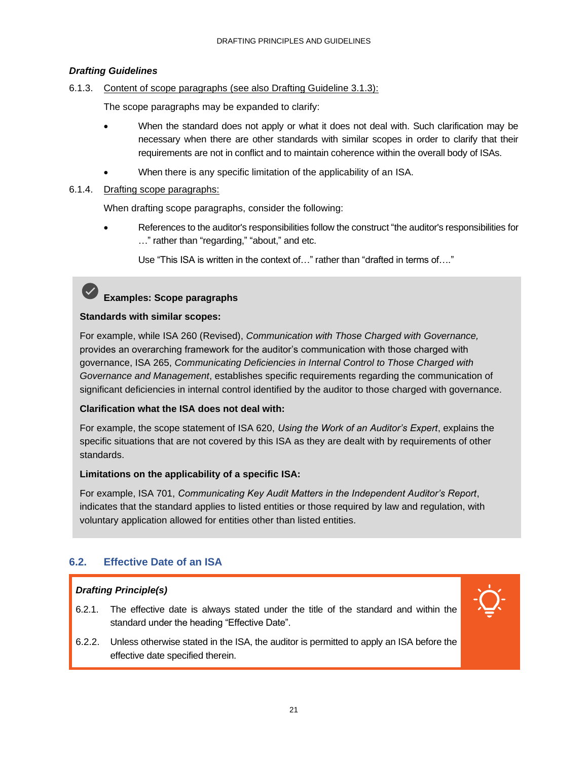***Drafting Guidelines***

6.1.3. Content of scope paragraphs (see also Drafting Guideline 3.1.3):

The scope paragraphs may be expanded to clarify:

- When the standard does not apply or what it does not deal with. Such clarification may be necessary when there are other standards with similar scopes in order to clarify that their requirements are not in conflict and to maintain coherence within the overall body of ISAs.
- When there is any specific limitation of the applicability of an ISA.

6.1.4. Drafting scope paragraphs:

When drafting scope paragraphs, consider the following:

- References to the auditor's responsibilities follow the construct "the auditor's responsibilities for …" rather than "regarding," "about," and etc.

  Use "This ISA is written in the context of…" rather than "drafted in terms of…."

**Examples: Scope paragraphs**

**Standards with similar scopes:**

For example, while ISA 260 (Revised), *Communication with Those Charged with Governance,* provides an overarching framework for the auditor's communication with those charged with governance, ISA 265, *Communicating Deficiencies in Internal Control to Those Charged with Governance and Management*, establishes specific requirements regarding the communication of significant deficiencies in internal control identified by the auditor to those charged with governance.

**Clarification what the ISA does not deal with:**

For example, the scope statement of ISA 620, *Using the Work of an Auditor's Expert*, explains the specific situations that are not covered by this ISA as they are dealt with by requirements of other standards.

**Limitations on the applicability of a specific ISA:**

For example, ISA 701, *Communicating Key Audit Matters in the Independent Auditor's Report*, indicates that the standard applies to listed entities or those required by law and regulation, with voluntary application allowed for entities other than listed entities.

## 6.2. Effective Date of an ISA

***Drafting Principle(s)***

6.2.1. The effective date is always stated under the title of the standard and within the standard under the heading "Effective Date".

6.2.2. Unless otherwise stated in the ISA, the auditor is permitted to apply an ISA before the effective date specified therein.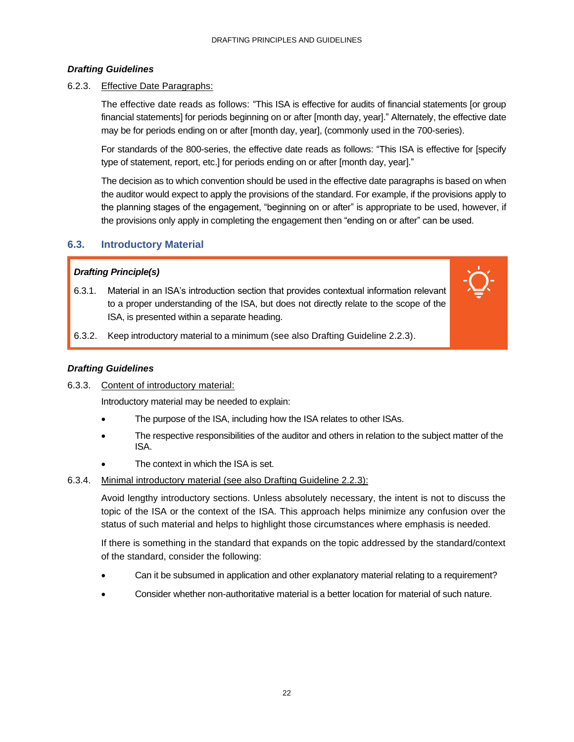***Drafting Guidelines***

6.2.3. Effective Date Paragraphs:

The effective date reads as follows: "This ISA is effective for audits of financial statements [or group financial statements] for periods beginning on or after [month day, year]." Alternately, the effective date may be for periods ending on or after [month day, year], (commonly used in the 700-series).

For standards of the 800-series, the effective date reads as follows: "This ISA is effective for [specify type of statement, report, etc.] for periods ending on or after [month day, year]."

The decision as to which convention should be used in the effective date paragraphs is based on when the auditor would expect to apply the provisions of the standard. For example, if the provisions apply to the planning stages of the engagement, "beginning on or after" is appropriate to be used, however, if the provisions only apply in completing the engagement then "ending on or after" can be used.

## 6.3. Introductory Material

***Drafting Principle(s)***

6.3.1. Material in an ISA's introduction section that provides contextual information relevant to a proper understanding of the ISA, but does not directly relate to the scope of the ISA, is presented within a separate heading.

6.3.2. Keep introductory material to a minimum (see also Drafting Guideline 2.2.3).

***Drafting Guidelines***

6.3.3. Content of introductory material:

Introductory material may be needed to explain:

- The purpose of the ISA, including how the ISA relates to other ISAs.
- The respective responsibilities of the auditor and others in relation to the subject matter of the ISA.
- The context in which the ISA is set.

6.3.4. Minimal introductory material (see also Drafting Guideline 2.2.3):

Avoid lengthy introductory sections. Unless absolutely necessary, the intent is not to discuss the topic of the ISA or the context of the ISA. This approach helps minimize any confusion over the status of such material and helps to highlight those circumstances where emphasis is needed.

If there is something in the standard that expands on the topic addressed by the standard/context of the standard, consider the following:

- Can it be subsumed in application and other explanatory material relating to a requirement?
- Consider whether non-authoritative material is a better location for material of such nature.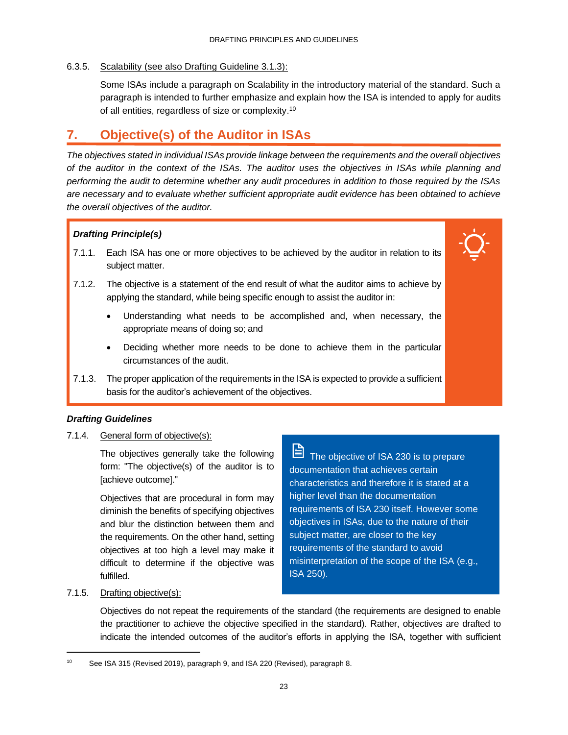6.3.5. Scalability (see also Drafting Guideline 3.1.3):

Some ISAs include a paragraph on Scalability in the introductory material of the standard. Such a paragraph is intended to further emphasize and explain how the ISA is intended to apply for audits of all entities, regardless of size or complexity.[10]

## 7. Objective(s) of the Auditor in ISAs

*The objectives stated in individual ISAs provide linkage between the requirements and the overall objectives of the auditor in the context of the ISAs. The auditor uses the objectives in ISAs while planning and performing the audit to determine whether any audit procedures in addition to those required by the ISAs are necessary and to evaluate whether sufficient appropriate audit evidence has been obtained to achieve the overall objectives of the auditor.*

***Drafting Principle(s)***

7.1.1. Each ISA has one or more objectives to be achieved by the auditor in relation to its subject matter.

7.1.2. The objective is a statement of the end result of what the auditor aims to achieve by applying the standard, while being specific enough to assist the auditor in:

- Understanding what needs to be accomplished and, when necessary, the appropriate means of doing so; and
- Deciding whether more needs to be done to achieve them in the particular circumstances of the audit.

7.1.3. The proper application of the requirements in the ISA is expected to provide a sufficient basis for the auditor's achievement of the objectives.

***Drafting Guidelines***

7.1.4. General form of objective(s):

The objectives generally take the following form: "The objective(s) of the auditor is to [achieve outcome]."

Objectives that are procedural in form may diminish the benefits of specifying objectives and blur the distinction between them and the requirements. On the other hand, setting objectives at too high a level may make it difficult to determine if the objective was fulfilled.

> The objective of ISA 230 is to prepare documentation that achieves certain characteristics and therefore it is stated at a higher level than the documentation requirements of ISA 230 itself. However some objectives in ISAs, due to the nature of their subject matter, are closer to the key requirements of the standard to avoid misinterpretation of the scope of the ISA (e.g., ISA 250).

7.1.5. Drafting objective(s):

Objectives do not repeat the requirements of the standard (the requirements are designed to enable the practitioner to achieve the objective specified in the standard). Rather, objectives are drafted to indicate the intended outcomes of the auditor's efforts in applying the ISA, together with sufficient

[10] See ISA 315 (Revised 2019), paragraph 9, and ISA 220 (Revised), paragraph 8.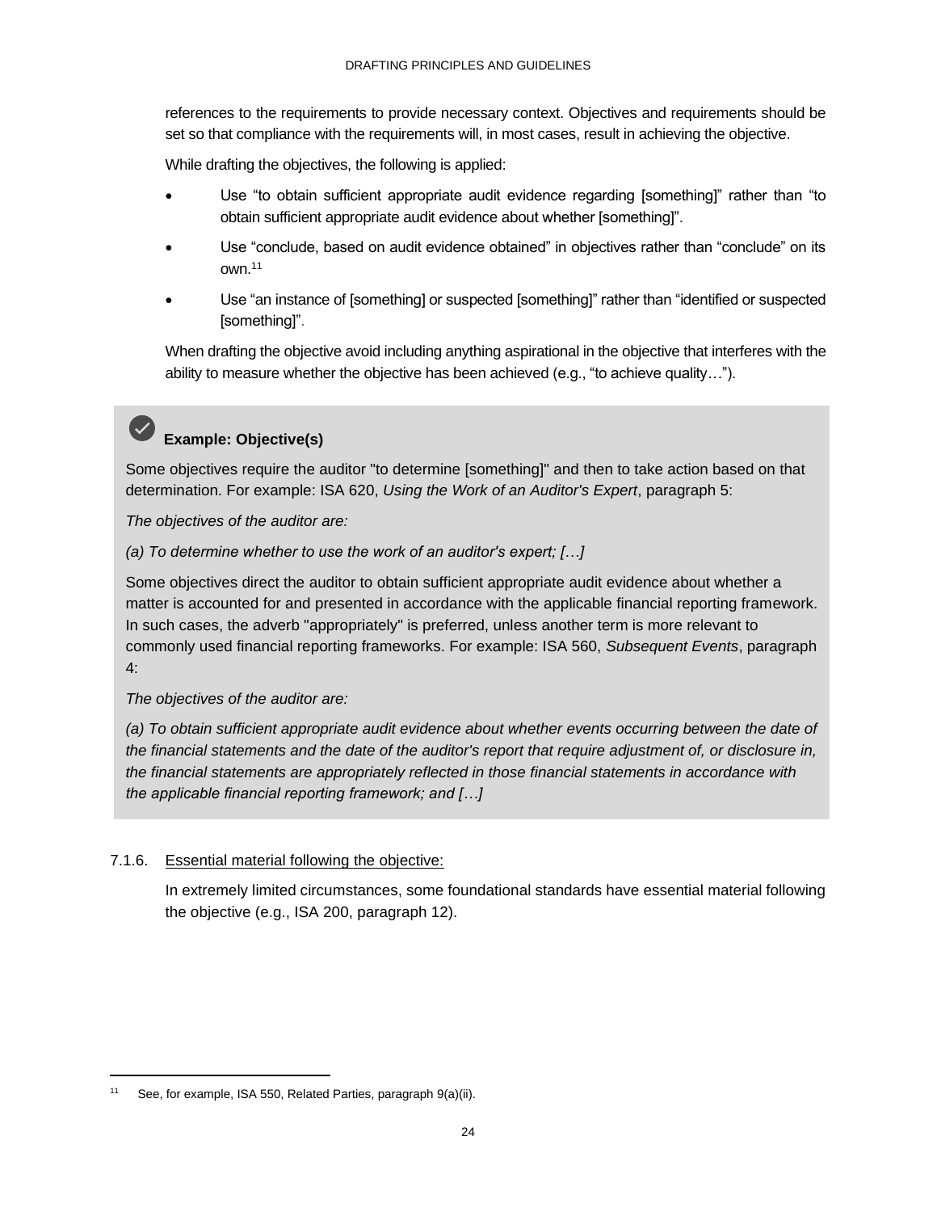references to the requirements to provide necessary context. Objectives and requirements should be set so that compliance with the requirements will, in most cases, result in achieving the objective.

While drafting the objectives, the following is applied:

- Use "to obtain sufficient appropriate audit evidence regarding [something]" rather than "to obtain sufficient appropriate audit evidence about whether [something]".
- Use "conclude, based on audit evidence obtained" in objectives rather than "conclude" on its own.[11]
- Use "an instance of [something] or suspected [something]" rather than "identified or suspected [something]".

When drafting the objective avoid including anything aspirational in the objective that interferes with the ability to measure whether the objective has been achieved (e.g., "to achieve quality…").

**Example: Objective(s)**

Some objectives require the auditor "to determine [something]" and then to take action based on that determination. For example: ISA 620, *Using the Work of an Auditor's Expert*, paragraph 5:

*The objectives of the auditor are:*

*(a) To determine whether to use the work of an auditor's expert; […]*

Some objectives direct the auditor to obtain sufficient appropriate audit evidence about whether a matter is accounted for and presented in accordance with the applicable financial reporting framework. In such cases, the adverb "appropriately" is preferred, unless another term is more relevant to commonly used financial reporting frameworks. For example: ISA 560, *Subsequent Events*, paragraph 4:

*The objectives of the auditor are:*

*(a) To obtain sufficient appropriate audit evidence about whether events occurring between the date of the financial statements and the date of the auditor's report that require adjustment of, or disclosure in, the financial statements are appropriately reflected in those financial statements in accordance with the applicable financial reporting framework; and […]*

7.1.6. Essential material following the objective:

In extremely limited circumstances, some foundational standards have essential material following the objective (e.g., ISA 200, paragraph 12).

[11] See, for example, ISA 550, Related Parties, paragraph 9(a)(ii).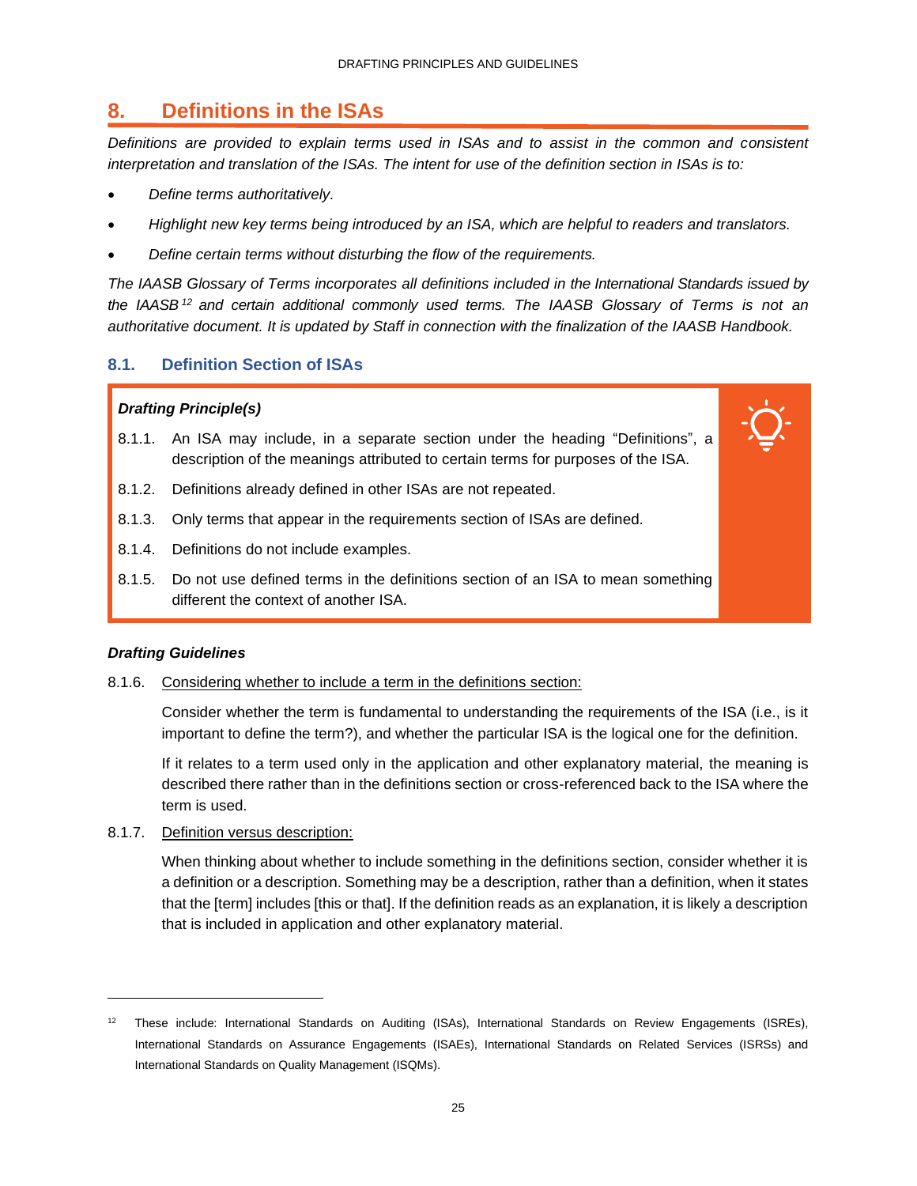## 8. Definitions in the ISAs

*Definitions are provided to explain terms used in ISAs and to assist in the common and consistent interpretation and translation of the ISAs. The intent for use of the definition section in ISAs is to:*

- *Define terms authoritatively.*
- *Highlight new key terms being introduced by an ISA, which are helpful to readers and translators.*
- *Define certain terms without disturbing the flow of the requirements.*

*The IAASB Glossary of Terms incorporates all definitions included in the International Standards issued by the IAASB*[12] *and certain additional commonly used terms. The IAASB Glossary of Terms is not an authoritative document. It is updated by Staff in connection with the finalization of the IAASB Handbook.*

### 8.1. Definition Section of ISAs

***Drafting Principle(s)***

8.1.1. An ISA may include, in a separate section under the heading "Definitions", a description of the meanings attributed to certain terms for purposes of the ISA.

8.1.2. Definitions already defined in other ISAs are not repeated.

8.1.3. Only terms that appear in the requirements section of ISAs are defined.

8.1.4. Definitions do not include examples.

8.1.5. Do not use defined terms in the definitions section of an ISA to mean something different the context of another ISA.

***Drafting Guidelines***

8.1.6. Considering whether to include a term in the definitions section:

Consider whether the term is fundamental to understanding the requirements of the ISA (i.e., is it important to define the term?), and whether the particular ISA is the logical one for the definition.

If it relates to a term used only in the application and other explanatory material, the meaning is described there rather than in the definitions section or cross-referenced back to the ISA where the term is used.

8.1.7. Definition versus description:

When thinking about whether to include something in the definitions section, consider whether it is a definition or a description. Something may be a description, rather than a definition, when it states that the [term] includes [this or that]. If the definition reads as an explanation, it is likely a description that is included in application and other explanatory material.

---

[12] These include: International Standards on Auditing (ISAs), International Standards on Review Engagements (ISREs), International Standards on Assurance Engagements (ISAEs), International Standards on Related Services (ISRSs) and International Standards on Quality Management (ISQMs).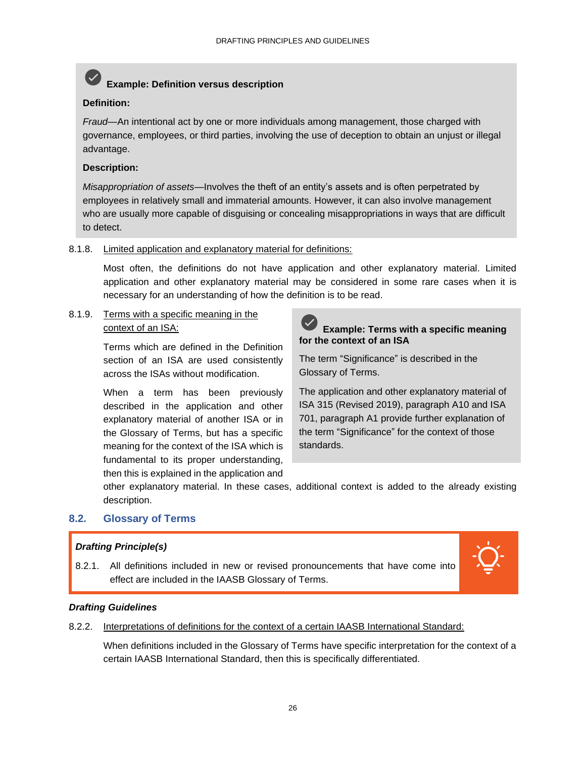**Example: Definition versus description**

**Definition:**

*Fraud*—An intentional act by one or more individuals among management, those charged with governance, employees, or third parties, involving the use of deception to obtain an unjust or illegal advantage.

**Description:**

*Misappropriation of assets*—Involves the theft of an entity's assets and is often perpetrated by employees in relatively small and immaterial amounts. However, it can also involve management who are usually more capable of disguising or concealing misappropriations in ways that are difficult to detect.

8.1.8. Limited application and explanatory material for definitions:

Most often, the definitions do not have application and other explanatory material. Limited application and other explanatory material may be considered in some rare cases when it is necessary for an understanding of how the definition is to be read.

8.1.9. Terms with a specific meaning in the context of an ISA:

Terms which are defined in the Definition section of an ISA are used consistently across the ISAs without modification.

When a term has been previously described in the application and other explanatory material of another ISA or in the Glossary of Terms, but has a specific meaning for the context of the ISA which is fundamental to its proper understanding, then this is explained in the application and other explanatory material. In these cases, additional context is added to the already existing description.

**Example: Terms with a specific meaning for the context of an ISA**

The term "Significance" is described in the Glossary of Terms.

The application and other explanatory material of ISA 315 (Revised 2019), paragraph A10 and ISA 701, paragraph A1 provide further explanation of the term "Significance" for the context of those standards.

## 8.2. Glossary of Terms

***Drafting Principle(s)***

8.2.1. All definitions included in new or revised pronouncements that have come into effect are included in the IAASB Glossary of Terms.

***Drafting Guidelines***

8.2.2. Interpretations of definitions for the context of a certain IAASB International Standard:

When definitions included in the Glossary of Terms have specific interpretation for the context of a certain IAASB International Standard, then this is specifically differentiated.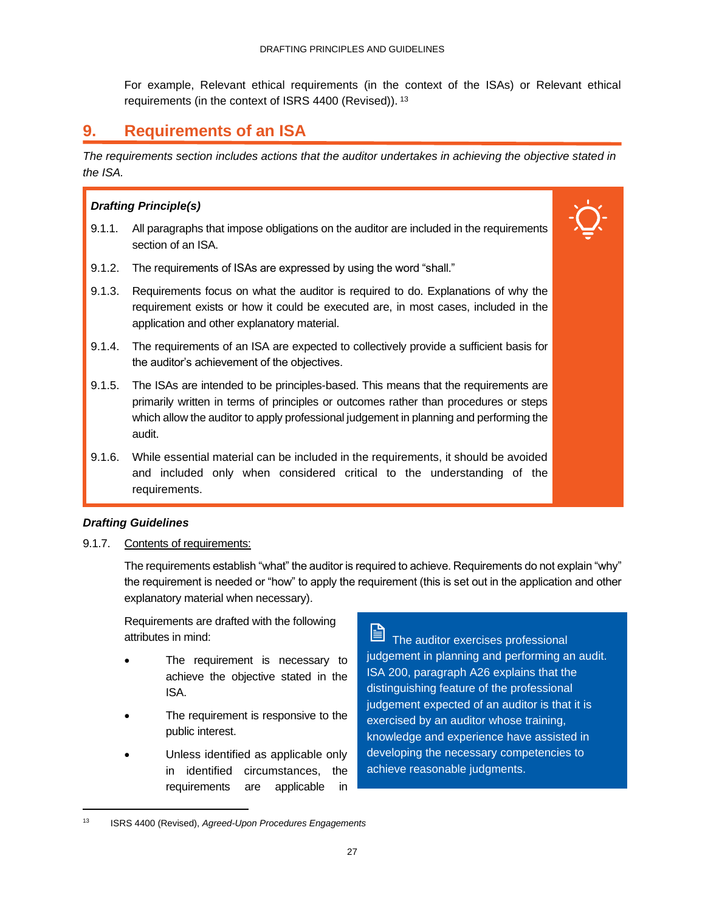For example, Relevant ethical requirements (in the context of the ISAs) or Relevant ethical requirements (in the context of ISRS 4400 (Revised)).[13]

## 9. Requirements of an ISA

*The requirements section includes actions that the auditor undertakes in achieving the objective stated in the ISA.*

***Drafting Principle(s)***

9.1.1. All paragraphs that impose obligations on the auditor are included in the requirements section of an ISA.

9.1.2. The requirements of ISAs are expressed by using the word "shall."

9.1.3. Requirements focus on what the auditor is required to do. Explanations of why the requirement exists or how it could be executed are, in most cases, included in the application and other explanatory material.

9.1.4. The requirements of an ISA are expected to collectively provide a sufficient basis for the auditor's achievement of the objectives.

9.1.5. The ISAs are intended to be principles-based. This means that the requirements are primarily written in terms of principles or outcomes rather than procedures or steps which allow the auditor to apply professional judgement in planning and performing the audit.

9.1.6. While essential material can be included in the requirements, it should be avoided and included only when considered critical to the understanding of the requirements.

***Drafting Guidelines***

9.1.7. Contents of requirements:

The requirements establish "what" the auditor is required to achieve. Requirements do not explain "why" the requirement is needed or "how" to apply the requirement (this is set out in the application and other explanatory material when necessary).

Requirements are drafted with the following attributes in mind:

- The requirement is necessary to achieve the objective stated in the ISA.
- The requirement is responsive to the public interest.
- Unless identified as applicable only in identified circumstances, the requirements are applicable in

The auditor exercises professional judgement in planning and performing an audit. ISA 200, paragraph A26 explains that the distinguishing feature of the professional judgement expected of an auditor is that it is exercised by an auditor whose training, knowledge and experience have assisted in developing the necessary competencies to achieve reasonable judgments.

[13] ISRS 4400 (Revised), *Agreed-Upon Procedures Engagements*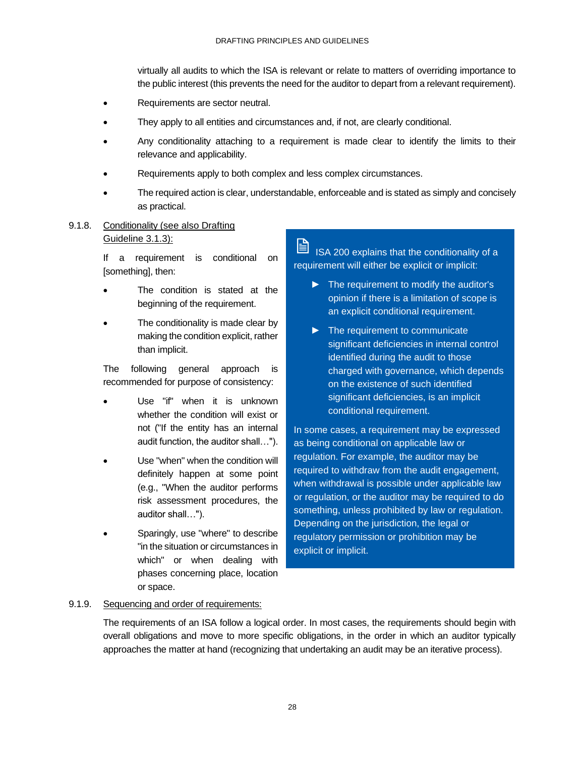virtually all audits to which the ISA is relevant or relate to matters of overriding importance to the public interest (this prevents the need for the auditor to depart from a relevant requirement).

- Requirements are sector neutral.
- They apply to all entities and circumstances and, if not, are clearly conditional.
- Any conditionality attaching to a requirement is made clear to identify the limits to their relevance and applicability.
- Requirements apply to both complex and less complex circumstances.
- The required action is clear, understandable, enforceable and is stated as simply and concisely as practical.

9.1.8. Conditionality (see also Drafting Guideline 3.1.3):

If a requirement is conditional on [something], then:

- The condition is stated at the beginning of the requirement.
- The conditionality is made clear by making the condition explicit, rather than implicit.

The following general approach is recommended for purpose of consistency:

- Use "if" when it is unknown whether the condition will exist or not ("If the entity has an internal audit function, the auditor shall…").
- Use "when" when the condition will definitely happen at some point (e.g., "When the auditor performs risk assessment procedures, the auditor shall…").
- Sparingly, use "where" to describe "in the situation or circumstances in which" or when dealing with phases concerning place, location or space.

> ISA 200 explains that the conditionality of a requirement will either be explicit or implicit:
>
> - The requirement to modify the auditor's opinion if there is a limitation of scope is an explicit conditional requirement.
> - The requirement to communicate significant deficiencies in internal control identified during the audit to those charged with governance, which depends on the existence of such identified significant deficiencies, is an implicit conditional requirement.
>
> In some cases, a requirement may be expressed as being conditional on applicable law or regulation. For example, the auditor may be required to withdraw from the audit engagement, when withdrawal is possible under applicable law or regulation, or the auditor may be required to do something, unless prohibited by law or regulation. Depending on the jurisdiction, the legal or regulatory permission or prohibition may be explicit or implicit.

9.1.9. Sequencing and order of requirements:

The requirements of an ISA follow a logical order. In most cases, the requirements should begin with overall obligations and move to more specific obligations, in the order in which an auditor typically approaches the matter at hand (recognizing that undertaking an audit may be an iterative process).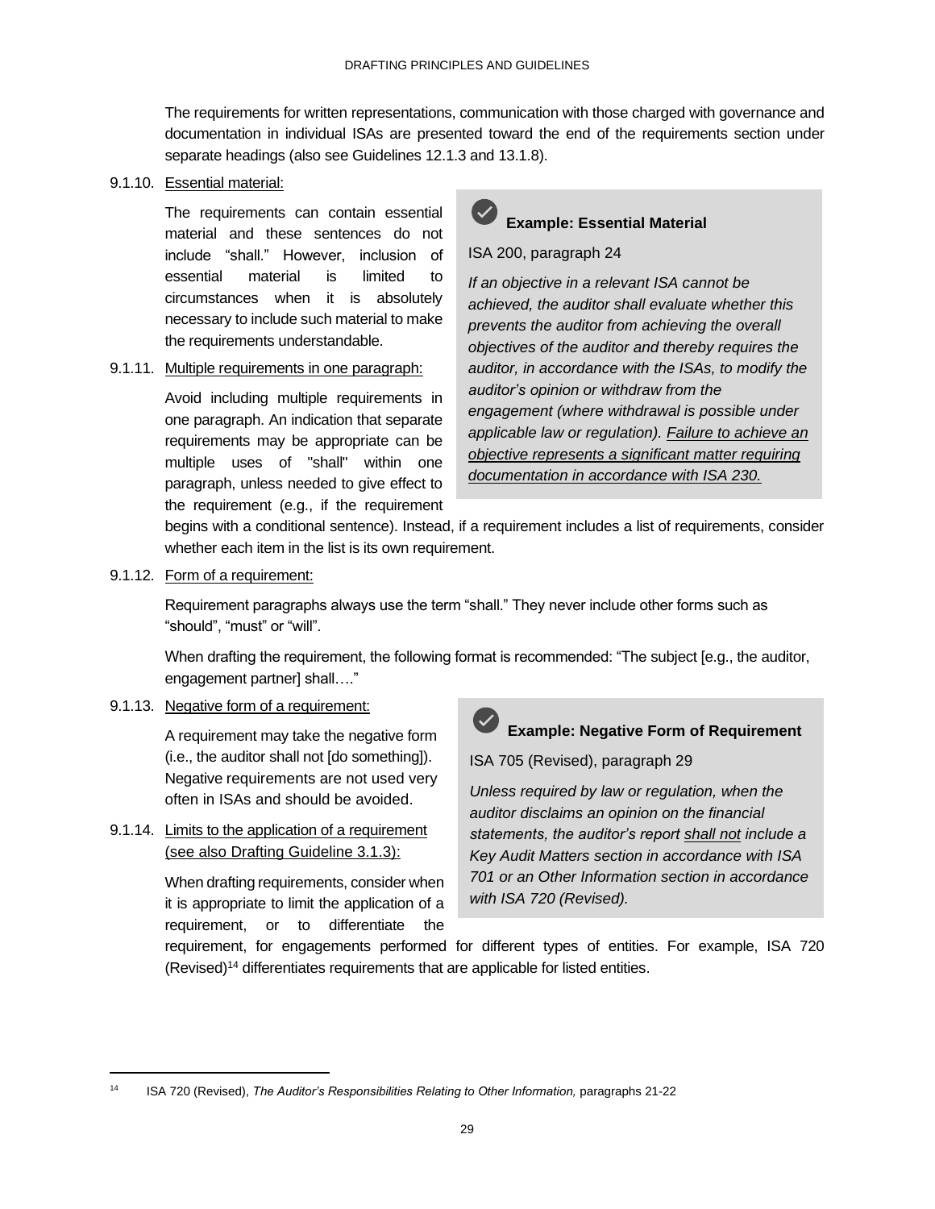The requirements for written representations, communication with those charged with governance and documentation in individual ISAs are presented toward the end of the requirements section under separate headings (also see Guidelines 12.1.3 and 13.1.8).

9.1.10. Essential material:

The requirements can contain essential material and these sentences do not include "shall." However, inclusion of essential material is limited to circumstances when it is absolutely necessary to include such material to make the requirements understandable.

> **Example: Essential Material**
>
> ISA 200, paragraph 24
>
> *If an objective in a relevant ISA cannot be achieved, the auditor shall evaluate whether this prevents the auditor from achieving the overall objectives of the auditor and thereby requires the auditor, in accordance with the ISAs, to modify the auditor's opinion or withdraw from the engagement (where withdrawal is possible under applicable law or regulation). <u>Failure to achieve an objective represents a significant matter requiring documentation in accordance with ISA 230.</u>*

9.1.11. Multiple requirements in one paragraph:

Avoid including multiple requirements in one paragraph. An indication that separate requirements may be appropriate can be multiple uses of "shall" within one paragraph, unless needed to give effect to the requirement (e.g., if the requirement begins with a conditional sentence). Instead, if a requirement includes a list of requirements, consider whether each item in the list is its own requirement.

9.1.12. Form of a requirement:

Requirement paragraphs always use the term "shall." They never include other forms such as "should", "must" or "will".

When drafting the requirement, the following format is recommended: "The subject [e.g., the auditor, engagement partner] shall…."

9.1.13. Negative form of a requirement:

A requirement may take the negative form (i.e., the auditor shall not [do something]). Negative requirements are not used very often in ISAs and should be avoided.

> **Example: Negative Form of Requirement**
>
> ISA 705 (Revised), paragraph 29
>
> *Unless required by law or regulation, when the auditor disclaims an opinion on the financial statements, the auditor's report <u>shall not</u> include a Key Audit Matters section in accordance with ISA 701 or an Other Information section in accordance with ISA 720 (Revised).*

9.1.14. Limits to the application of a requirement (see also Drafting Guideline 3.1.3):

When drafting requirements, consider when it is appropriate to limit the application of a requirement, or to differentiate the requirement, for engagements performed for different types of entities. For example, ISA 720 (Revised)[14] differentiates requirements that are applicable for listed entities.

[14] ISA 720 (Revised), *The Auditor's Responsibilities Relating to Other Information,* paragraphs 21-22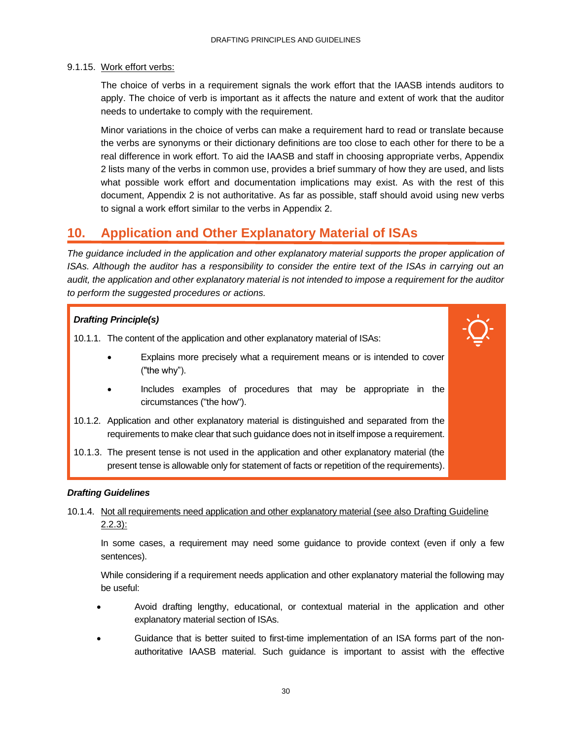9.1.15. Work effort verbs:

The choice of verbs in a requirement signals the work effort that the IAASB intends auditors to apply. The choice of verb is important as it affects the nature and extent of work that the auditor needs to undertake to comply with the requirement.

Minor variations in the choice of verbs can make a requirement hard to read or translate because the verbs are synonyms or their dictionary definitions are too close to each other for there to be a real difference in work effort. To aid the IAASB and staff in choosing appropriate verbs, Appendix 2 lists many of the verbs in common use, provides a brief summary of how they are used, and lists what possible work effort and documentation implications may exist. As with the rest of this document, Appendix 2 is not authoritative. As far as possible, staff should avoid using new verbs to signal a work effort similar to the verbs in Appendix 2.

## 10. Application and Other Explanatory Material of ISAs

*The guidance included in the application and other explanatory material supports the proper application of ISAs. Although the auditor has a responsibility to consider the entire text of the ISAs in carrying out an audit, the application and other explanatory material is not intended to impose a requirement for the auditor to perform the suggested procedures or actions.*

***Drafting Principle(s)***

10.1.1. The content of the application and other explanatory material of ISAs:

- Explains more precisely what a requirement means or is intended to cover ("the why").
- Includes examples of procedures that may be appropriate in the circumstances ("the how").

10.1.2. Application and other explanatory material is distinguished and separated from the requirements to make clear that such guidance does not in itself impose a requirement.

10.1.3. The present tense is not used in the application and other explanatory material (the present tense is allowable only for statement of facts or repetition of the requirements).

***Drafting Guidelines***

10.1.4. Not all requirements need application and other explanatory material (see also Drafting Guideline 2.2.3):

In some cases, a requirement may need some guidance to provide context (even if only a few sentences).

While considering if a requirement needs application and other explanatory material the following may be useful:

- Avoid drafting lengthy, educational, or contextual material in the application and other explanatory material section of ISAs.
- Guidance that is better suited to first-time implementation of an ISA forms part of the non-authoritative IAASB material. Such guidance is important to assist with the effective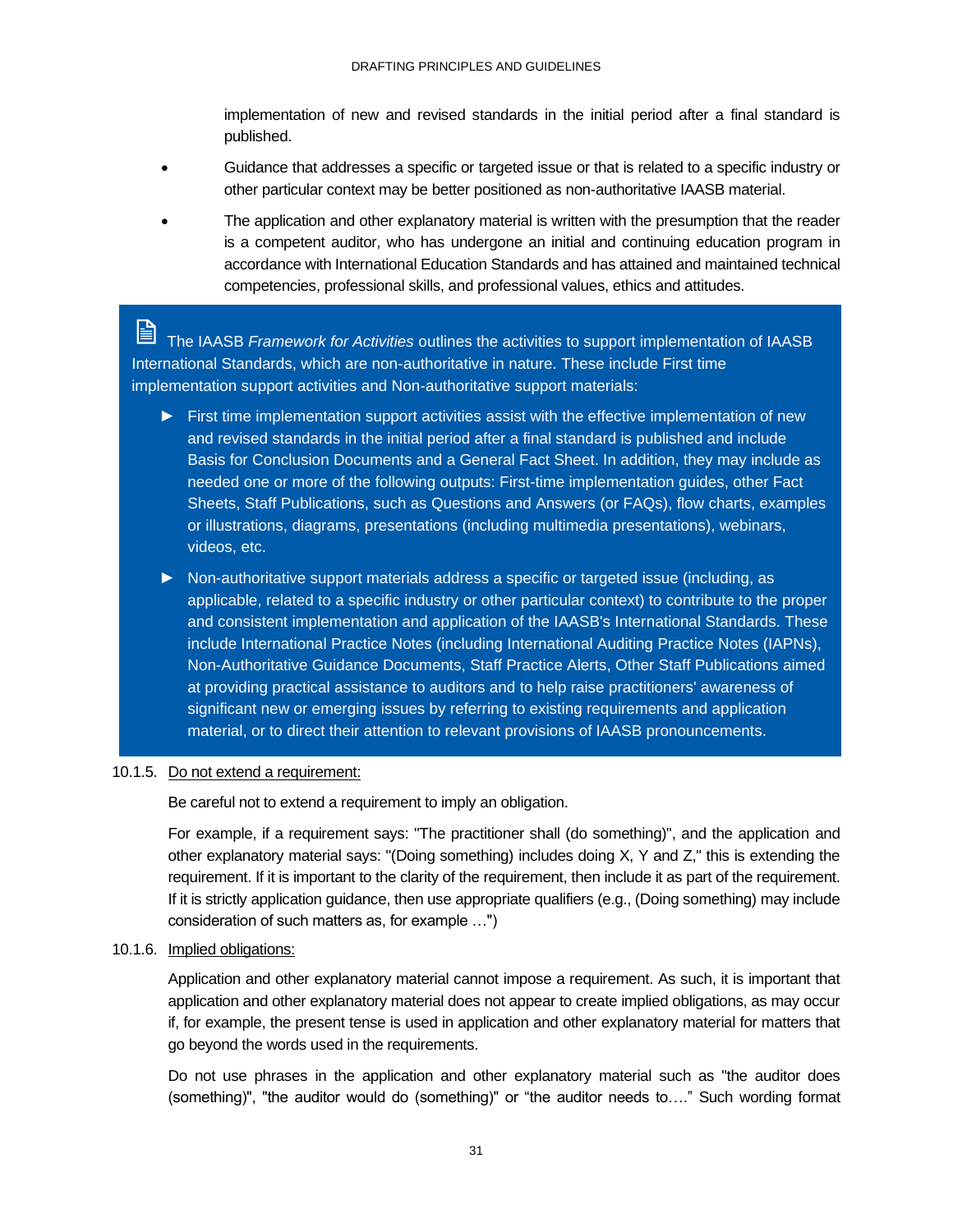implementation of new and revised standards in the initial period after a final standard is published.

- Guidance that addresses a specific or targeted issue or that is related to a specific industry or other particular context may be better positioned as non-authoritative IAASB material.
- The application and other explanatory material is written with the presumption that the reader is a competent auditor, who has undergone an initial and continuing education program in accordance with International Education Standards and has attained and maintained technical competencies, professional skills, and professional values, ethics and attitudes.

> The IAASB *Framework for Activities* outlines the activities to support implementation of IAASB International Standards, which are non-authoritative in nature. These include First time implementation support activities and Non-authoritative support materials:
>
> - First time implementation support activities assist with the effective implementation of new and revised standards in the initial period after a final standard is published and include Basis for Conclusion Documents and a General Fact Sheet. In addition, they may include as needed one or more of the following outputs: First-time implementation guides, other Fact Sheets, Staff Publications, such as Questions and Answers (or FAQs), flow charts, examples or illustrations, diagrams, presentations (including multimedia presentations), webinars, videos, etc.
> - Non-authoritative support materials address a specific or targeted issue (including, as applicable, related to a specific industry or other particular context) to contribute to the proper and consistent implementation and application of the IAASB's International Standards. These include International Practice Notes (including International Auditing Practice Notes (IAPNs), Non-Authoritative Guidance Documents, Staff Practice Alerts, Other Staff Publications aimed at providing practical assistance to auditors and to help raise practitioners' awareness of significant new or emerging issues by referring to existing requirements and application material, or to direct their attention to relevant provisions of IAASB pronouncements.

10.1.5. <u>Do not extend a requirement:</u>

Be careful not to extend a requirement to imply an obligation.

For example, if a requirement says: "The practitioner shall (do something)", and the application and other explanatory material says: "(Doing something) includes doing X, Y and Z," this is extending the requirement. If it is important to the clarity of the requirement, then include it as part of the requirement. If it is strictly application guidance, then use appropriate qualifiers (e.g., (Doing something) may include consideration of such matters as, for example …")

10.1.6. <u>Implied obligations:</u>

Application and other explanatory material cannot impose a requirement. As such, it is important that application and other explanatory material does not appear to create implied obligations, as may occur if, for example, the present tense is used in application and other explanatory material for matters that go beyond the words used in the requirements.

Do not use phrases in the application and other explanatory material such as "the auditor does (something)", "the auditor would do (something)" or "the auditor needs to…." Such wording format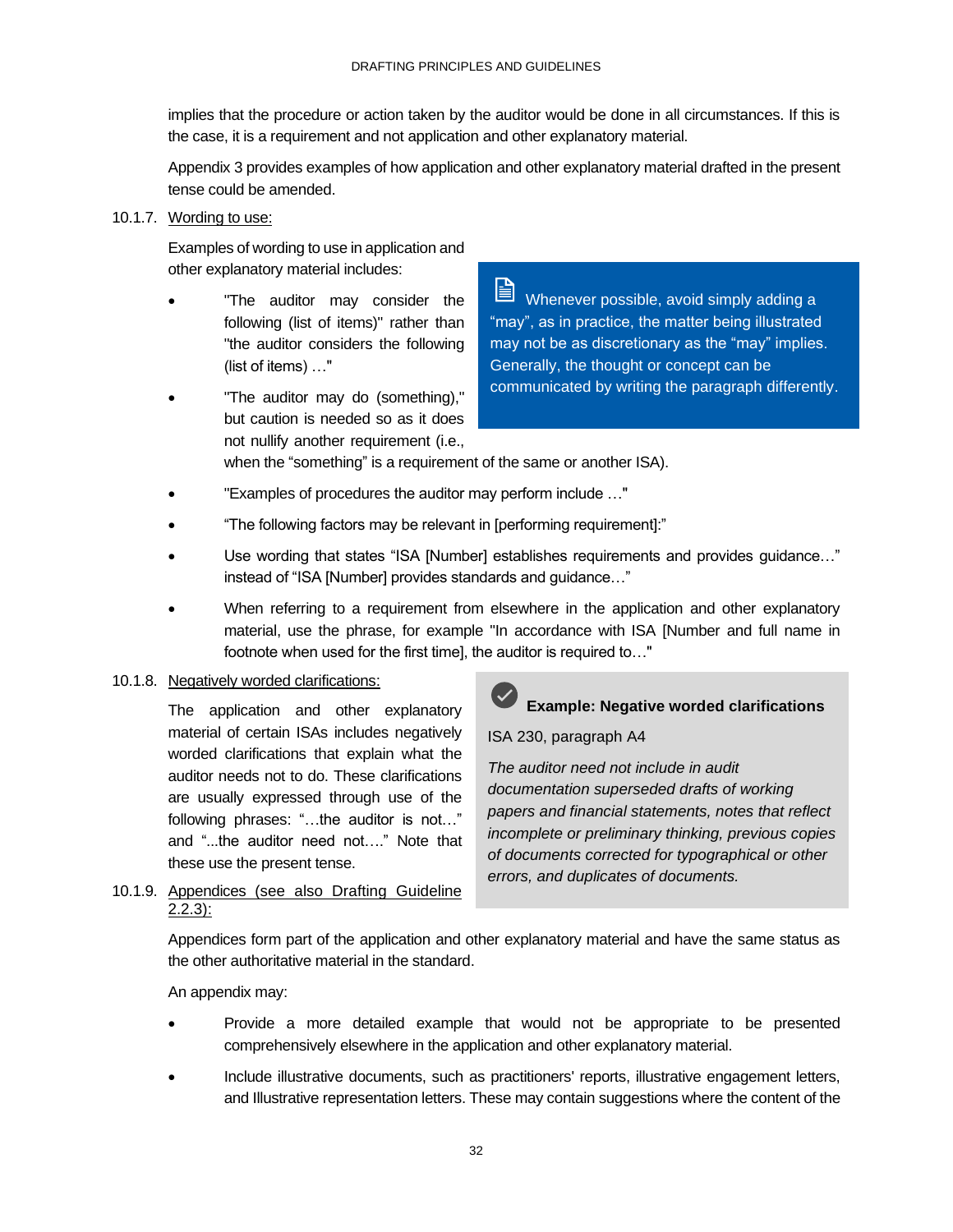implies that the procedure or action taken by the auditor would be done in all circumstances. If this is the case, it is a requirement and not application and other explanatory material.

Appendix 3 provides examples of how application and other explanatory material drafted in the present tense could be amended.

10.1.7. Wording to use:

Examples of wording to use in application and other explanatory material includes:

- "The auditor may consider the following (list of items)" rather than "the auditor considers the following (list of items) …"
- "The auditor may do (something)," but caution is needed so as it does not nullify another requirement (i.e., when the "something" is a requirement of the same or another ISA).
- "Examples of procedures the auditor may perform include …"
- "The following factors may be relevant in [performing requirement]:"
- Use wording that states "ISA [Number] establishes requirements and provides guidance…" instead of "ISA [Number] provides standards and guidance…"
- When referring to a requirement from elsewhere in the application and other explanatory material, use the phrase, for example "In accordance with ISA [Number and full name in footnote when used for the first time], the auditor is required to…"

> Whenever possible, avoid simply adding a "may", as in practice, the matter being illustrated may not be as discretionary as the "may" implies. Generally, the thought or concept can be communicated by writing the paragraph differently.

10.1.8. Negatively worded clarifications:

The application and other explanatory material of certain ISAs includes negatively worded clarifications that explain what the auditor needs not to do. These clarifications are usually expressed through use of the following phrases: "…the auditor is not…" and "...the auditor need not…." Note that these use the present tense.

> **Example: Negative worded clarifications**
>
> ISA 230, paragraph A4
>
> *The auditor need not include in audit documentation superseded drafts of working papers and financial statements, notes that reflect incomplete or preliminary thinking, previous copies of documents corrected for typographical or other errors, and duplicates of documents.*

10.1.9. Appendices (see also Drafting Guideline 2.2.3):

Appendices form part of the application and other explanatory material and have the same status as the other authoritative material in the standard.

An appendix may:

- Provide a more detailed example that would not be appropriate to be presented comprehensively elsewhere in the application and other explanatory material.
- Include illustrative documents, such as practitioners' reports, illustrative engagement letters, and Illustrative representation letters. These may contain suggestions where the content of the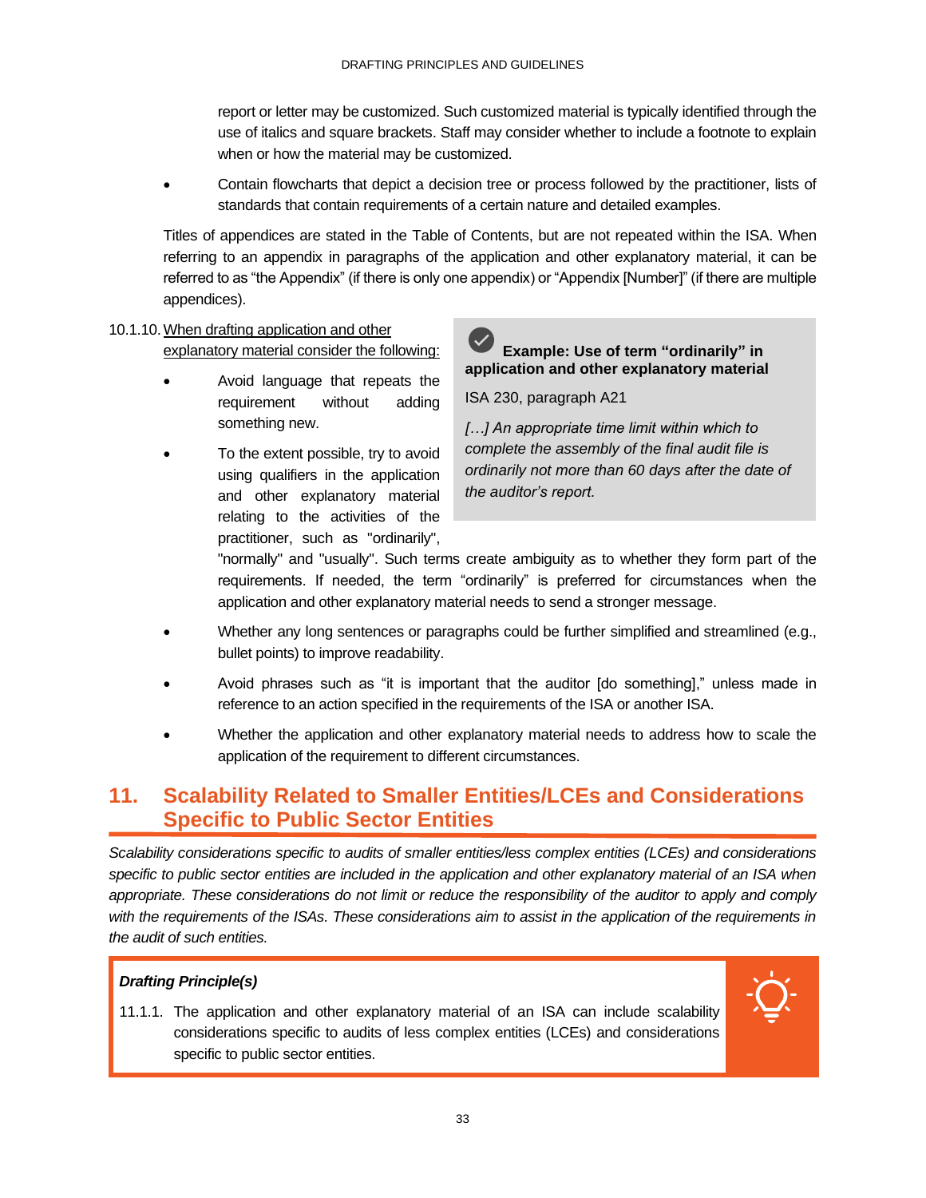report or letter may be customized. Such customized material is typically identified through the use of italics and square brackets. Staff may consider whether to include a footnote to explain when or how the material may be customized.

- Contain flowcharts that depict a decision tree or process followed by the practitioner, lists of standards that contain requirements of a certain nature and detailed examples.

Titles of appendices are stated in the Table of Contents, but are not repeated within the ISA. When referring to an appendix in paragraphs of the application and other explanatory material, it can be referred to as "the Appendix" (if there is only one appendix) or "Appendix [Number]" (if there are multiple appendices).

10.1.10. When drafting application and other explanatory material consider the following:

- Avoid language that repeats the requirement without adding something new.
- To the extent possible, try to avoid using qualifiers in the application and other explanatory material relating to the activities of the practitioner, such as "ordinarily", "normally" and "usually". Such terms create ambiguity as to whether they form part of the requirements. If needed, the term "ordinarily" is preferred for circumstances when the application and other explanatory material needs to send a stronger message.
- Whether any long sentences or paragraphs could be further simplified and streamlined (e.g., bullet points) to improve readability.
- Avoid phrases such as "it is important that the auditor [do something]," unless made in reference to an action specified in the requirements of the ISA or another ISA.
- Whether the application and other explanatory material needs to address how to scale the application of the requirement to different circumstances.

> **Example: Use of term "ordinarily" in application and other explanatory material**
>
> ISA 230, paragraph A21
>
> *[…] An appropriate time limit within which to complete the assembly of the final audit file is ordinarily not more than 60 days after the date of the auditor's report.*

## 11. Scalability Related to Smaller Entities/LCEs and Considerations Specific to Public Sector Entities

*Scalability considerations specific to audits of smaller entities/less complex entities (LCEs) and considerations specific to public sector entities are included in the application and other explanatory material of an ISA when appropriate. These considerations do not limit or reduce the responsibility of the auditor to apply and comply with the requirements of the ISAs. These considerations aim to assist in the application of the requirements in the audit of such entities.*

> ***Drafting Principle(s)***
>
> 11.1.1. The application and other explanatory material of an ISA can include scalability considerations specific to audits of less complex entities (LCEs) and considerations specific to public sector entities.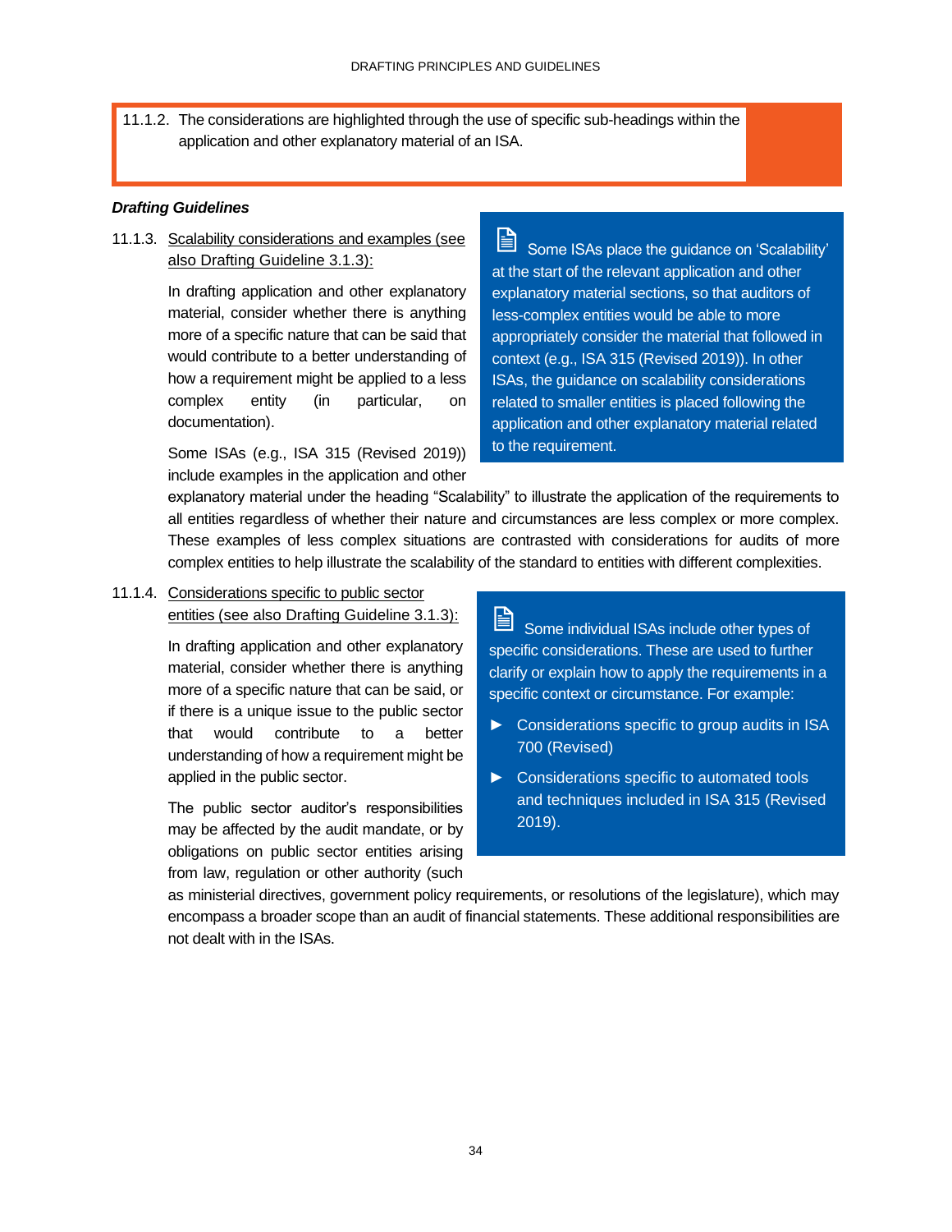11.1.2. The considerations are highlighted through the use of specific sub-headings within the application and other explanatory material of an ISA.

***Drafting Guidelines***

11.1.3. Scalability considerations and examples (see also Drafting Guideline 3.1.3):

In drafting application and other explanatory material, consider whether there is anything more of a specific nature that can be said that would contribute to a better understanding of how a requirement might be applied to a less complex entity (in particular, on documentation).

Some ISAs (e.g., ISA 315 (Revised 2019)) include examples in the application and other explanatory material under the heading "Scalability" to illustrate the application of the requirements to all entities regardless of whether their nature and circumstances are less complex or more complex. These examples of less complex situations are contrasted with considerations for audits of more complex entities to help illustrate the scalability of the standard to entities with different complexities.

> Some ISAs place the guidance on 'Scalability' at the start of the relevant application and other explanatory material sections, so that auditors of less-complex entities would be able to more appropriately consider the material that followed in context (e.g., ISA 315 (Revised 2019)). In other ISAs, the guidance on scalability considerations related to smaller entities is placed following the application and other explanatory material related to the requirement.

11.1.4. Considerations specific to public sector entities (see also Drafting Guideline 3.1.3):

In drafting application and other explanatory material, consider whether there is anything more of a specific nature that can be said, or if there is a unique issue to the public sector that would contribute to a better understanding of how a requirement might be applied in the public sector.

The public sector auditor's responsibilities may be affected by the audit mandate, or by obligations on public sector entities arising from law, regulation or other authority (such as ministerial directives, government policy requirements, or resolutions of the legislature), which may encompass a broader scope than an audit of financial statements. These additional responsibilities are not dealt with in the ISAs.

> Some individual ISAs include other types of specific considerations. These are used to further clarify or explain how to apply the requirements in a specific context or circumstance. For example:
>
> - Considerations specific to group audits in ISA 700 (Revised)
> - Considerations specific to automated tools and techniques included in ISA 315 (Revised 2019).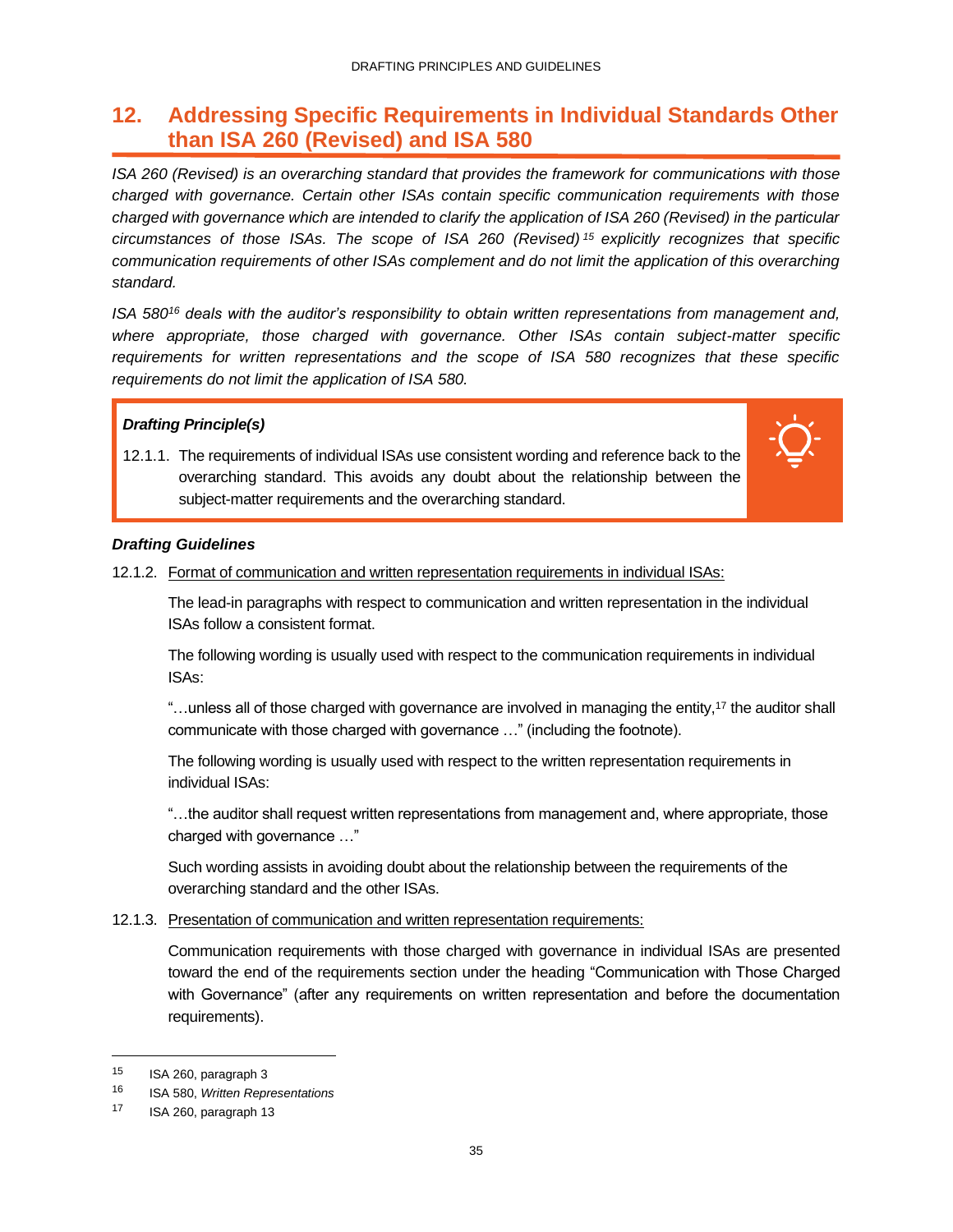## 12. Addressing Specific Requirements in Individual Standards Other than ISA 260 (Revised) and ISA 580

*ISA 260 (Revised) is an overarching standard that provides the framework for communications with those charged with governance. Certain other ISAs contain specific communication requirements with those charged with governance which are intended to clarify the application of ISA 260 (Revised) in the particular circumstances of those ISAs. The scope of ISA 260 (Revised)*[15] *explicitly recognizes that specific communication requirements of other ISAs complement and do not limit the application of this overarching standard.*

*ISA 580*[16] *deals with the auditor's responsibility to obtain written representations from management and, where appropriate, those charged with governance. Other ISAs contain subject-matter specific requirements for written representations and the scope of ISA 580 recognizes that these specific requirements do not limit the application of ISA 580.*

***Drafting Principle(s)***

12.1.1. The requirements of individual ISAs use consistent wording and reference back to the overarching standard. This avoids any doubt about the relationship between the subject-matter requirements and the overarching standard.

***Drafting Guidelines***

12.1.2. Format of communication and written representation requirements in individual ISAs:

The lead-in paragraphs with respect to communication and written representation in the individual ISAs follow a consistent format.

The following wording is usually used with respect to the communication requirements in individual ISAs:

"…unless all of those charged with governance are involved in managing the entity,[17] the auditor shall communicate with those charged with governance …" (including the footnote).

The following wording is usually used with respect to the written representation requirements in individual ISAs:

"…the auditor shall request written representations from management and, where appropriate, those charged with governance …"

Such wording assists in avoiding doubt about the relationship between the requirements of the overarching standard and the other ISAs.

12.1.3. Presentation of communication and written representation requirements:

Communication requirements with those charged with governance in individual ISAs are presented toward the end of the requirements section under the heading "Communication with Those Charged with Governance" (after any requirements on written representation and before the documentation requirements).

---

[15] ISA 260, paragraph 3

[16] ISA 580, *Written Representations*

[17] ISA 260, paragraph 13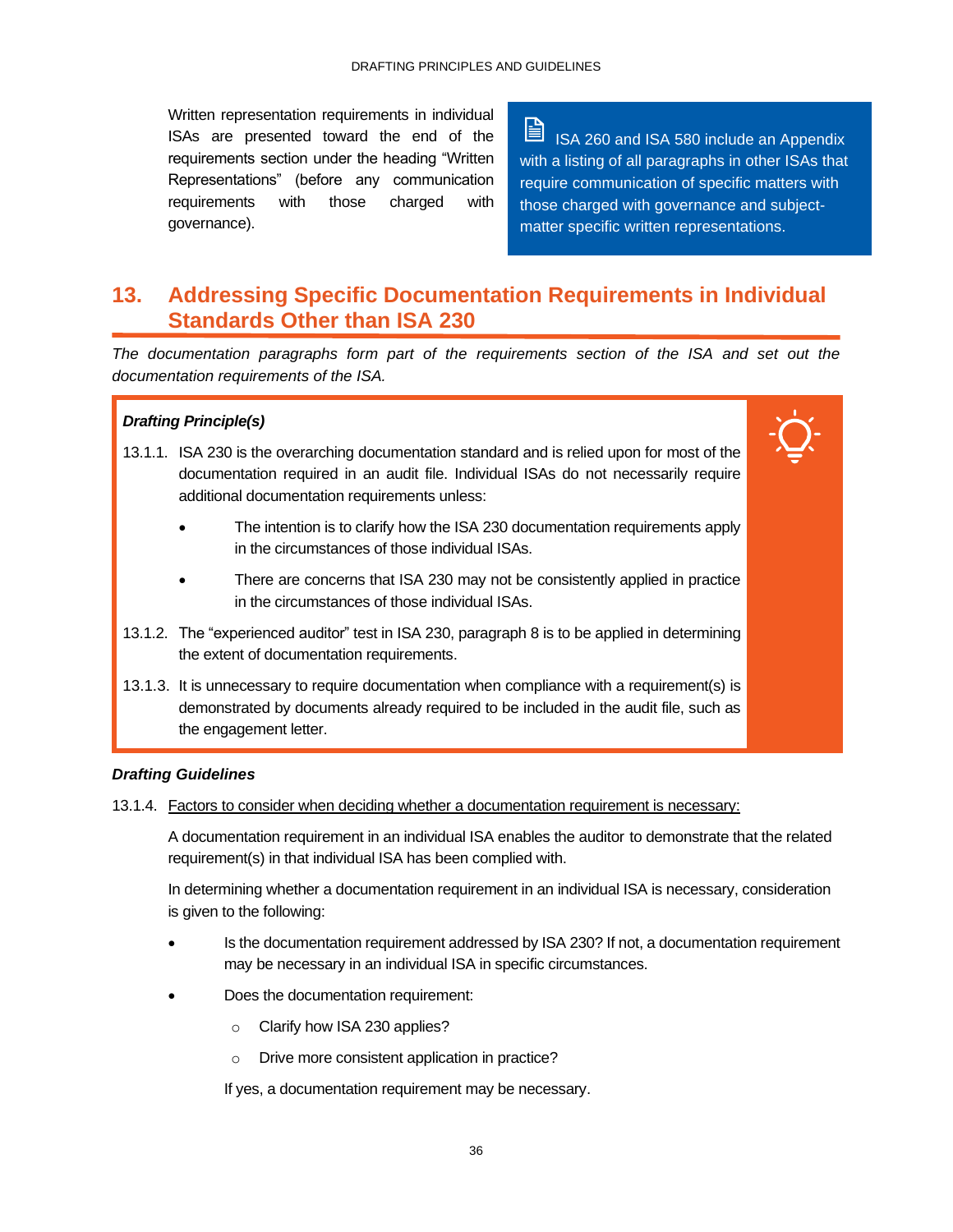Written representation requirements in individual ISAs are presented toward the end of the requirements section under the heading "Written Representations" (before any communication requirements with those charged with governance).

> ISA 260 and ISA 580 include an Appendix with a listing of all paragraphs in other ISAs that require communication of specific matters with those charged with governance and subject-matter specific written representations.

## 13. Addressing Specific Documentation Requirements in Individual Standards Other than ISA 230

*The documentation paragraphs form part of the requirements section of the ISA and set out the documentation requirements of the ISA.*

***Drafting Principle(s)***

13.1.1. ISA 230 is the overarching documentation standard and is relied upon for most of the documentation required in an audit file. Individual ISAs do not necessarily require additional documentation requirements unless:

- The intention is to clarify how the ISA 230 documentation requirements apply in the circumstances of those individual ISAs.
- There are concerns that ISA 230 may not be consistently applied in practice in the circumstances of those individual ISAs.

13.1.2. The "experienced auditor" test in ISA 230, paragraph 8 is to be applied in determining the extent of documentation requirements.

13.1.3. It is unnecessary to require documentation when compliance with a requirement(s) is demonstrated by documents already required to be included in the audit file, such as the engagement letter.

***Drafting Guidelines***

13.1.4. Factors to consider when deciding whether a documentation requirement is necessary:

A documentation requirement in an individual ISA enables the auditor to demonstrate that the related requirement(s) in that individual ISA has been complied with.

In determining whether a documentation requirement in an individual ISA is necessary, consideration is given to the following:

- Is the documentation requirement addressed by ISA 230? If not, a documentation requirement may be necessary in an individual ISA in specific circumstances.
- Does the documentation requirement:
  - Clarify how ISA 230 applies?
  - Drive more consistent application in practice?

  If yes, a documentation requirement may be necessary.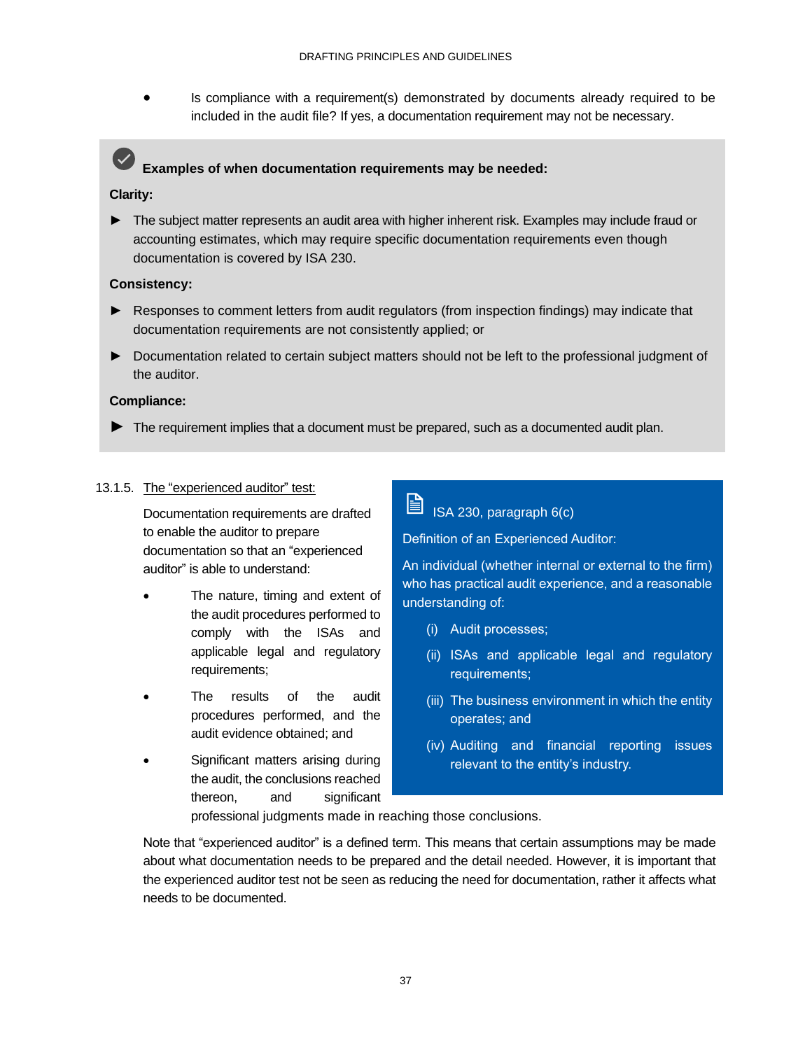- Is compliance with a requirement(s) demonstrated by documents already required to be included in the audit file? If yes, a documentation requirement may not be necessary.

> **Examples of when documentation requirements may be needed:**
>
> **Clarity:**
>
> ► The subject matter represents an audit area with higher inherent risk. Examples may include fraud or accounting estimates, which may require specific documentation requirements even though documentation is covered by ISA 230.
>
> **Consistency:**
>
> ► Responses to comment letters from audit regulators (from inspection findings) may indicate that documentation requirements are not consistently applied; or
>
> ► Documentation related to certain subject matters should not be left to the professional judgment of the auditor.
>
> **Compliance:**
>
> ► The requirement implies that a document must be prepared, such as a documented audit plan.

13.1.5. <u>The "experienced auditor" test:</u>

Documentation requirements are drafted to enable the auditor to prepare documentation so that an "experienced auditor" is able to understand:

- The nature, timing and extent of the audit procedures performed to comply with the ISAs and applicable legal and regulatory requirements;
- The results of the audit procedures performed, and the audit evidence obtained; and
- Significant matters arising during the audit, the conclusions reached thereon, and significant professional judgments made in reaching those conclusions.

> ISA 230, paragraph 6(c)
>
> Definition of an Experienced Auditor:
>
> An individual (whether internal or external to the firm) who has practical audit experience, and a reasonable understanding of:
>
> (i) Audit processes;
>
> (ii) ISAs and applicable legal and regulatory requirements;
>
> (iii) The business environment in which the entity operates; and
>
> (iv) Auditing and financial reporting issues relevant to the entity's industry.

Note that "experienced auditor" is a defined term. This means that certain assumptions may be made about what documentation needs to be prepared and the detail needed. However, it is important that the experienced auditor test not be seen as reducing the need for documentation, rather it affects what needs to be documented.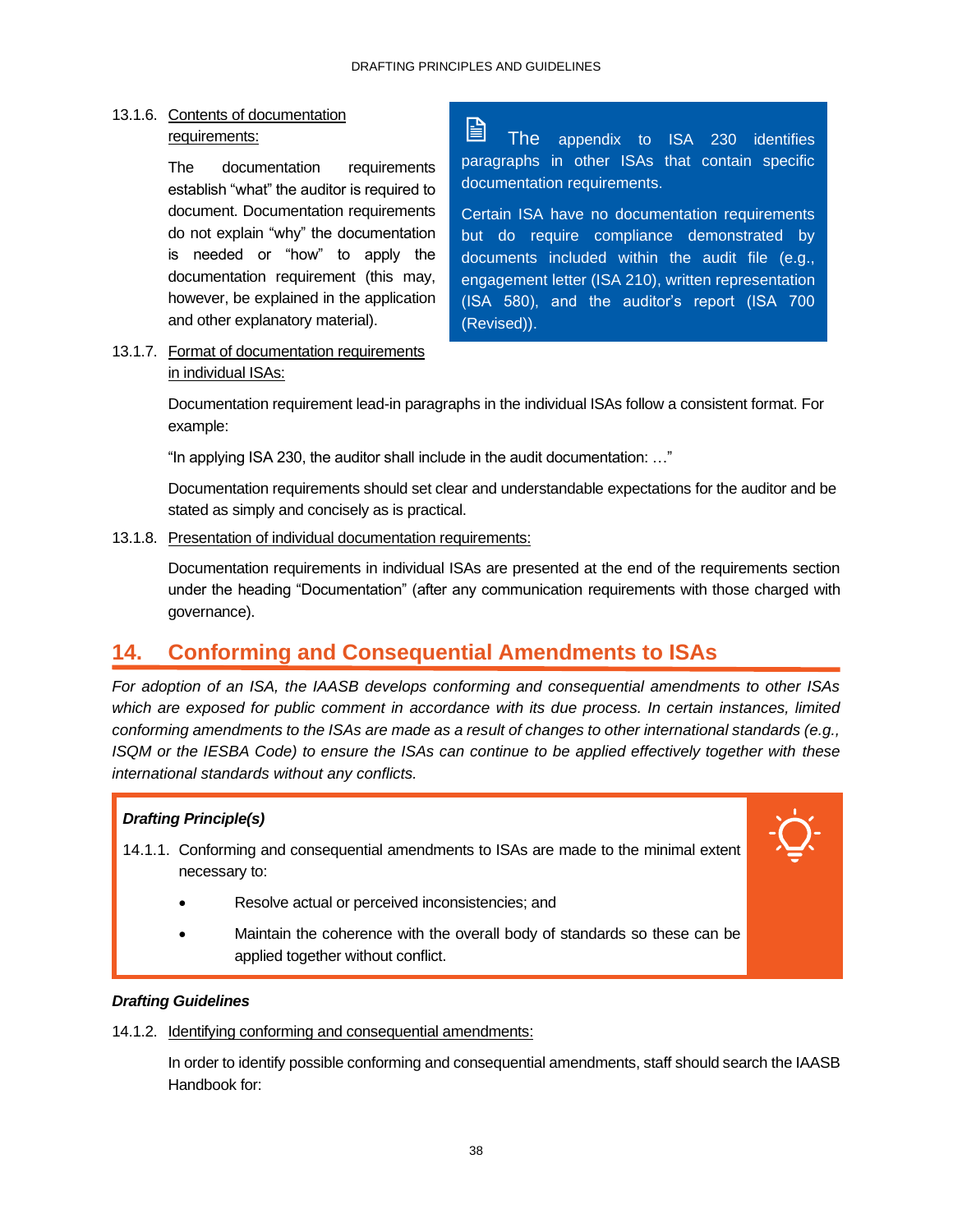13.1.6. Contents of documentation requirements:

The documentation requirements establish "what" the auditor is required to document. Documentation requirements do not explain "why" the documentation is needed or "how" to apply the documentation requirement (this may, however, be explained in the application and other explanatory material).

> The appendix to ISA 230 identifies paragraphs in other ISAs that contain specific documentation requirements.
>
> Certain ISA have no documentation requirements but do require compliance demonstrated by documents included within the audit file (e.g., engagement letter (ISA 210), written representation (ISA 580), and the auditor's report (ISA 700 (Revised)).

13.1.7. Format of documentation requirements in individual ISAs:

Documentation requirement lead-in paragraphs in the individual ISAs follow a consistent format. For example:

"In applying ISA 230, the auditor shall include in the audit documentation: …"

Documentation requirements should set clear and understandable expectations for the auditor and be stated as simply and concisely as is practical.

13.1.8. Presentation of individual documentation requirements:

Documentation requirements in individual ISAs are presented at the end of the requirements section under the heading "Documentation" (after any communication requirements with those charged with governance).

## 14. Conforming and Consequential Amendments to ISAs

*For adoption of an ISA, the IAASB develops conforming and consequential amendments to other ISAs which are exposed for public comment in accordance with its due process. In certain instances, limited conforming amendments to the ISAs are made as a result of changes to other international standards (e.g., ISQM or the IESBA Code) to ensure the ISAs can continue to be applied effectively together with these international standards without any conflicts.*

***Drafting Principle(s)***

14.1.1. Conforming and consequential amendments to ISAs are made to the minimal extent necessary to:

- Resolve actual or perceived inconsistencies; and
- Maintain the coherence with the overall body of standards so these can be applied together without conflict.

***Drafting Guidelines***

14.1.2. Identifying conforming and consequential amendments:

In order to identify possible conforming and consequential amendments, staff should search the IAASB Handbook for: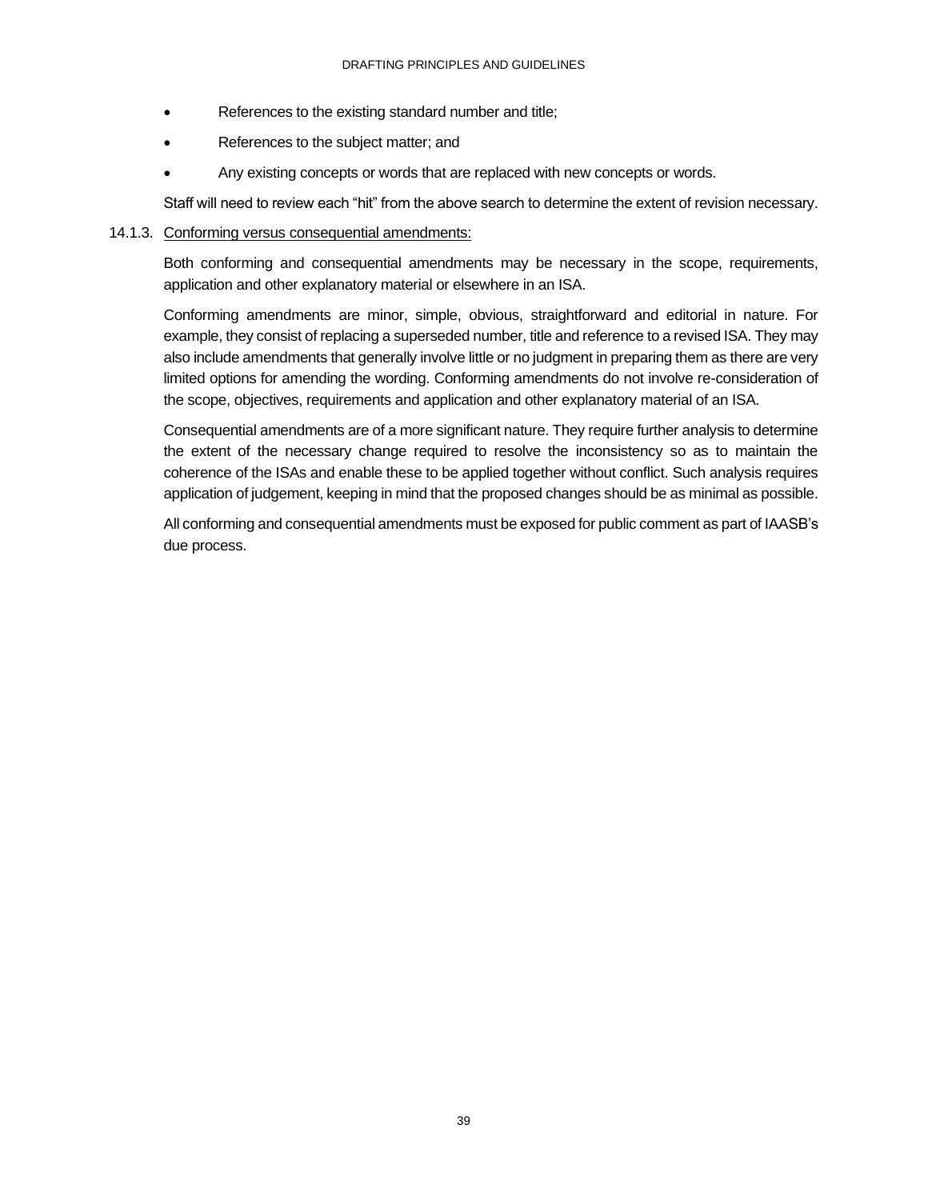- References to the existing standard number and title;
- References to the subject matter; and
- Any existing concepts or words that are replaced with new concepts or words.

Staff will need to review each "hit" from the above search to determine the extent of revision necessary.

14.1.3. <u>Conforming versus consequential amendments:</u>

Both conforming and consequential amendments may be necessary in the scope, requirements, application and other explanatory material or elsewhere in an ISA.

Conforming amendments are minor, simple, obvious, straightforward and editorial in nature. For example, they consist of replacing a superseded number, title and reference to a revised ISA. They may also include amendments that generally involve little or no judgment in preparing them as there are very limited options for amending the wording. Conforming amendments do not involve re-consideration of the scope, objectives, requirements and application and other explanatory material of an ISA.

Consequential amendments are of a more significant nature. They require further analysis to determine the extent of the necessary change required to resolve the inconsistency so as to maintain the coherence of the ISAs and enable these to be applied together without conflict. Such analysis requires application of judgement, keeping in mind that the proposed changes should be as minimal as possible.

All conforming and consequential amendments must be exposed for public comment as part of IAASB's due process.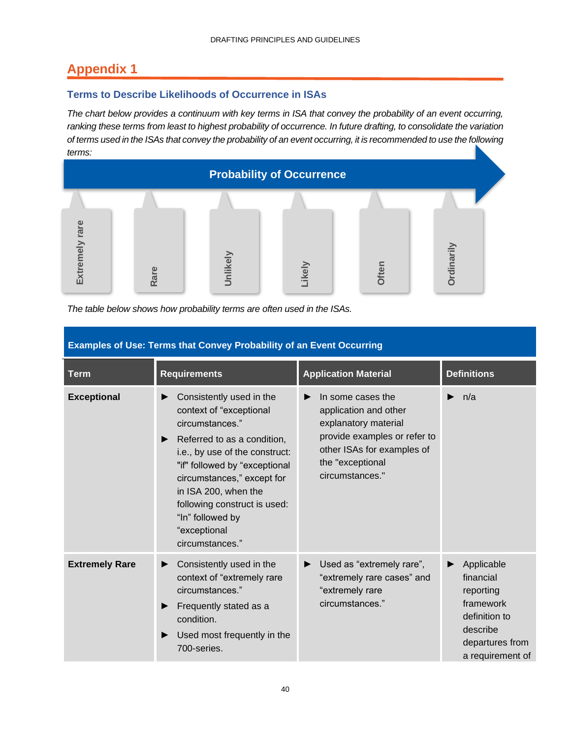# Appendix 1

## Terms to Describe Likelihoods of Occurrence in ISAs

*The chart below provides a continuum with key terms in ISA that convey the probability of an event occurring, ranking these terms from least to highest probability of occurrence. In future drafting, to consolidate the variation of terms used in the ISAs that convey the probability of an event occurring, it is recommended to use the following terms:*

**Probability of Occurrence**

Extremely rare → Rare → Unlikely → Likely → Often → Ordinarily

*The table below shows how probability terms are often used in the ISAs.*

**Examples of Use: Terms that Convey Probability of an Event Occurring**

| Term | Requirements | Application Material | Definitions |
|---|---|---|---|
| **Exceptional** | ► Consistently used in the context of "exceptional circumstances." <br> ► Referred to as a condition, i.e., by use of the construct: "if" followed by "exceptional circumstances," except for in ISA 200, when the following construct is used: "In" followed by "exceptional circumstances." | ► In some cases the application and other explanatory material provide examples or refer to other ISAs for examples of the "exceptional circumstances." | ► n/a |
| **Extremely Rare** | ► Consistently used in the context of "extremely rare circumstances." <br> ► Frequently stated as a condition. <br> ► Used most frequently in the 700-series. | ► Used as "extremely rare", "extremely rare cases" and "extremely rare circumstances." | ► Applicable financial reporting framework definition to describe departures from a requirement of |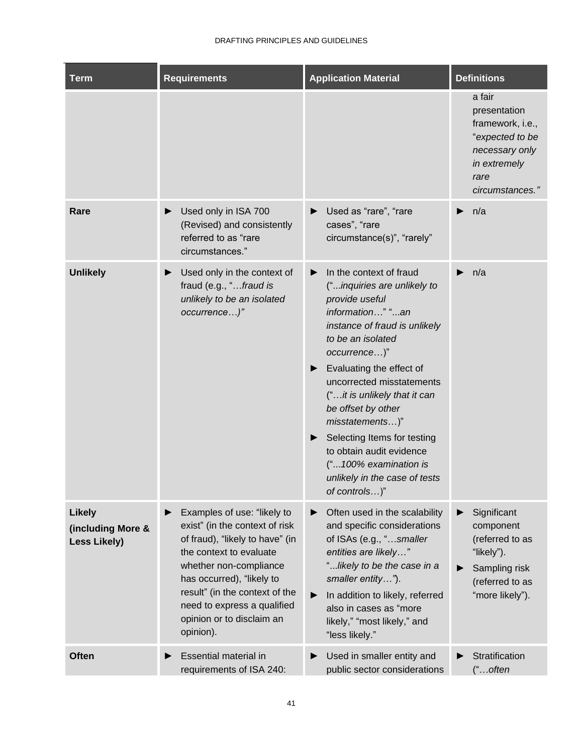| Term | Requirements | Application Material | Definitions |
|---|---|---|---|
| | | | a fair presentation framework, i.e., "*expected to be necessary only in extremely rare circumstances."* |
| **Rare** | ► Used only in ISA 700 (Revised) and consistently referred to as "rare circumstances." | ► Used as "rare", "rare cases", "rare circumstance(s)", "rarely" | ► n/a |
| **Unlikely** | ► Used only in the context of fraud (e.g., "…*fraud is unlikely to be an isolated occurrence…)"* | ► In the context of fraud ("...*inquiries are unlikely to provide useful information*…" "...*an instance of fraud is unlikely to be an isolated occurrence*…)" ► Evaluating the effect of uncorrected misstatements ("…*it is unlikely that it can be offset by other misstatements*…)" ► Selecting Items for testing to obtain audit evidence ("...*100% examination is unlikely in the case of tests of controls*…)" | ► n/a |
| **Likely (including More & Less Likely)** | ► Examples of use: "likely to exist" (in the context of risk of fraud), "likely to have" (in the context to evaluate whether non-compliance has occurred), "likely to result" (in the context of the need to express a qualified opinion or to disclaim an opinion). | ► Often used in the scalability and specific considerations of ISAs (e.g., "…*smaller entities are likely…"* "...*likely to be the case in a smaller entity…"*). ► In addition to likely, referred also in cases as "more likely," "most likely," and "less likely." | ► Significant component (referred to as "likely"). ► Sampling risk (referred to as "more likely"). |
| **Often** | ► Essential material in requirements of ISA 240: | ► Used in smaller entity and public sector considerations | ► Stratification ("…*often* |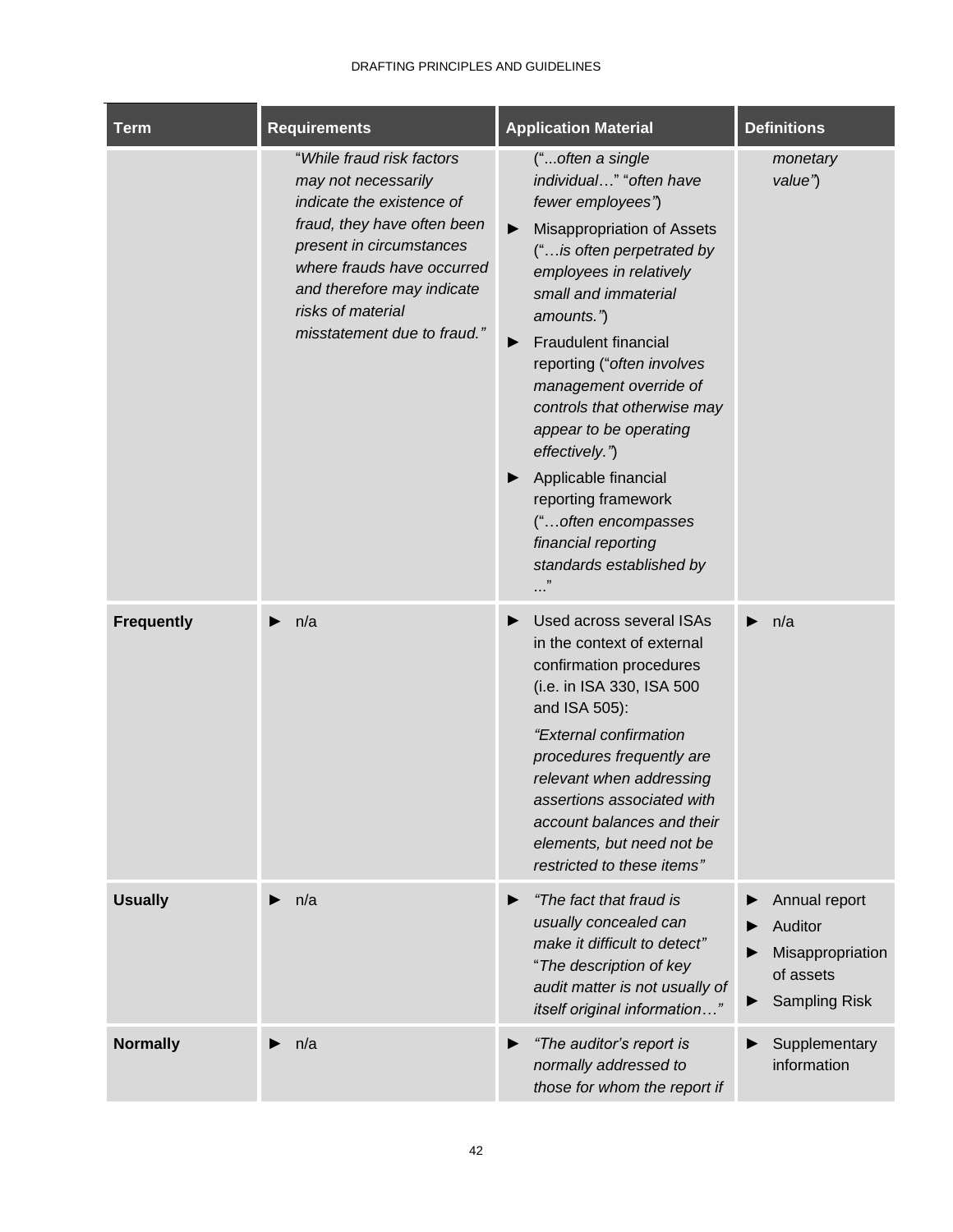| Term | Requirements | Application Material | Definitions |
|---|---|---|---|
| | "*While fraud risk factors may not necessarily indicate the existence of fraud, they have often been present in circumstances where frauds have occurred and therefore may indicate risks of material misstatement due to fraud.*" | ("*...often a single individual…*" "*often have fewer employees"*) ► Misappropriation of Assets ("*…is often perpetrated by employees in relatively small and immaterial amounts."*) ► Fraudulent financial reporting ("*often involves management override of controls that otherwise may appear to be operating effectively."*) ► Applicable financial reporting framework ("*…often encompasses financial reporting standards established by ...*" | *monetary value"*) |
| **Frequently** | ► n/a | ► Used across several ISAs in the context of external confirmation procedures (i.e. in ISA 330, ISA 500 and ISA 505): *"External confirmation procedures frequently are relevant when addressing assertions associated with account balances and their elements, but need not be restricted to these items"* | ► n/a |
| **Usually** | ► n/a | ► *"The fact that fraud is usually concealed can make it difficult to detect"* "*The description of key audit matter is not usually of itself original information…"* | ► Annual report ► Auditor ► Misappropriation of assets ► Sampling Risk |
| **Normally** | ► n/a | ► *"The auditor's report is normally addressed to those for whom the report if* | ► Supplementary information |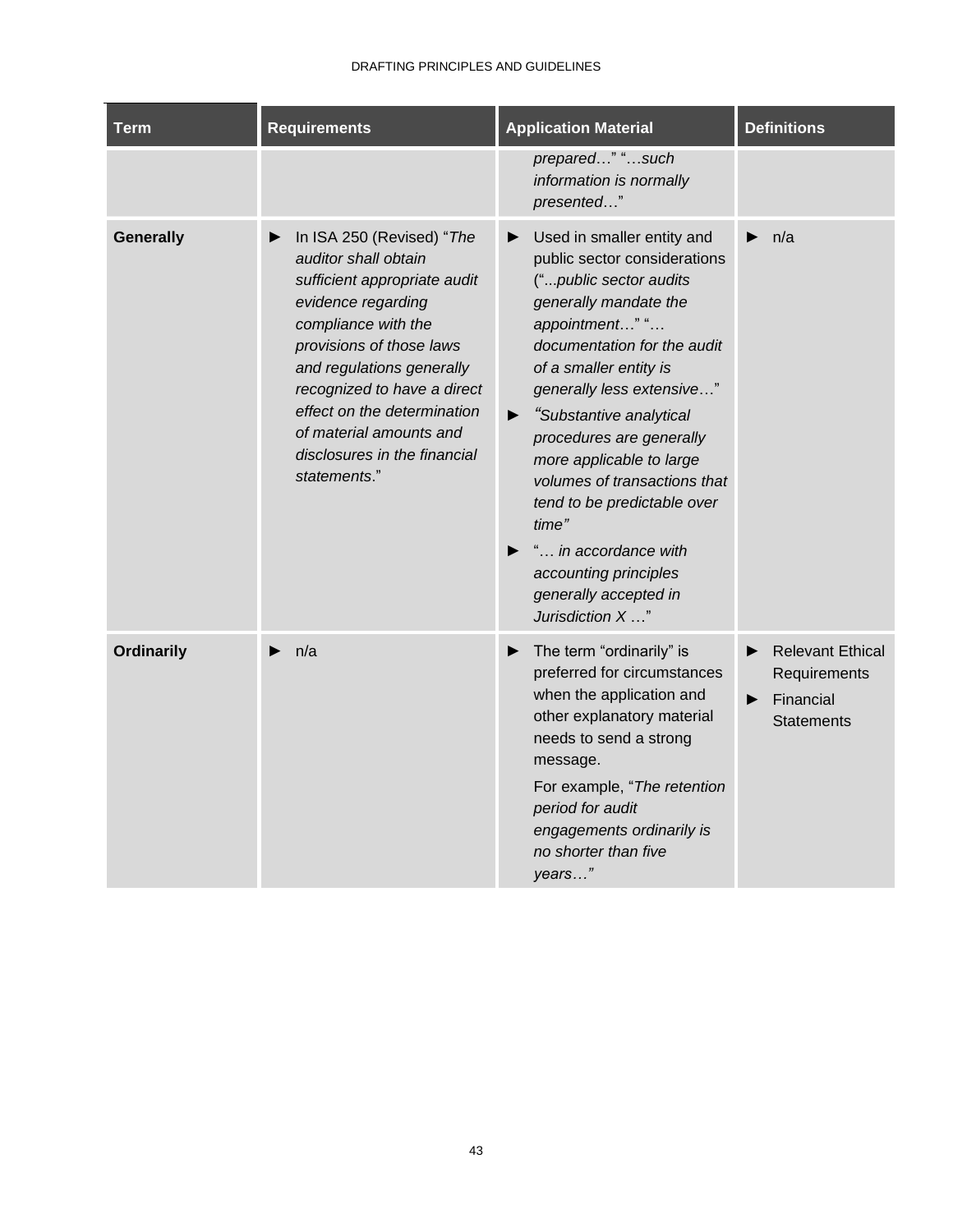| Term | Requirements | Application Material | Definitions |
|---|---|---|---|
| | | *prepared…*" "*…such information is normally presented…*" | |
| **Generally** | ► In ISA 250 (Revised) "*The auditor shall obtain sufficient appropriate audit evidence regarding compliance with the provisions of those laws and regulations generally recognized to have a direct effect on the determination of material amounts and disclosures in the financial statements*." | ► Used in smaller entity and public sector considerations ("*...public sector audits generally mandate the appointment…*" "*… documentation for the audit of a smaller entity is generally less extensive…*" <br> ► *"Substantive analytical procedures are generally more applicable to large volumes of transactions that tend to be predictable over time"* <br> ► "*… in accordance with accounting principles generally accepted in Jurisdiction X …*" | ► n/a |
| **Ordinarily** | ► n/a | ► The term "ordinarily" is preferred for circumstances when the application and other explanatory material needs to send a strong message. <br> For example, "*The retention period for audit engagements ordinarily is no shorter than five years…"* | ► Relevant Ethical Requirements <br> ► Financial Statements |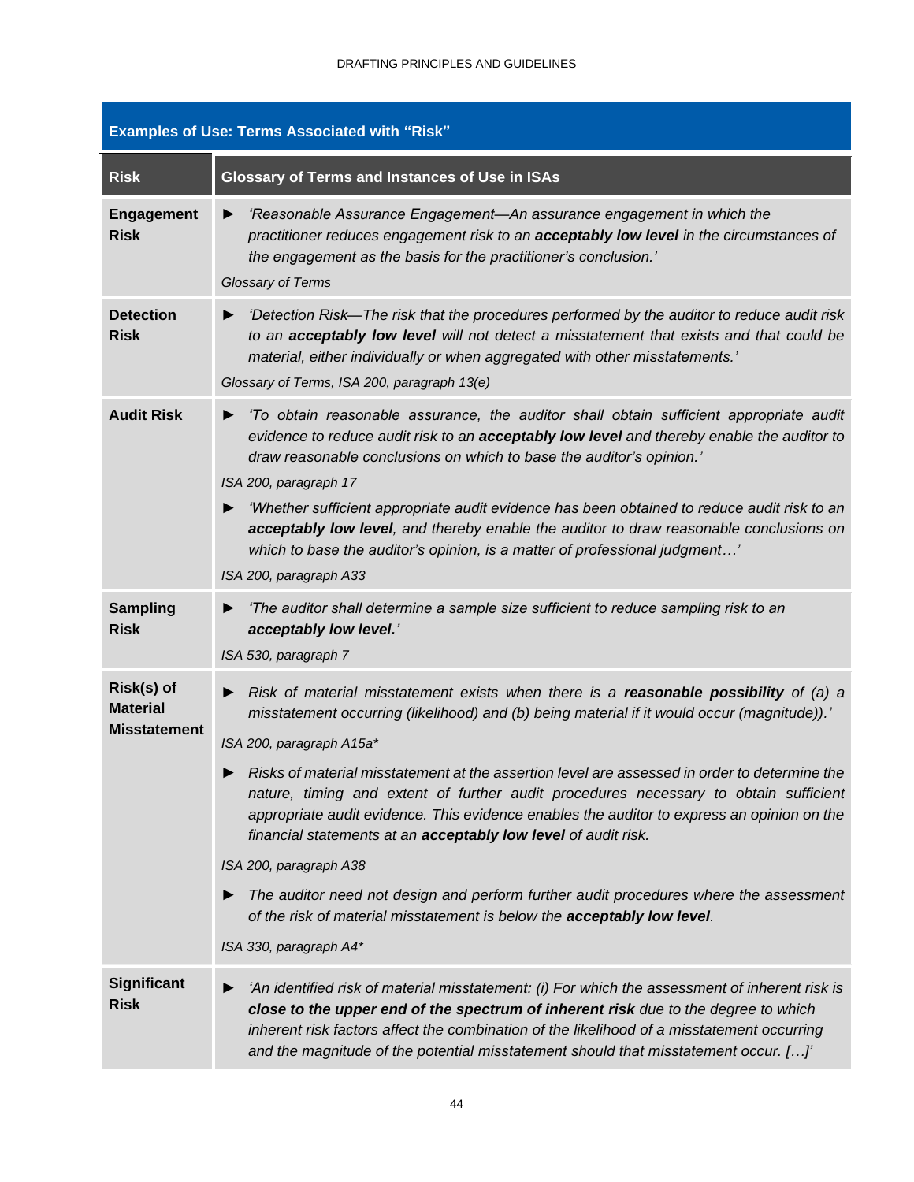**Examples of Use: Terms Associated with "Risk"**

| Risk | Glossary of Terms and Instances of Use in ISAs |
|---|---|
| **Engagement Risk** | ► *'Reasonable Assurance Engagement—An assurance engagement in which the practitioner reduces engagement risk to an* ***acceptably low level*** *in the circumstances of the engagement as the basis for the practitioner's conclusion.'*<br><br>*Glossary of Terms* |
| **Detection Risk** | ► *'Detection Risk—The risk that the procedures performed by the auditor to reduce audit risk to an* ***acceptably low level*** *will not detect a misstatement that exists and that could be material, either individually or when aggregated with other misstatements.'*<br><br>*Glossary of Terms, ISA 200, paragraph 13(e)* |
| **Audit Risk** | ► *'To obtain reasonable assurance, the auditor shall obtain sufficient appropriate audit evidence to reduce audit risk to an* ***acceptably low level*** *and thereby enable the auditor to draw reasonable conclusions on which to base the auditor's opinion.'*<br><br>*ISA 200, paragraph 17*<br><br>► *'Whether sufficient appropriate audit evidence has been obtained to reduce audit risk to an* ***acceptably low level****, and thereby enable the auditor to draw reasonable conclusions on which to base the auditor's opinion, is a matter of professional judgment…'*<br><br>*ISA 200, paragraph A33* |
| **Sampling Risk** | ► *'The auditor shall determine a sample size sufficient to reduce sampling risk to an* ***acceptably low level.****'*<br><br>*ISA 530, paragraph 7* |
| **Risk(s) of Material Misstatement** | ► *Risk of material misstatement exists when there is a* ***reasonable possibility*** *of (a) a misstatement occurring (likelihood) and (b) being material if it would occur (magnitude)).'*<br><br>*ISA 200, paragraph A15a**<br><br>► *Risks of material misstatement at the assertion level are assessed in order to determine the nature, timing and extent of further audit procedures necessary to obtain sufficient appropriate audit evidence. This evidence enables the auditor to express an opinion on the financial statements at an* ***acceptably low level*** *of audit risk.*<br><br>*ISA 200, paragraph A38*<br><br>► *The auditor need not design and perform further audit procedures where the assessment of the risk of material misstatement is below the* ***acceptably low level****.*<br><br>*ISA 330, paragraph A4** |
| **Significant Risk** | ► *'An identified risk of material misstatement: (i) For which the assessment of inherent risk is* ***close to the upper end of the spectrum of inherent risk*** *due to the degree to which inherent risk factors affect the combination of the likelihood of a misstatement occurring and the magnitude of the potential misstatement should that misstatement occur. […]'* |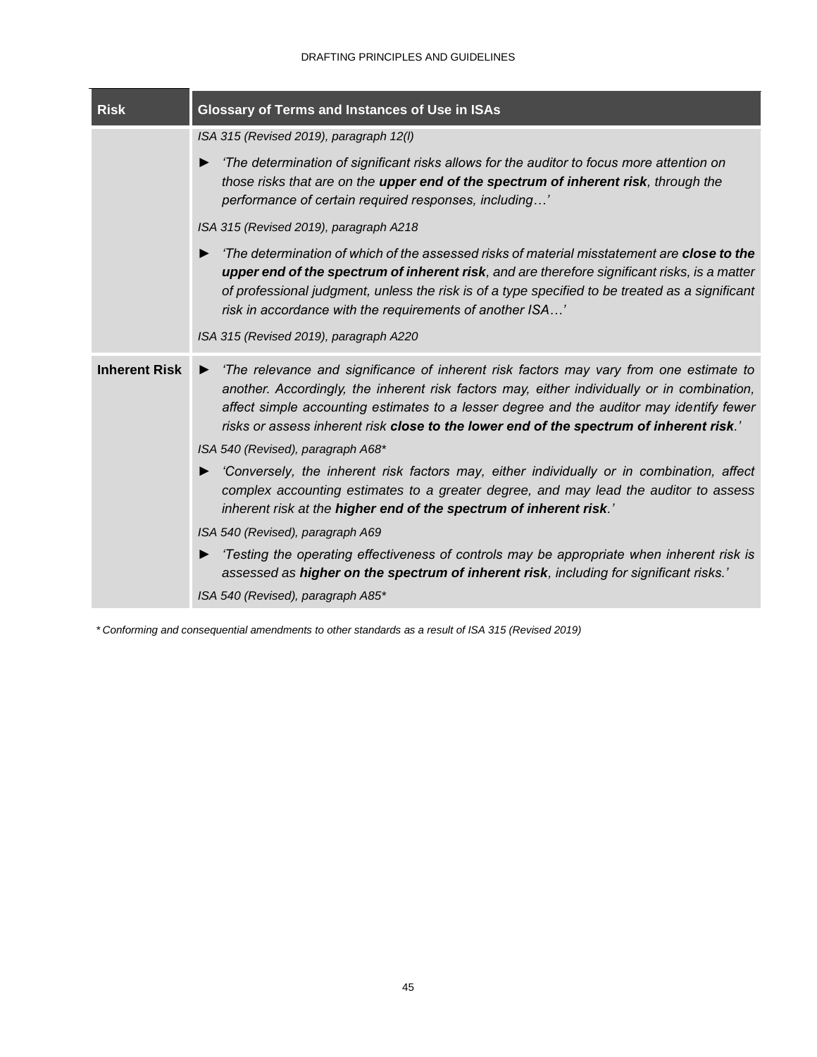| Risk | Glossary of Terms and Instances of Use in ISAs |
|---|---|
| | *ISA 315 (Revised 2019), paragraph 12(l)*<br>► *'The determination of significant risks allows for the auditor to focus more attention on those risks that are on the* ***upper end of the spectrum of inherent risk****, through the performance of certain required responses, including…'*<br>*ISA 315 (Revised 2019), paragraph A218*<br>► *'The determination of which of the assessed risks of material misstatement are* ***close to the upper end of the spectrum of inherent risk****, and are therefore significant risks, is a matter of professional judgment, unless the risk is of a type specified to be treated as a significant risk in accordance with the requirements of another ISA…'*<br>*ISA 315 (Revised 2019), paragraph A220* |
| **Inherent Risk** | ► *'The relevance and significance of inherent risk factors may vary from one estimate to another. Accordingly, the inherent risk factors may, either individually or in combination, affect simple accounting estimates to a lesser degree and the auditor may identify fewer risks or assess inherent risk* ***close to the lower end of the spectrum of inherent risk****.'*<br>*ISA 540 (Revised), paragraph A68**<br>► *'Conversely, the inherent risk factors may, either individually or in combination, affect complex accounting estimates to a greater degree, and may lead the auditor to assess inherent risk at the* ***higher end of the spectrum of inherent risk****.'*<br>*ISA 540 (Revised), paragraph A69*<br>► *'Testing the operating effectiveness of controls may be appropriate when inherent risk is assessed as* ***higher on the spectrum of inherent risk****, including for significant risks.'*<br>*ISA 540 (Revised), paragraph A85** |

*\* Conforming and consequential amendments to other standards as a result of ISA 315 (Revised 2019)*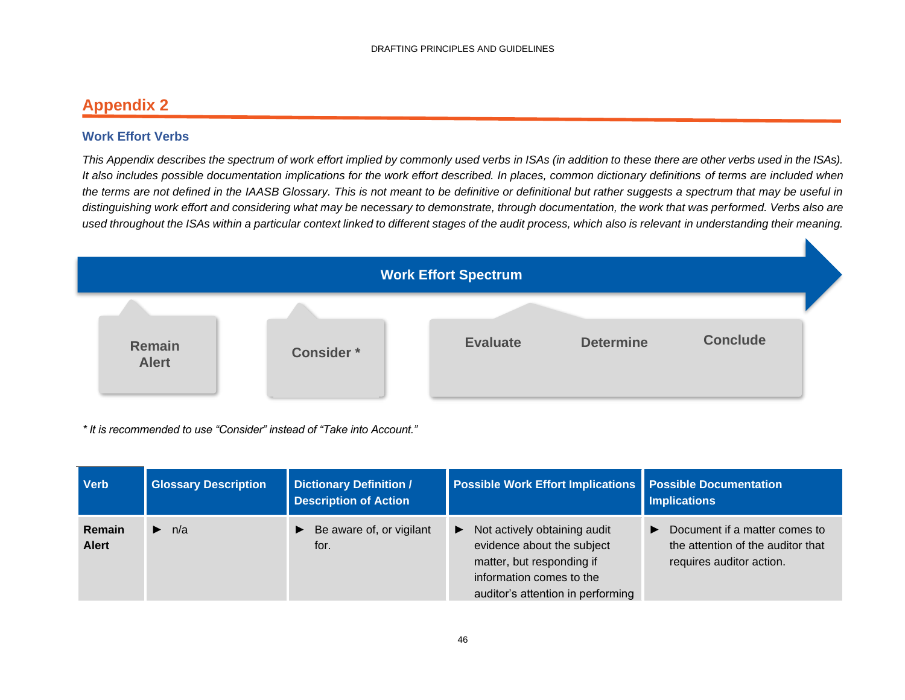## Appendix 2

### Work Effort Verbs

*This Appendix describes the spectrum of work effort implied by commonly used verbs in ISAs (in addition to these there are other verbs used in the ISAs). It also includes possible documentation implications for the work effort described. In places, common dictionary definitions of terms are included when the terms are not defined in the IAASB Glossary. This is not meant to be definitive or definitional but rather suggests a spectrum that may be useful in distinguishing work effort and considering what may be necessary to demonstrate, through documentation, the work that was performed. Verbs also are used throughout the ISAs within a particular context linked to different stages of the audit process, which also is relevant in understanding their meaning.*

**Work Effort Spectrum**

Remain Alert → Consider * → Evaluate → Determine → Conclude

*\* It is recommended to use "Consider" instead of "Take into Account."*

| Verb | Glossary Description | Dictionary Definition / Description of Action | Possible Work Effort Implications | Possible Documentation Implications |
|---|---|---|---|---|
| **Remain Alert** | ► n/a | ► Be aware of, or vigilant for. | ► Not actively obtaining audit evidence about the subject matter, but responding if information comes to the auditor's attention in performing | ► Document if a matter comes to the attention of the auditor that requires auditor action. |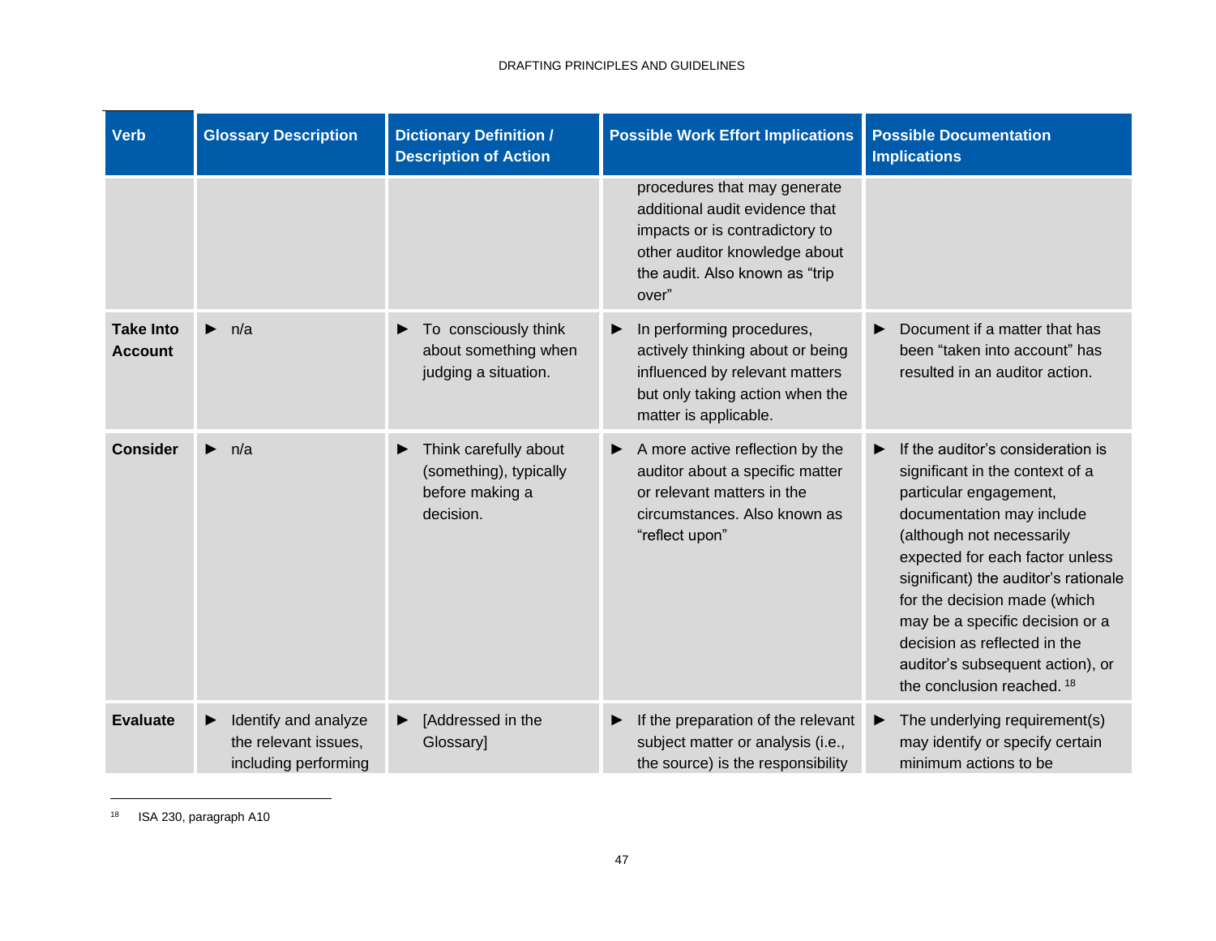| Verb | Glossary Description | Dictionary Definition / Description of Action | Possible Work Effort Implications | Possible Documentation Implications |
|---|---|---|---|---|
| | | | procedures that may generate additional audit evidence that impacts or is contradictory to other auditor knowledge about the audit. Also known as "trip over" | |
| **Take Into Account** | ► n/a | ► To consciously think about something when judging a situation. | ► In performing procedures, actively thinking about or being influenced by relevant matters but only taking action when the matter is applicable. | ► Document if a matter that has been "taken into account" has resulted in an auditor action. |
| **Consider** | ► n/a | ► Think carefully about (something), typically before making a decision. | ► A more active reflection by the auditor about a specific matter or relevant matters in the circumstances. Also known as "reflect upon" | ► If the auditor's consideration is significant in the context of a particular engagement, documentation may include (although not necessarily expected for each factor unless significant) the auditor's rationale for the decision made (which may be a specific decision or a decision as reflected in the auditor's subsequent action), or the conclusion reached.[18] |
| **Evaluate** | ► Identify and analyze the relevant issues, including performing | ► [Addressed in the Glossary] | ► If the preparation of the relevant subject matter or analysis (i.e., the source) is the responsibility | ► The underlying requirement(s) may identify or specify certain minimum actions to be |

[18] ISA 230, paragraph A10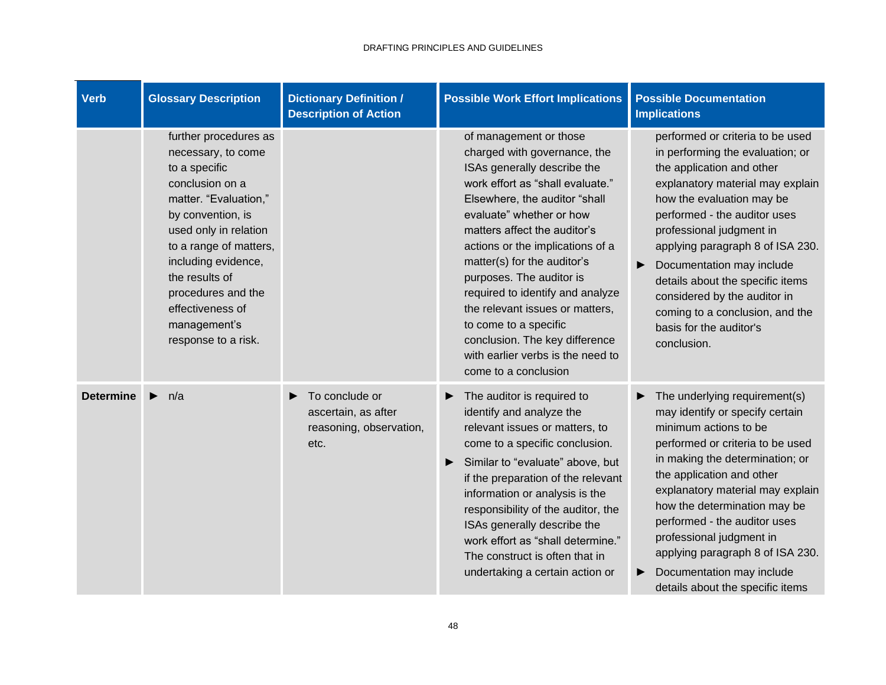| Verb | Glossary Description | Dictionary Definition / Description of Action | Possible Work Effort Implications | Possible Documentation Implications |
|---|---|---|---|---|
| | further procedures as necessary, to come to a specific conclusion on a matter. "Evaluation," by convention, is used only in relation to a range of matters, including evidence, the results of procedures and the effectiveness of management's response to a risk. | | of management or those charged with governance, the ISAs generally describe the work effort as "shall evaluate." Elsewhere, the auditor "shall evaluate" whether or how matters affect the auditor's actions or the implications of a matter(s) for the auditor's purposes. The auditor is required to identify and analyze the relevant issues or matters, to come to a specific conclusion. The key difference with earlier verbs is the need to come to a conclusion | performed or criteria to be used in performing the evaluation; or the application and other explanatory material may explain how the evaluation may be performed - the auditor uses professional judgment in applying paragraph 8 of ISA 230.<br>► Documentation may include details about the specific items considered by the auditor in coming to a conclusion, and the basis for the auditor's conclusion. |
| **Determine** | ► n/a | ► To conclude or ascertain, as after reasoning, observation, etc. | ► The auditor is required to identify and analyze the relevant issues or matters, to come to a specific conclusion.<br>► Similar to "evaluate" above, but if the preparation of the relevant information or analysis is the responsibility of the auditor, the ISAs generally describe the work effort as "shall determine." The construct is often that in undertaking a certain action or | ► The underlying requirement(s) may identify or specify certain minimum actions to be performed or criteria to be used in making the determination; or the application and other explanatory material may explain how the determination may be performed - the auditor uses professional judgment in applying paragraph 8 of ISA 230.<br>► Documentation may include details about the specific items |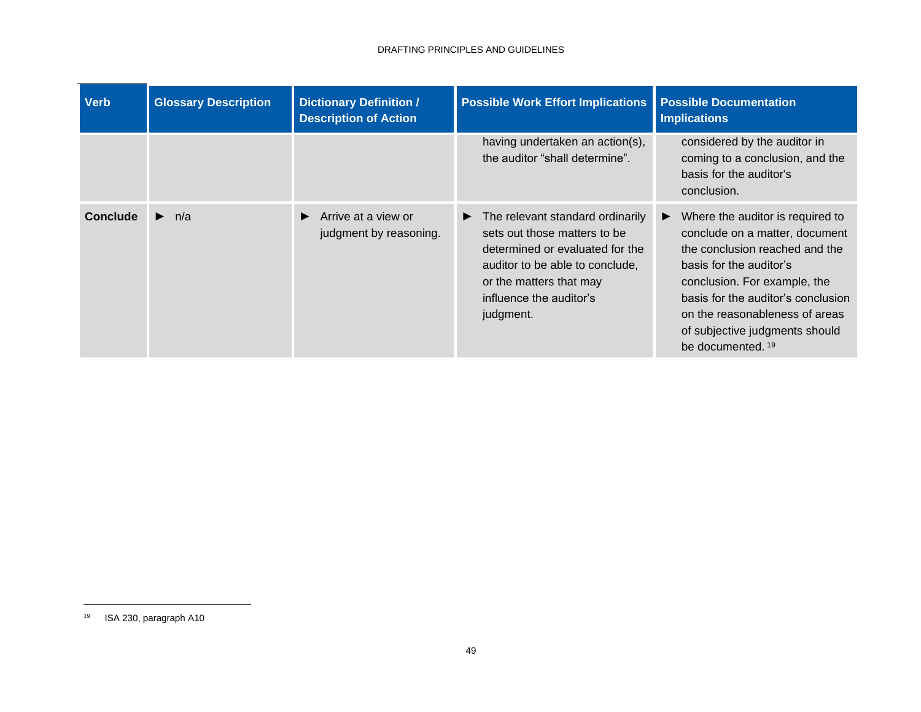| Verb | Glossary Description | Dictionary Definition / Description of Action | Possible Work Effort Implications | Possible Documentation Implications |
|---|---|---|---|---|
| | | | having undertaken an action(s), the auditor "shall determine". | considered by the auditor in coming to a conclusion, and the basis for the auditor's conclusion. |
| **Conclude** | ► n/a | ► Arrive at a view or judgment by reasoning. | ► The relevant standard ordinarily sets out those matters to be determined or evaluated for the auditor to be able to conclude, or the matters that may influence the auditor's judgment. | ► Where the auditor is required to conclude on a matter, document the conclusion reached and the basis for the auditor's conclusion. For example, the basis for the auditor's conclusion on the reasonableness of areas of subjective judgments should be documented. [19] |

[19] ISA 230, paragraph A10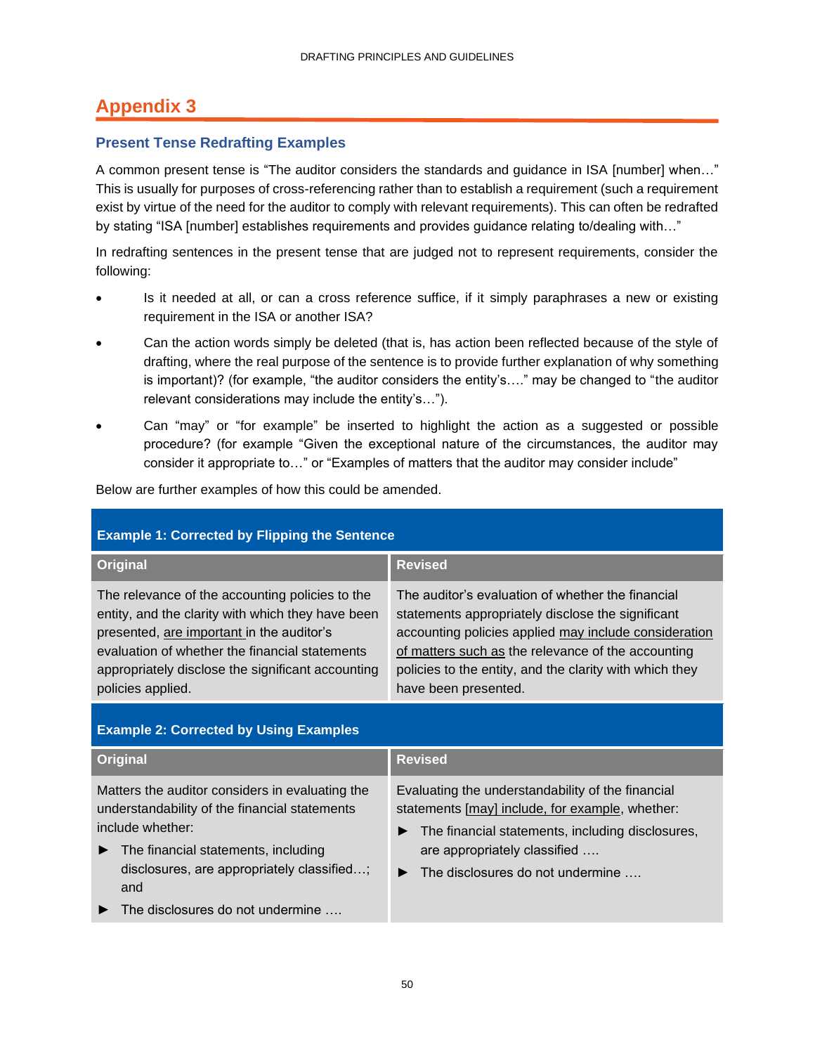# Appendix 3

## Present Tense Redrafting Examples

A common present tense is "The auditor considers the standards and guidance in ISA [number] when…" This is usually for purposes of cross-referencing rather than to establish a requirement (such a requirement exist by virtue of the need for the auditor to comply with relevant requirements). This can often be redrafted by stating "ISA [number] establishes requirements and provides guidance relating to/dealing with…"

In redrafting sentences in the present tense that are judged not to represent requirements, consider the following:

- Is it needed at all, or can a cross reference suffice, if it simply paraphrases a new or existing requirement in the ISA or another ISA?
- Can the action words simply be deleted (that is, has action been reflected because of the style of drafting, where the real purpose of the sentence is to provide further explanation of why something is important)? (for example, "the auditor considers the entity's…." may be changed to "the auditor relevant considerations may include the entity's…").
- Can "may" or "for example" be inserted to highlight the action as a suggested or possible procedure? (for example "Given the exceptional nature of the circumstances, the auditor may consider it appropriate to…" or "Examples of matters that the auditor may consider include"

Below are further examples of how this could be amended.

**Example 1: Corrected by Flipping the Sentence**

| Original | Revised |
|---|---|
| The relevance of the accounting policies to the entity, and the clarity with which they have been presented, <u>are important</u> in the auditor's evaluation of whether the financial statements appropriately disclose the significant accounting policies applied. | The auditor's evaluation of whether the financial statements appropriately disclose the significant accounting policies applied <u>may include consideration of matters such as</u> the relevance of the accounting policies to the entity, and the clarity with which they have been presented. |

**Example 2: Corrected by Using Examples**

| Original | Revised |
|---|---|
| Matters the auditor considers in evaluating the understandability of the financial statements include whether:<br>► The financial statements, including disclosures, are appropriately classified…; and<br>► The disclosures do not undermine …. | Evaluating the understandability of the financial statements <u>[may] include, for example</u>, whether:<br>► The financial statements, including disclosures, are appropriately classified ….<br>► The disclosures do not undermine …. |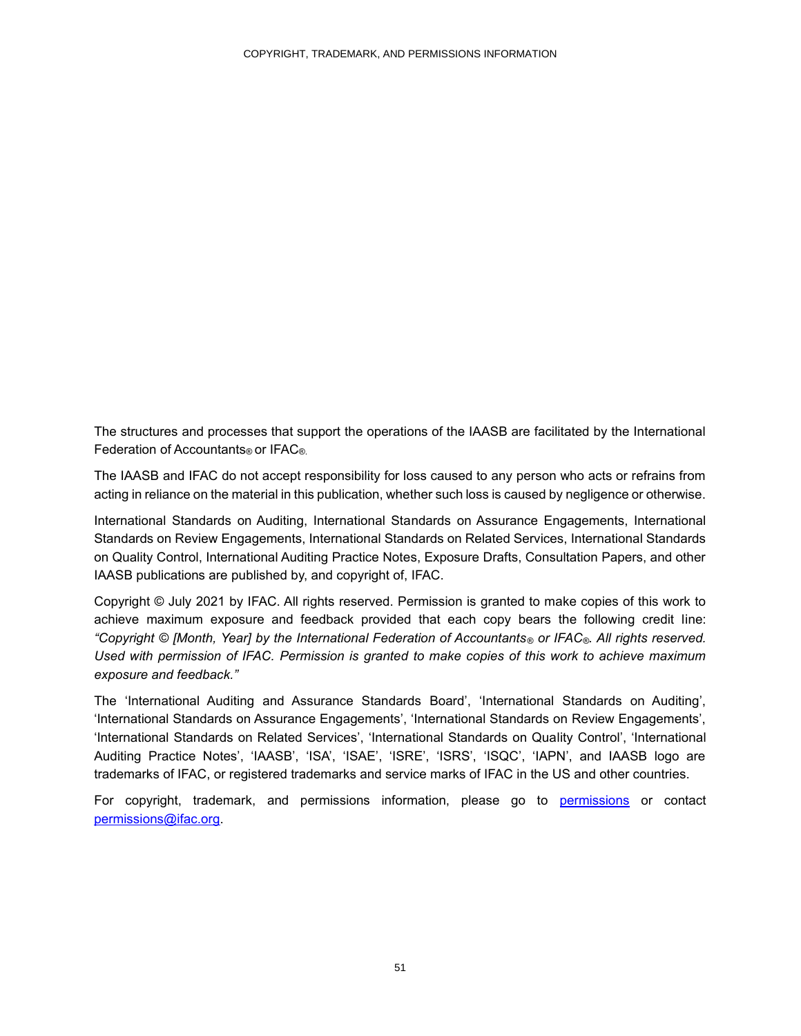The structures and processes that support the operations of the IAASB are facilitated by the International Federation of Accountants® or IFAC®.

The IAASB and IFAC do not accept responsibility for loss caused to any person who acts or refrains from acting in reliance on the material in this publication, whether such loss is caused by negligence or otherwise.

International Standards on Auditing, International Standards on Assurance Engagements, International Standards on Review Engagements, International Standards on Related Services, International Standards on Quality Control, International Auditing Practice Notes, Exposure Drafts, Consultation Papers, and other IAASB publications are published by, and copyright of, IFAC.

Copyright © July 2021 by IFAC. All rights reserved. Permission is granted to make copies of this work to achieve maximum exposure and feedback provided that each copy bears the following credit line: *"Copyright © [Month, Year] by the International Federation of Accountants® or IFAC®. All rights reserved. Used with permission of IFAC. Permission is granted to make copies of this work to achieve maximum exposure and feedback."*

The 'International Auditing and Assurance Standards Board', 'International Standards on Auditing', 'International Standards on Assurance Engagements', 'International Standards on Review Engagements', 'International Standards on Related Services', 'International Standards on Quality Control', 'International Auditing Practice Notes', 'IAASB', 'ISA', 'ISAE', 'ISRE', 'ISRS', 'ISQC', 'IAPN', and IAASB logo are trademarks of IFAC, or registered trademarks and service marks of IFAC in the US and other countries.

For copyright, trademark, and permissions information, please go to permissions or contact permissions@ifac.org.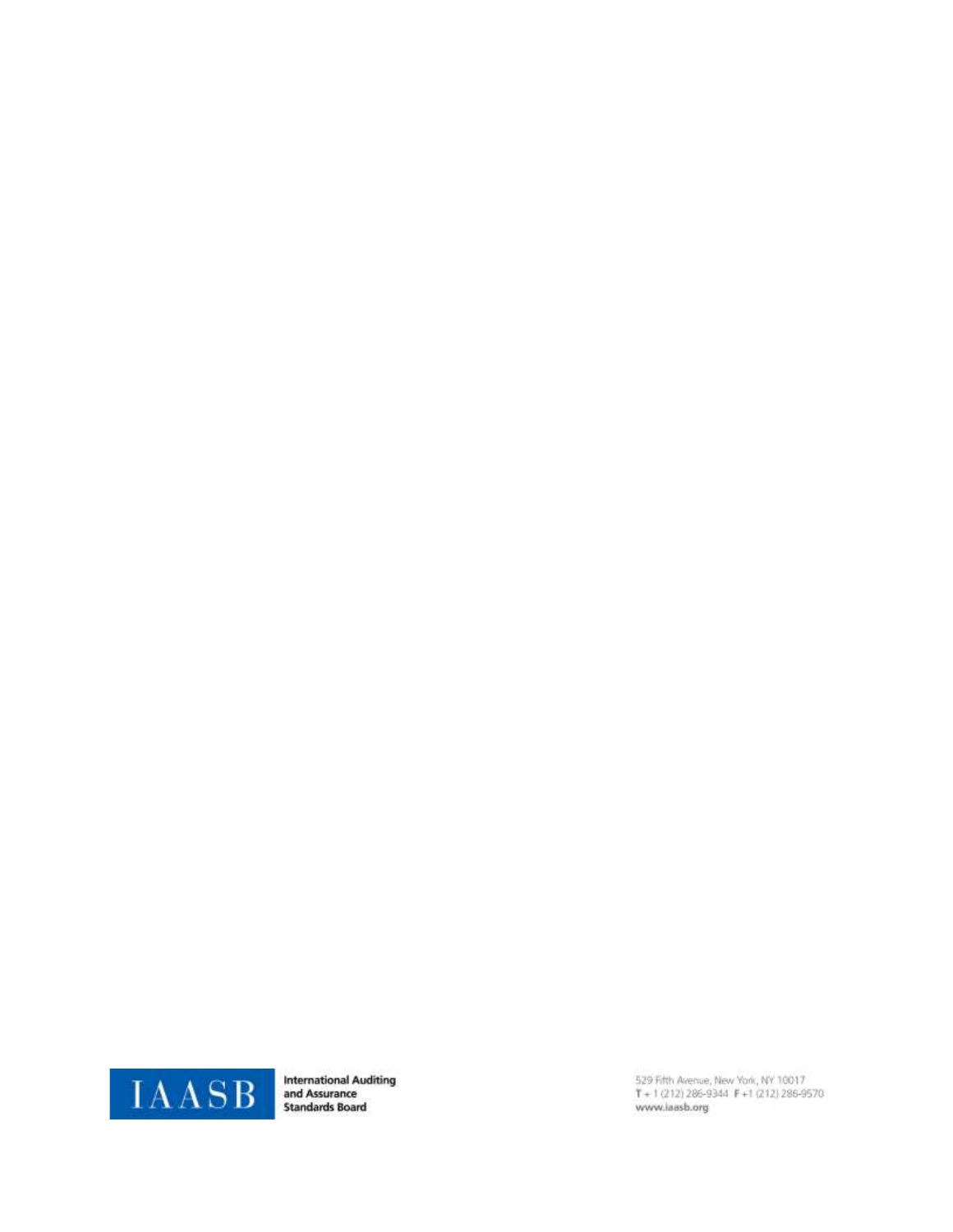IAASB

International Auditing
and Assurance
Standards Board

529 Fifth Avenue, New York, NY 10017
T + 1 (212) 286-9344 F +1 (212) 286-9570
www.iaasb.org